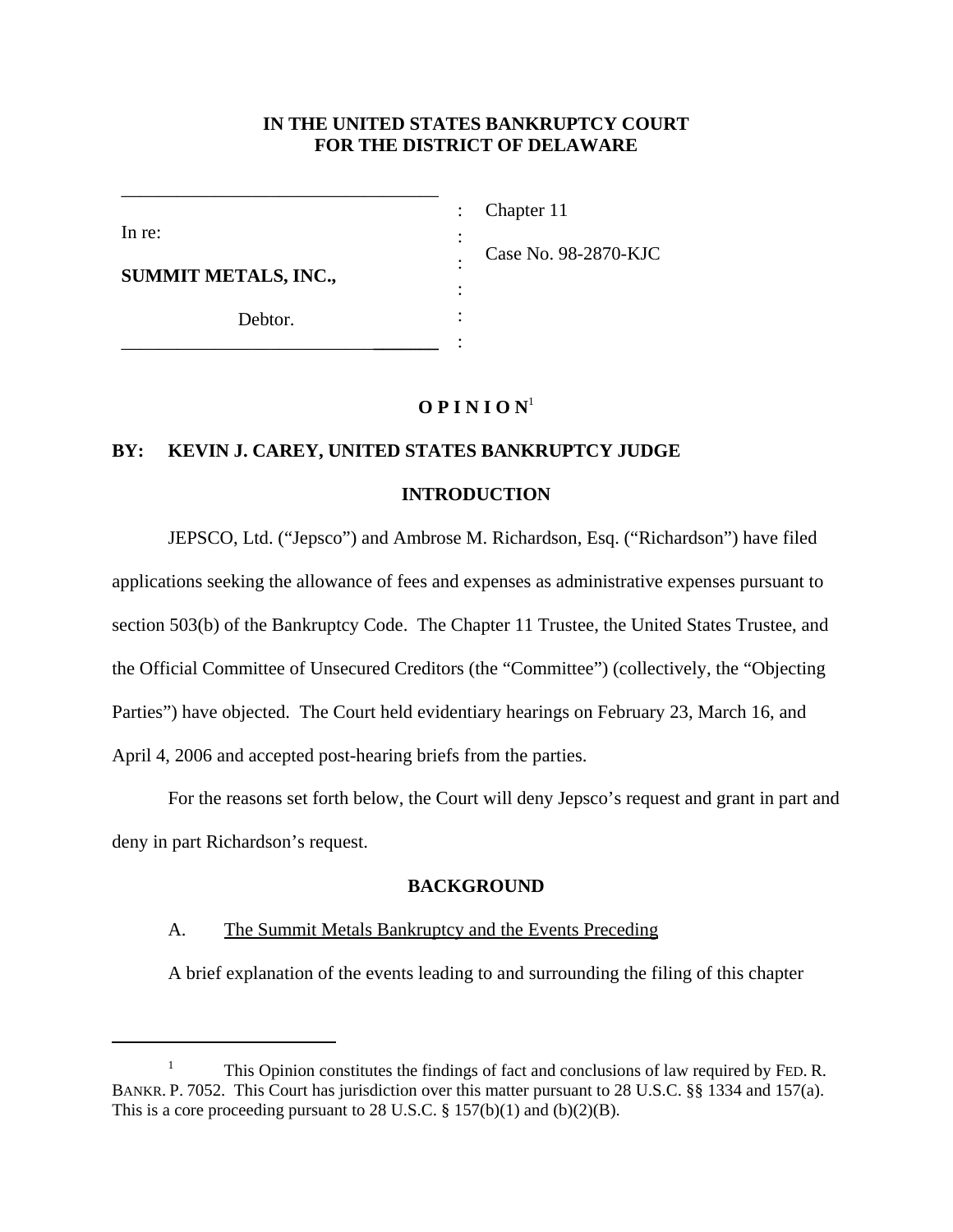**IN THE UNITED STATES BANKRUPTCY COURT**
**FOR THE DISTRICT OF DELAWARE**

| | | |
|---|---|---|
| In re: | : | Chapter 11 |
| | : | |
| **SUMMIT METALS, INC.,** | : | Case No. 98-2870-KJC |
| | : | |
| Debtor. | : | |

# O P I N I O N[1]

**BY: KEVIN J. CAREY, UNITED STATES BANKRUPTCY JUDGE**

## INTRODUCTION

JEPSCO, Ltd. ("Jepsco") and Ambrose M. Richardson, Esq. ("Richardson") have filed applications seeking the allowance of fees and expenses as administrative expenses pursuant to section 503(b) of the Bankruptcy Code. The Chapter 11 Trustee, the United States Trustee, and the Official Committee of Unsecured Creditors (the "Committee") (collectively, the "Objecting Parties") have objected. The Court held evidentiary hearings on February 23, March 16, and April 4, 2006 and accepted post-hearing briefs from the parties.

For the reasons set forth below, the Court will deny Jepsco's request and grant in part and deny in part Richardson's request.

## BACKGROUND

### A. The Summit Metals Bankruptcy and the Events Preceding

A brief explanation of the events leading to and surrounding the filing of this chapter

---

[1] This Opinion constitutes the findings of fact and conclusions of law required by FED. R. BANKR. P. 7052. This Court has jurisdiction over this matter pursuant to 28 U.S.C. §§ 1334 and 157(a). This is a core proceeding pursuant to 28 U.S.C. § 157(b)(1) and (b)(2)(B).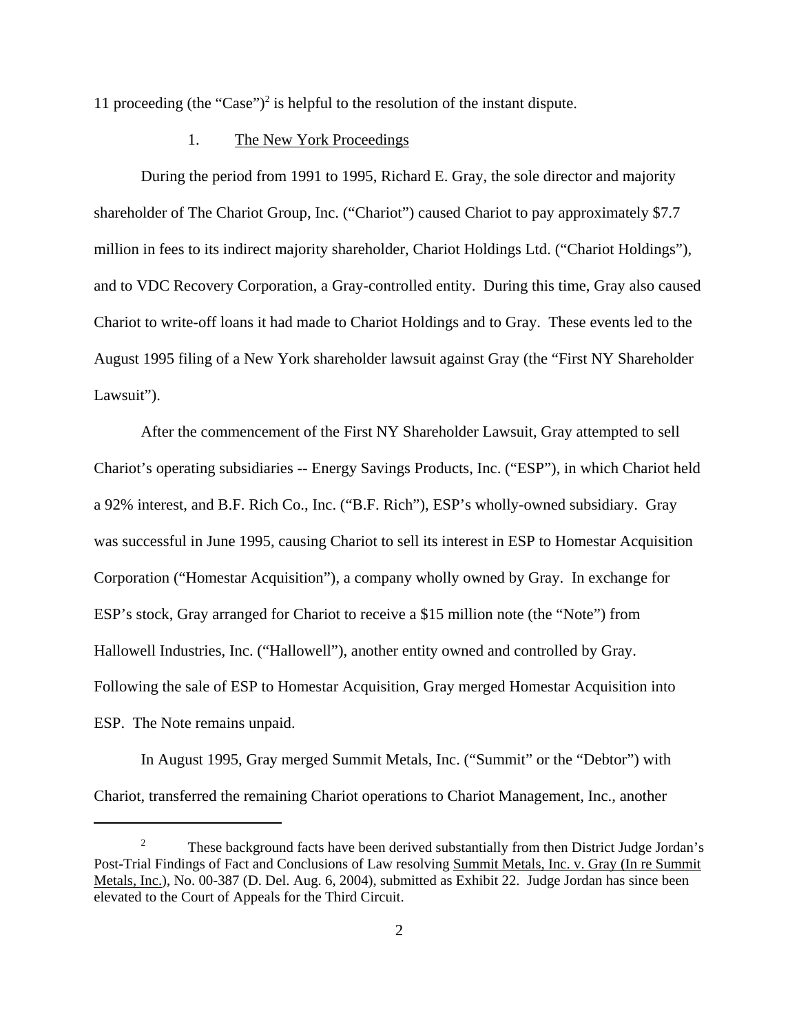11 proceeding (the "Case")[2] is helpful to the resolution of the instant dispute.

1. The New York Proceedings

During the period from 1991 to 1995, Richard E. Gray, the sole director and majority shareholder of The Chariot Group, Inc. ("Chariot") caused Chariot to pay approximately $7.7 million in fees to its indirect majority shareholder, Chariot Holdings Ltd. ("Chariot Holdings"), and to VDC Recovery Corporation, a Gray-controlled entity. During this time, Gray also caused Chariot to write-off loans it had made to Chariot Holdings and to Gray. These events led to the August 1995 filing of a New York shareholder lawsuit against Gray (the "First NY Shareholder Lawsuit").

After the commencement of the First NY Shareholder Lawsuit, Gray attempted to sell Chariot's operating subsidiaries -- Energy Savings Products, Inc. ("ESP"), in which Chariot held a 92% interest, and B.F. Rich Co., Inc. ("B.F. Rich"), ESP's wholly-owned subsidiary. Gray was successful in June 1995, causing Chariot to sell its interest in ESP to Homestar Acquisition Corporation ("Homestar Acquisition"), a company wholly owned by Gray. In exchange for ESP's stock, Gray arranged for Chariot to receive a $15 million note (the "Note") from Hallowell Industries, Inc. ("Hallowell"), another entity owned and controlled by Gray. Following the sale of ESP to Homestar Acquisition, Gray merged Homestar Acquisition into ESP. The Note remains unpaid.

In August 1995, Gray merged Summit Metals, Inc. ("Summit" or the "Debtor") with Chariot, transferred the remaining Chariot operations to Chariot Management, Inc., another

---

[2] These background facts have been derived substantially from then District Judge Jordan's Post-Trial Findings of Fact and Conclusions of Law resolving Summit Metals, Inc. v. Gray (In re Summit Metals, Inc.), No. 00-387 (D. Del. Aug. 6, 2004), submitted as Exhibit 22. Judge Jordan has since been elevated to the Court of Appeals for the Third Circuit.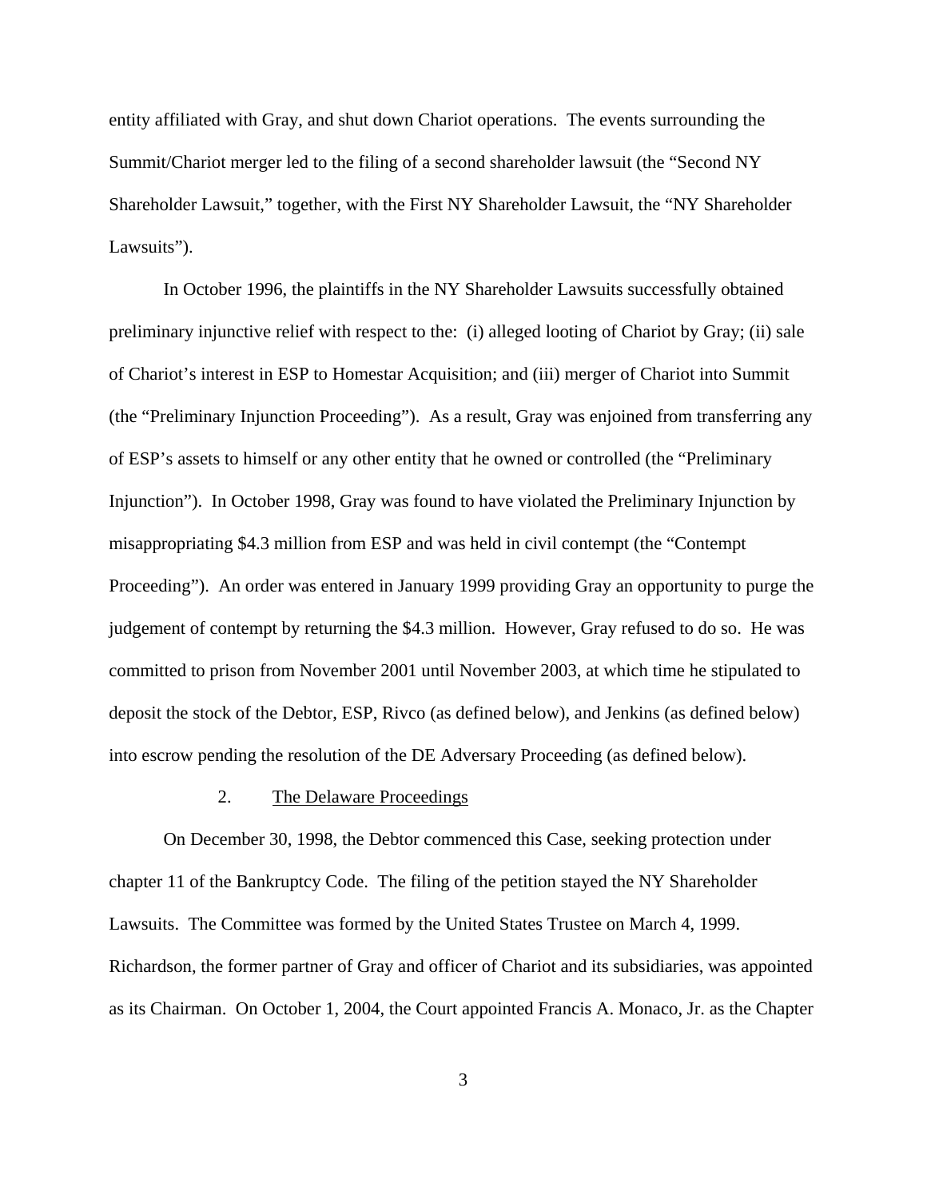entity affiliated with Gray, and shut down Chariot operations. The events surrounding the Summit/Chariot merger led to the filing of a second shareholder lawsuit (the "Second NY Shareholder Lawsuit," together, with the First NY Shareholder Lawsuit, the "NY Shareholder Lawsuits").

In October 1996, the plaintiffs in the NY Shareholder Lawsuits successfully obtained preliminary injunctive relief with respect to the: (i) alleged looting of Chariot by Gray; (ii) sale of Chariot's interest in ESP to Homestar Acquisition; and (iii) merger of Chariot into Summit (the "Preliminary Injunction Proceeding"). As a result, Gray was enjoined from transferring any of ESP's assets to himself or any other entity that he owned or controlled (the "Preliminary Injunction"). In October 1998, Gray was found to have violated the Preliminary Injunction by misappropriating $4.3 million from ESP and was held in civil contempt (the "Contempt Proceeding"). An order was entered in January 1999 providing Gray an opportunity to purge the judgement of contempt by returning the $4.3 million. However, Gray refused to do so. He was committed to prison from November 2001 until November 2003, at which time he stipulated to deposit the stock of the Debtor, ESP, Rivco (as defined below), and Jenkins (as defined below) into escrow pending the resolution of the DE Adversary Proceeding (as defined below).

2. <u>The Delaware Proceedings</u>

On December 30, 1998, the Debtor commenced this Case, seeking protection under chapter 11 of the Bankruptcy Code. The filing of the petition stayed the NY Shareholder Lawsuits. The Committee was formed by the United States Trustee on March 4, 1999. Richardson, the former partner of Gray and officer of Chariot and its subsidiaries, was appointed as its Chairman. On October 1, 2004, the Court appointed Francis A. Monaco, Jr. as the Chapter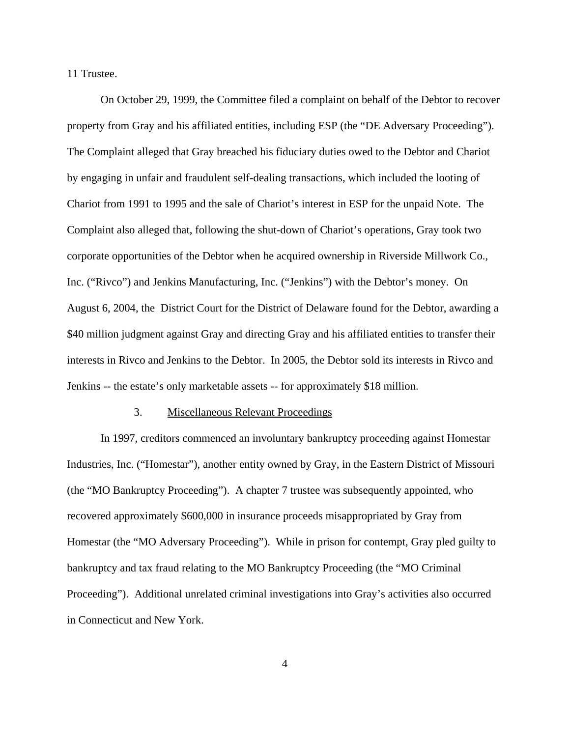11 Trustee.

On October 29, 1999, the Committee filed a complaint on behalf of the Debtor to recover property from Gray and his affiliated entities, including ESP (the "DE Adversary Proceeding"). The Complaint alleged that Gray breached his fiduciary duties owed to the Debtor and Chariot by engaging in unfair and fraudulent self-dealing transactions, which included the looting of Chariot from 1991 to 1995 and the sale of Chariot's interest in ESP for the unpaid Note. The Complaint also alleged that, following the shut-down of Chariot's operations, Gray took two corporate opportunities of the Debtor when he acquired ownership in Riverside Millwork Co., Inc. ("Rivco") and Jenkins Manufacturing, Inc. ("Jenkins") with the Debtor's money. On August 6, 2004, the District Court for the District of Delaware found for the Debtor, awarding a $40 million judgment against Gray and directing Gray and his affiliated entities to transfer their interests in Rivco and Jenkins to the Debtor. In 2005, the Debtor sold its interests in Rivco and Jenkins -- the estate's only marketable assets -- for approximately $18 million.

### 3. Miscellaneous Relevant Proceedings

In 1997, creditors commenced an involuntary bankruptcy proceeding against Homestar Industries, Inc. ("Homestar"), another entity owned by Gray, in the Eastern District of Missouri (the "MO Bankruptcy Proceeding"). A chapter 7 trustee was subsequently appointed, who recovered approximately $600,000 in insurance proceeds misappropriated by Gray from Homestar (the "MO Adversary Proceeding"). While in prison for contempt, Gray pled guilty to bankruptcy and tax fraud relating to the MO Bankruptcy Proceeding (the "MO Criminal Proceeding"). Additional unrelated criminal investigations into Gray's activities also occurred in Connecticut and New York.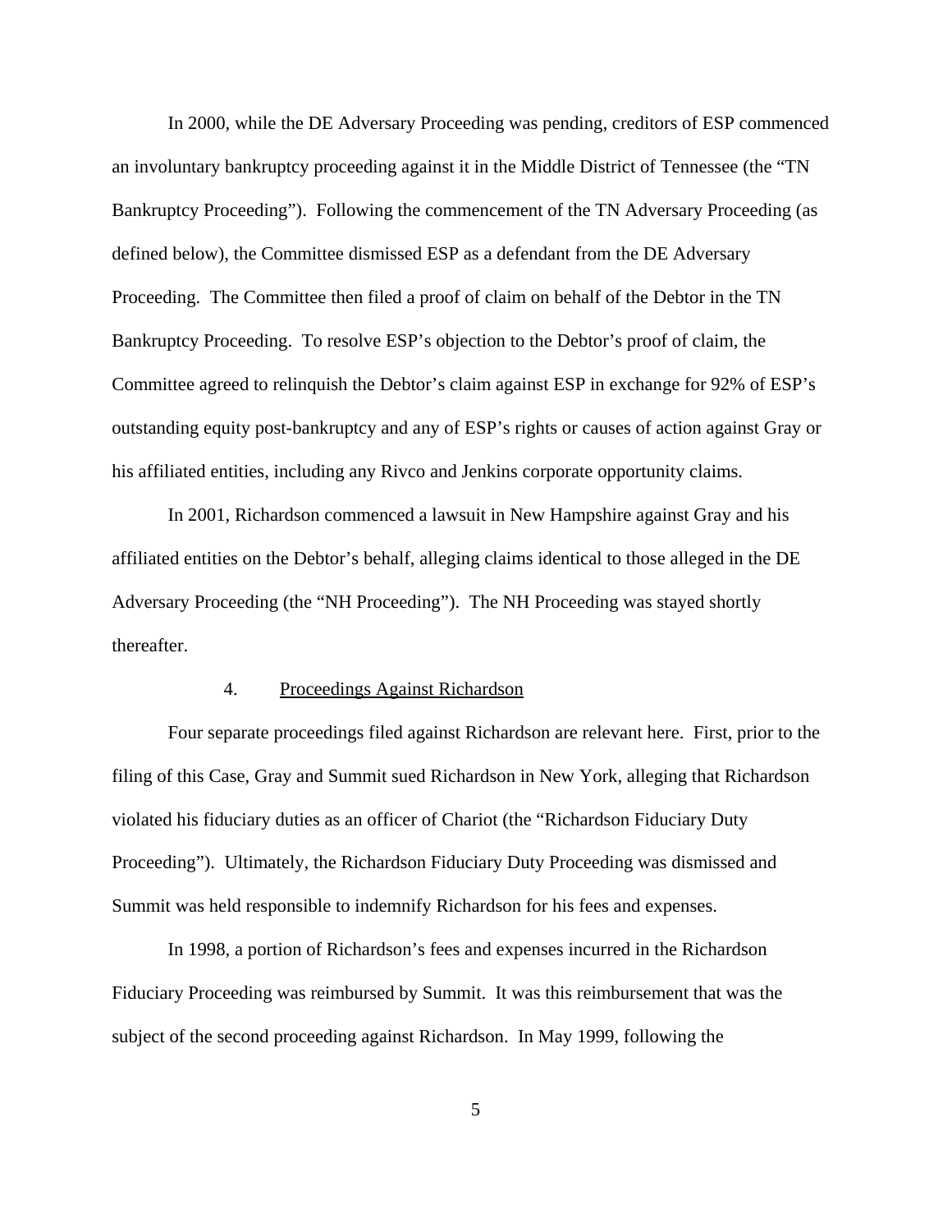In 2000, while the DE Adversary Proceeding was pending, creditors of ESP commenced an involuntary bankruptcy proceeding against it in the Middle District of Tennessee (the "TN Bankruptcy Proceeding"). Following the commencement of the TN Adversary Proceeding (as defined below), the Committee dismissed ESP as a defendant from the DE Adversary Proceeding. The Committee then filed a proof of claim on behalf of the Debtor in the TN Bankruptcy Proceeding. To resolve ESP's objection to the Debtor's proof of claim, the Committee agreed to relinquish the Debtor's claim against ESP in exchange for 92% of ESP's outstanding equity post-bankruptcy and any of ESP's rights or causes of action against Gray or his affiliated entities, including any Rivco and Jenkins corporate opportunity claims.

In 2001, Richardson commenced a lawsuit in New Hampshire against Gray and his affiliated entities on the Debtor's behalf, alleging claims identical to those alleged in the DE Adversary Proceeding (the "NH Proceeding"). The NH Proceeding was stayed shortly thereafter.

4. Proceedings Against Richardson

Four separate proceedings filed against Richardson are relevant here. First, prior to the filing of this Case, Gray and Summit sued Richardson in New York, alleging that Richardson violated his fiduciary duties as an officer of Chariot (the "Richardson Fiduciary Duty Proceeding"). Ultimately, the Richardson Fiduciary Duty Proceeding was dismissed and Summit was held responsible to indemnify Richardson for his fees and expenses.

In 1998, a portion of Richardson's fees and expenses incurred in the Richardson Fiduciary Proceeding was reimbursed by Summit. It was this reimbursement that was the subject of the second proceeding against Richardson. In May 1999, following the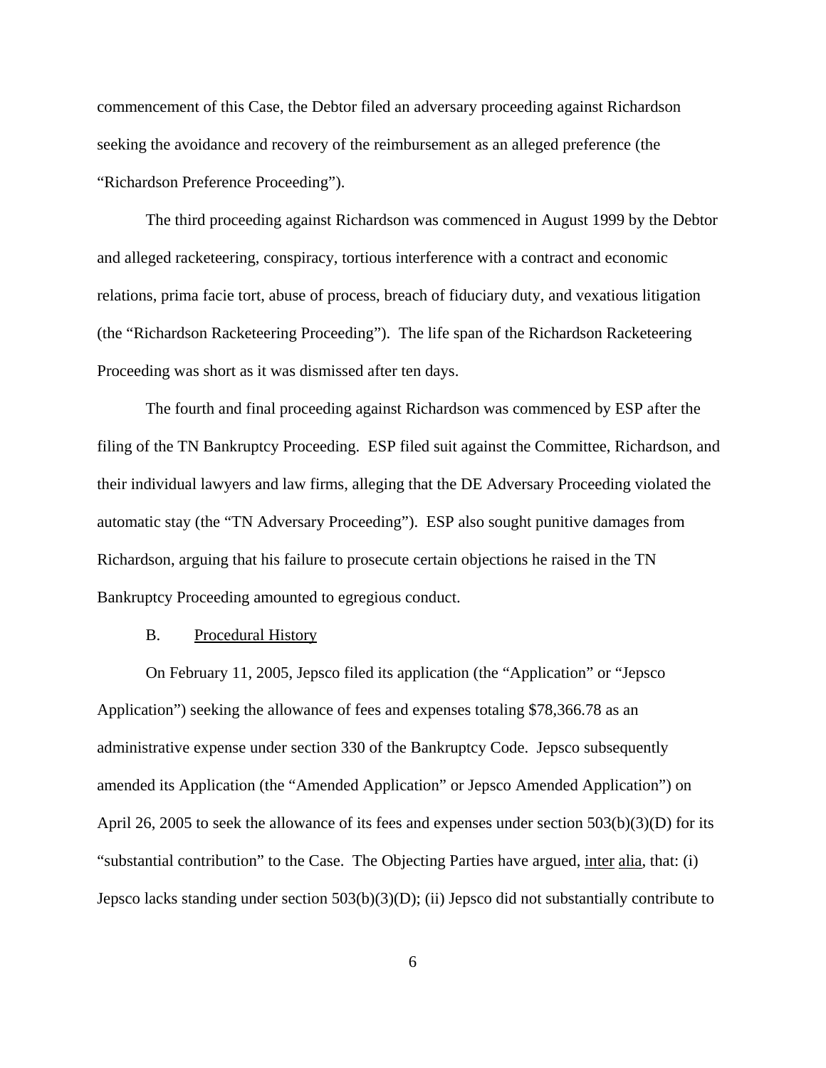commencement of this Case, the Debtor filed an adversary proceeding against Richardson seeking the avoidance and recovery of the reimbursement as an alleged preference (the "Richardson Preference Proceeding").

The third proceeding against Richardson was commenced in August 1999 by the Debtor and alleged racketeering, conspiracy, tortious interference with a contract and economic relations, prima facie tort, abuse of process, breach of fiduciary duty, and vexatious litigation (the "Richardson Racketeering Proceeding"). The life span of the Richardson Racketeering Proceeding was short as it was dismissed after ten days.

The fourth and final proceeding against Richardson was commenced by ESP after the filing of the TN Bankruptcy Proceeding. ESP filed suit against the Committee, Richardson, and their individual lawyers and law firms, alleging that the DE Adversary Proceeding violated the automatic stay (the "TN Adversary Proceeding"). ESP also sought punitive damages from Richardson, arguing that his failure to prosecute certain objections he raised in the TN Bankruptcy Proceeding amounted to egregious conduct.

B. Procedural History

On February 11, 2005, Jepsco filed its application (the "Application" or "Jepsco Application") seeking the allowance of fees and expenses totaling $78,366.78 as an administrative expense under section 330 of the Bankruptcy Code. Jepsco subsequently amended its Application (the "Amended Application" or Jepsco Amended Application") on April 26, 2005 to seek the allowance of its fees and expenses under section 503(b)(3)(D) for its "substantial contribution" to the Case. The Objecting Parties have argued, inter alia, that: (i) Jepsco lacks standing under section 503(b)(3)(D); (ii) Jepsco did not substantially contribute to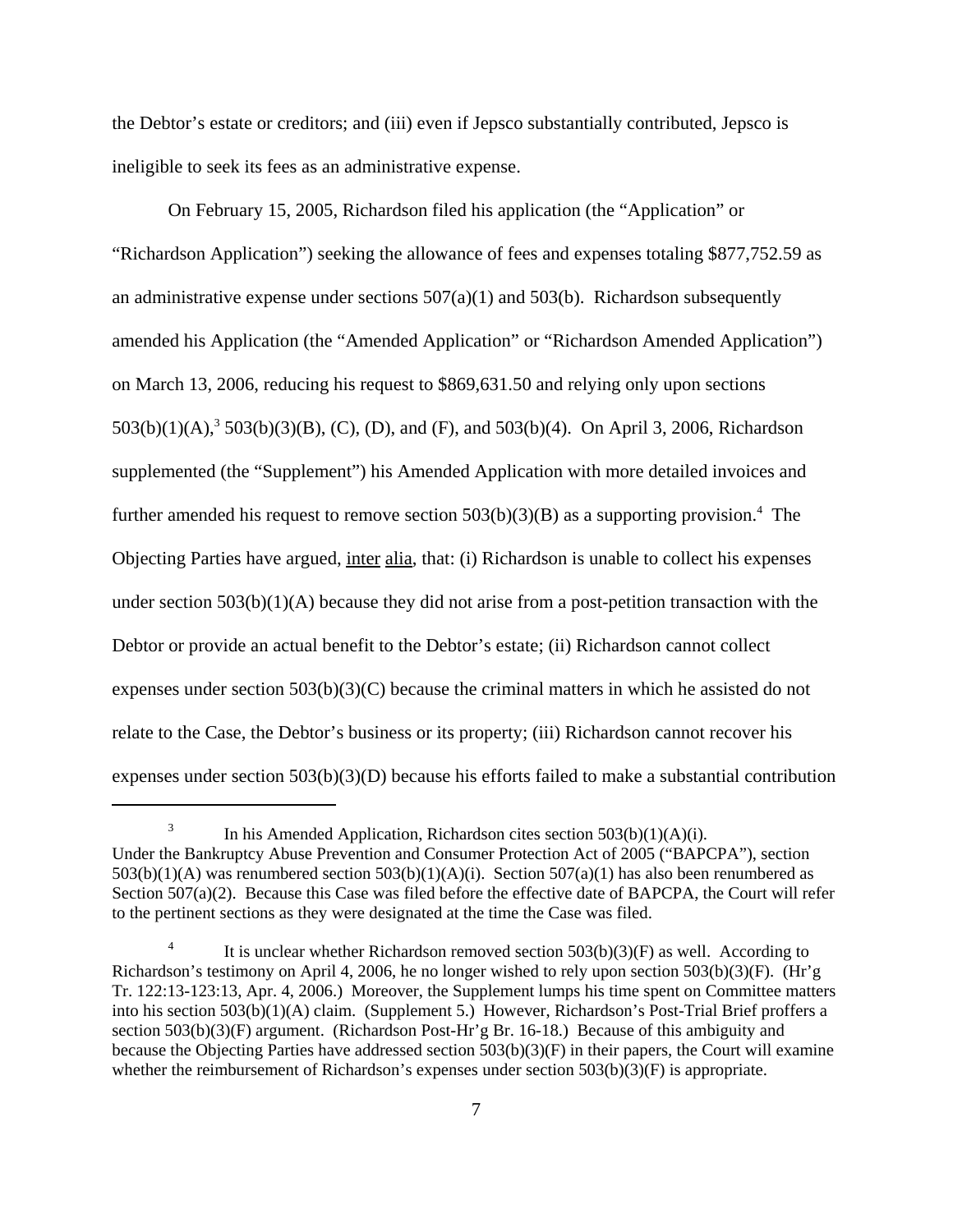the Debtor's estate or creditors; and (iii) even if Jepsco substantially contributed, Jepsco is ineligible to seek its fees as an administrative expense.

On February 15, 2005, Richardson filed his application (the "Application" or "Richardson Application") seeking the allowance of fees and expenses totaling $877,752.59 as an administrative expense under sections 507(a)(1) and 503(b). Richardson subsequently amended his Application (the "Amended Application" or "Richardson Amended Application") on March 13, 2006, reducing his request to $869,631.50 and relying only upon sections 503(b)(1)(A),[3] 503(b)(3)(B), (C), (D), and (F), and 503(b)(4). On April 3, 2006, Richardson supplemented (the "Supplement") his Amended Application with more detailed invoices and further amended his request to remove section 503(b)(3)(B) as a supporting provision.[4] The Objecting Parties have argued, inter alia, that: (i) Richardson is unable to collect his expenses under section 503(b)(1)(A) because they did not arise from a post-petition transaction with the Debtor or provide an actual benefit to the Debtor's estate; (ii) Richardson cannot collect expenses under section 503(b)(3)(C) because the criminal matters in which he assisted do not relate to the Case, the Debtor's business or its property; (iii) Richardson cannot recover his expenses under section 503(b)(3)(D) because his efforts failed to make a substantial contribution

---

[3] In his Amended Application, Richardson cites section 503(b)(1)(A)(i). Under the Bankruptcy Abuse Prevention and Consumer Protection Act of 2005 ("BAPCPA"), section 503(b)(1)(A) was renumbered section 503(b)(1)(A)(i). Section 507(a)(1) has also been renumbered as Section 507(a)(2). Because this Case was filed before the effective date of BAPCPA, the Court will refer to the pertinent sections as they were designated at the time the Case was filed.

[4] It is unclear whether Richardson removed section 503(b)(3)(F) as well. According to Richardson's testimony on April 4, 2006, he no longer wished to rely upon section 503(b)(3)(F). (Hr'g Tr. 122:13-123:13, Apr. 4, 2006.) Moreover, the Supplement lumps his time spent on Committee matters into his section 503(b)(1)(A) claim. (Supplement 5.) However, Richardson's Post-Trial Brief proffers a section 503(b)(3)(F) argument. (Richardson Post-Hr'g Br. 16-18.) Because of this ambiguity and because the Objecting Parties have addressed section 503(b)(3)(F) in their papers, the Court will examine whether the reimbursement of Richardson's expenses under section 503(b)(3)(F) is appropriate.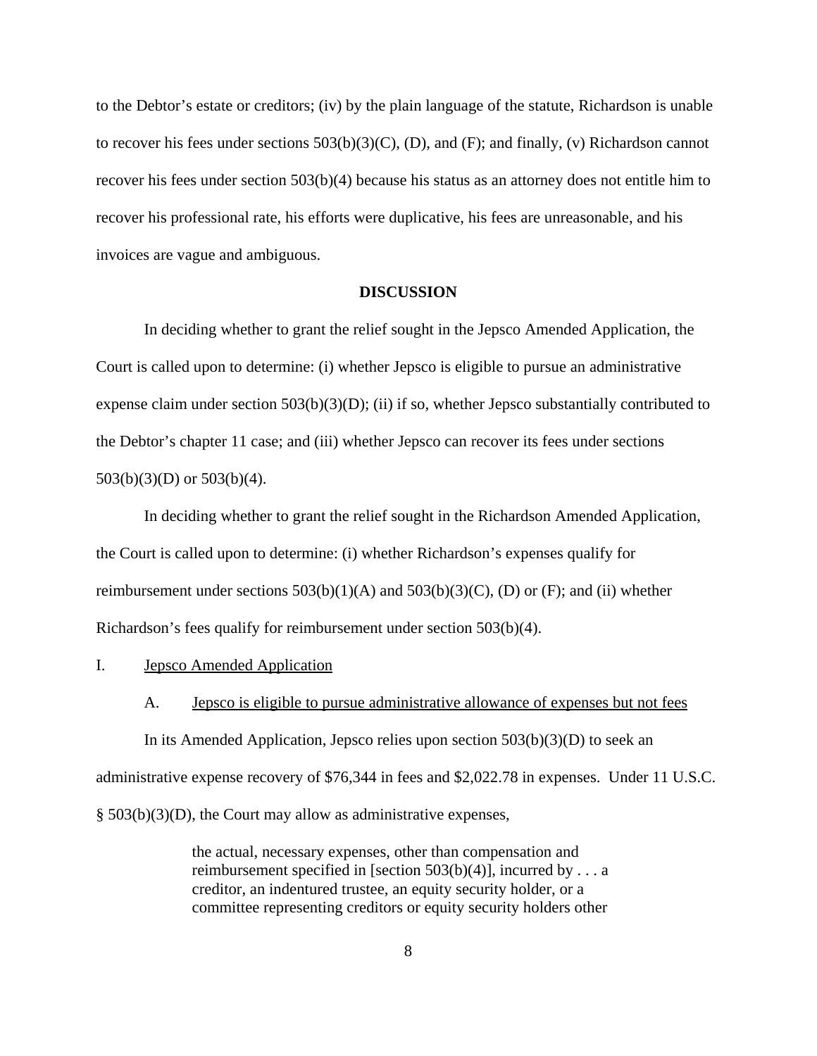to the Debtor's estate or creditors; (iv) by the plain language of the statute, Richardson is unable to recover his fees under sections 503(b)(3)(C), (D), and (F); and finally, (v) Richardson cannot recover his fees under section 503(b)(4) because his status as an attorney does not entitle him to recover his professional rate, his efforts were duplicative, his fees are unreasonable, and his invoices are vague and ambiguous.

**DISCUSSION**

In deciding whether to grant the relief sought in the Jepsco Amended Application, the Court is called upon to determine: (i) whether Jepsco is eligible to pursue an administrative expense claim under section 503(b)(3)(D); (ii) if so, whether Jepsco substantially contributed to the Debtor's chapter 11 case; and (iii) whether Jepsco can recover its fees under sections 503(b)(3)(D) or 503(b)(4).

In deciding whether to grant the relief sought in the Richardson Amended Application, the Court is called upon to determine: (i) whether Richardson's expenses qualify for reimbursement under sections 503(b)(1)(A) and 503(b)(3)(C), (D) or (F); and (ii) whether Richardson's fees qualify for reimbursement under section 503(b)(4).

I. Jepsco Amended Application

A. Jepsco is eligible to pursue administrative allowance of expenses but not fees

In its Amended Application, Jepsco relies upon section 503(b)(3)(D) to seek an administrative expense recovery of $76,344 in fees and $2,022.78 in expenses. Under 11 U.S.C. § 503(b)(3)(D), the Court may allow as administrative expenses,

> the actual, necessary expenses, other than compensation and reimbursement specified in [section 503(b)(4)], incurred by . . . a creditor, an indentured trustee, an equity security holder, or a committee representing creditors or equity security holders other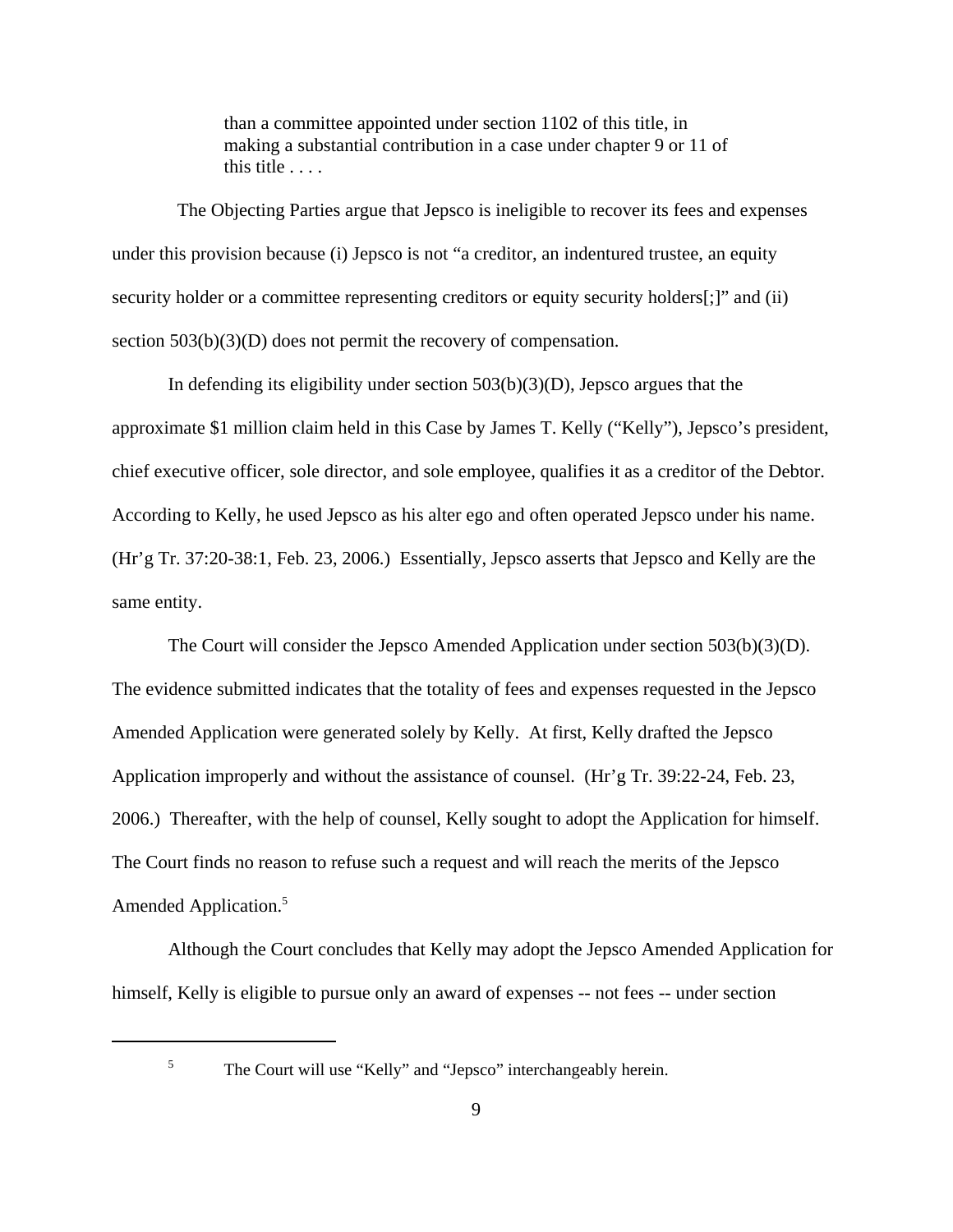> than a committee appointed under section 1102 of this title, in making a substantial contribution in a case under chapter 9 or 11 of this title . . . .

The Objecting Parties argue that Jepsco is ineligible to recover its fees and expenses under this provision because (i) Jepsco is not "a creditor, an indentured trustee, an equity security holder or a committee representing creditors or equity security holders[;]" and (ii) section 503(b)(3)(D) does not permit the recovery of compensation.

In defending its eligibility under section 503(b)(3)(D), Jepsco argues that the approximate $1 million claim held in this Case by James T. Kelly ("Kelly"), Jepsco's president, chief executive officer, sole director, and sole employee, qualifies it as a creditor of the Debtor. According to Kelly, he used Jepsco as his alter ego and often operated Jepsco under his name. (Hr'g Tr. 37:20-38:1, Feb. 23, 2006.) Essentially, Jepsco asserts that Jepsco and Kelly are the same entity.

The Court will consider the Jepsco Amended Application under section 503(b)(3)(D). The evidence submitted indicates that the totality of fees and expenses requested in the Jepsco Amended Application were generated solely by Kelly. At first, Kelly drafted the Jepsco Application improperly and without the assistance of counsel. (Hr'g Tr. 39:22-24, Feb. 23, 2006.) Thereafter, with the help of counsel, Kelly sought to adopt the Application for himself. The Court finds no reason to refuse such a request and will reach the merits of the Jepsco Amended Application.[5]

Although the Court concludes that Kelly may adopt the Jepsco Amended Application for himself, Kelly is eligible to pursue only an award of expenses -- not fees -- under section

---

[5] The Court will use "Kelly" and "Jepsco" interchangeably herein.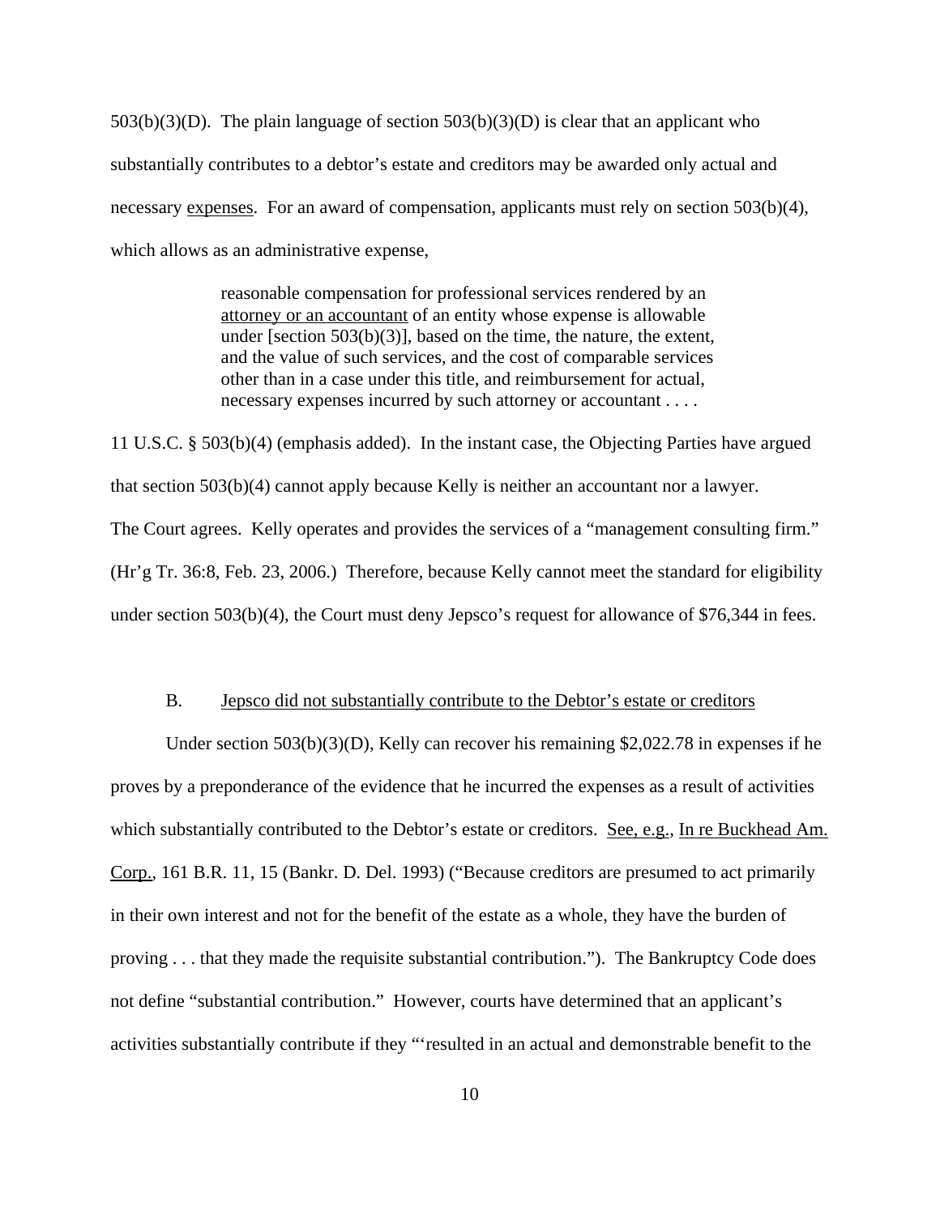503(b)(3)(D). The plain language of section 503(b)(3)(D) is clear that an applicant who substantially contributes to a debtor's estate and creditors may be awarded only actual and necessary <u>expenses</u>. For an award of compensation, applicants must rely on section 503(b)(4), which allows as an administrative expense,

> reasonable compensation for professional services rendered by an <u>attorney or an accountant</u> of an entity whose expense is allowable under [section 503(b)(3)], based on the time, the nature, the extent, and the value of such services, and the cost of comparable services other than in a case under this title, and reimbursement for actual, necessary expenses incurred by such attorney or accountant . . . .

11 U.S.C. § 503(b)(4) (emphasis added). In the instant case, the Objecting Parties have argued that section 503(b)(4) cannot apply because Kelly is neither an accountant nor a lawyer. The Court agrees. Kelly operates and provides the services of a "management consulting firm." (Hr'g Tr. 36:8, Feb. 23, 2006.) Therefore, because Kelly cannot meet the standard for eligibility under section 503(b)(4), the Court must deny Jepsco's request for allowance of $76,344 in fees.

B. <u>Jepsco did not substantially contribute to the Debtor's estate or creditors</u>

Under section 503(b)(3)(D), Kelly can recover his remaining $2,022.78 in expenses if he proves by a preponderance of the evidence that he incurred the expenses as a result of activities which substantially contributed to the Debtor's estate or creditors. <u>See, e.g.</u>, <u>In re Buckhead Am. Corp.</u>, 161 B.R. 11, 15 (Bankr. D. Del. 1993) ("Because creditors are presumed to act primarily in their own interest and not for the benefit of the estate as a whole, they have the burden of proving . . . that they made the requisite substantial contribution."). The Bankruptcy Code does not define "substantial contribution." However, courts have determined that an applicant's activities substantially contribute if they "'resulted in an actual and demonstrable benefit to the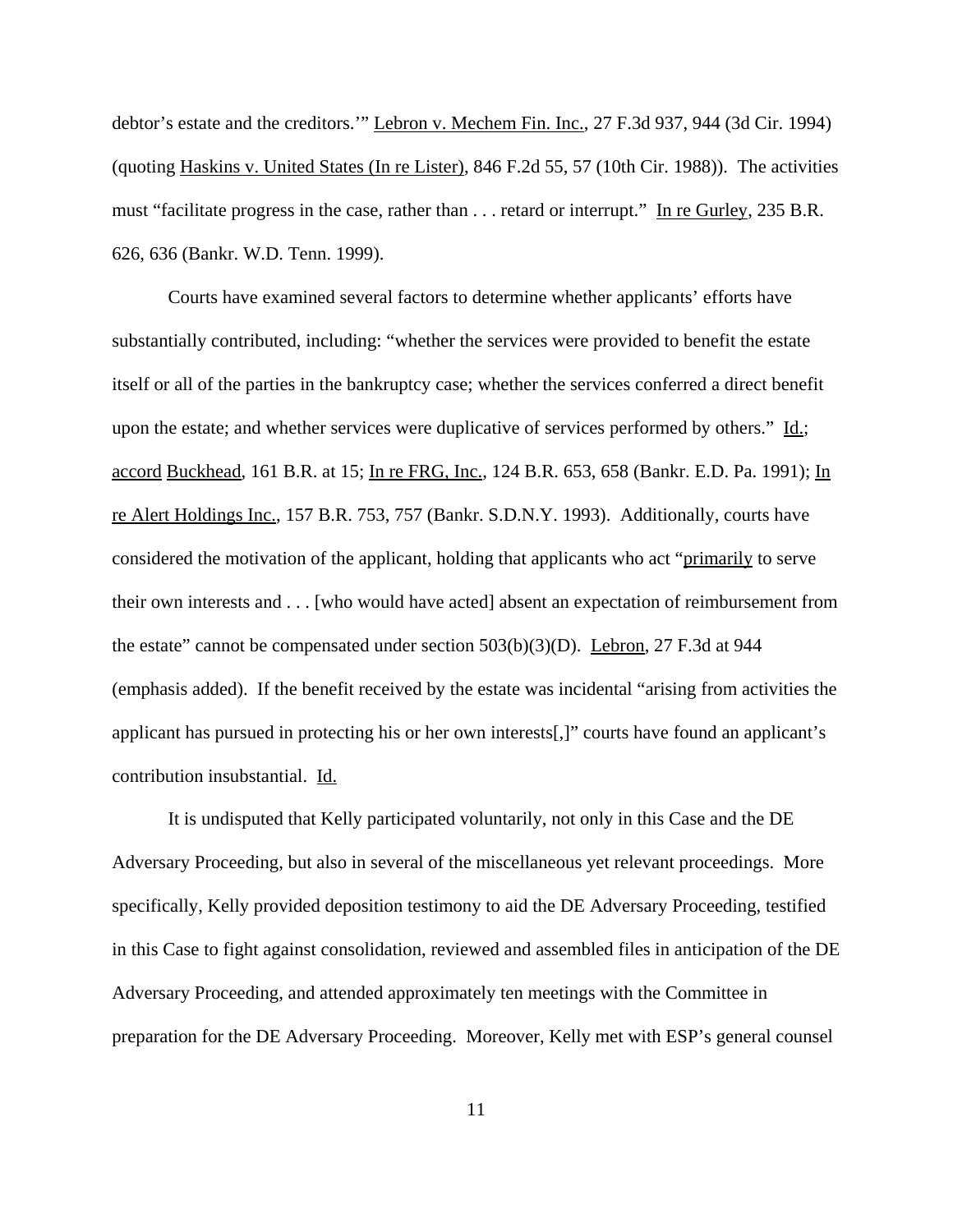debtor's estate and the creditors.'" Lebron v. Mechem Fin. Inc., 27 F.3d 937, 944 (3d Cir. 1994) (quoting Haskins v. United States (In re Lister), 846 F.2d 55, 57 (10th Cir. 1988)). The activities must "facilitate progress in the case, rather than . . . retard or interrupt." In re Gurley, 235 B.R. 626, 636 (Bankr. W.D. Tenn. 1999).

Courts have examined several factors to determine whether applicants' efforts have substantially contributed, including: "whether the services were provided to benefit the estate itself or all of the parties in the bankruptcy case; whether the services conferred a direct benefit upon the estate; and whether services were duplicative of services performed by others." Id.; accord Buckhead, 161 B.R. at 15; In re FRG, Inc., 124 B.R. 653, 658 (Bankr. E.D. Pa. 1991); In re Alert Holdings Inc., 157 B.R. 753, 757 (Bankr. S.D.N.Y. 1993). Additionally, courts have considered the motivation of the applicant, holding that applicants who act "primarily to serve their own interests and . . . [who would have acted] absent an expectation of reimbursement from the estate" cannot be compensated under section 503(b)(3)(D). Lebron, 27 F.3d at 944 (emphasis added). If the benefit received by the estate was incidental "arising from activities the applicant has pursued in protecting his or her own interests[,]" courts have found an applicant's contribution insubstantial. Id.

It is undisputed that Kelly participated voluntarily, not only in this Case and the DE Adversary Proceeding, but also in several of the miscellaneous yet relevant proceedings. More specifically, Kelly provided deposition testimony to aid the DE Adversary Proceeding, testified in this Case to fight against consolidation, reviewed and assembled files in anticipation of the DE Adversary Proceeding, and attended approximately ten meetings with the Committee in preparation for the DE Adversary Proceeding. Moreover, Kelly met with ESP's general counsel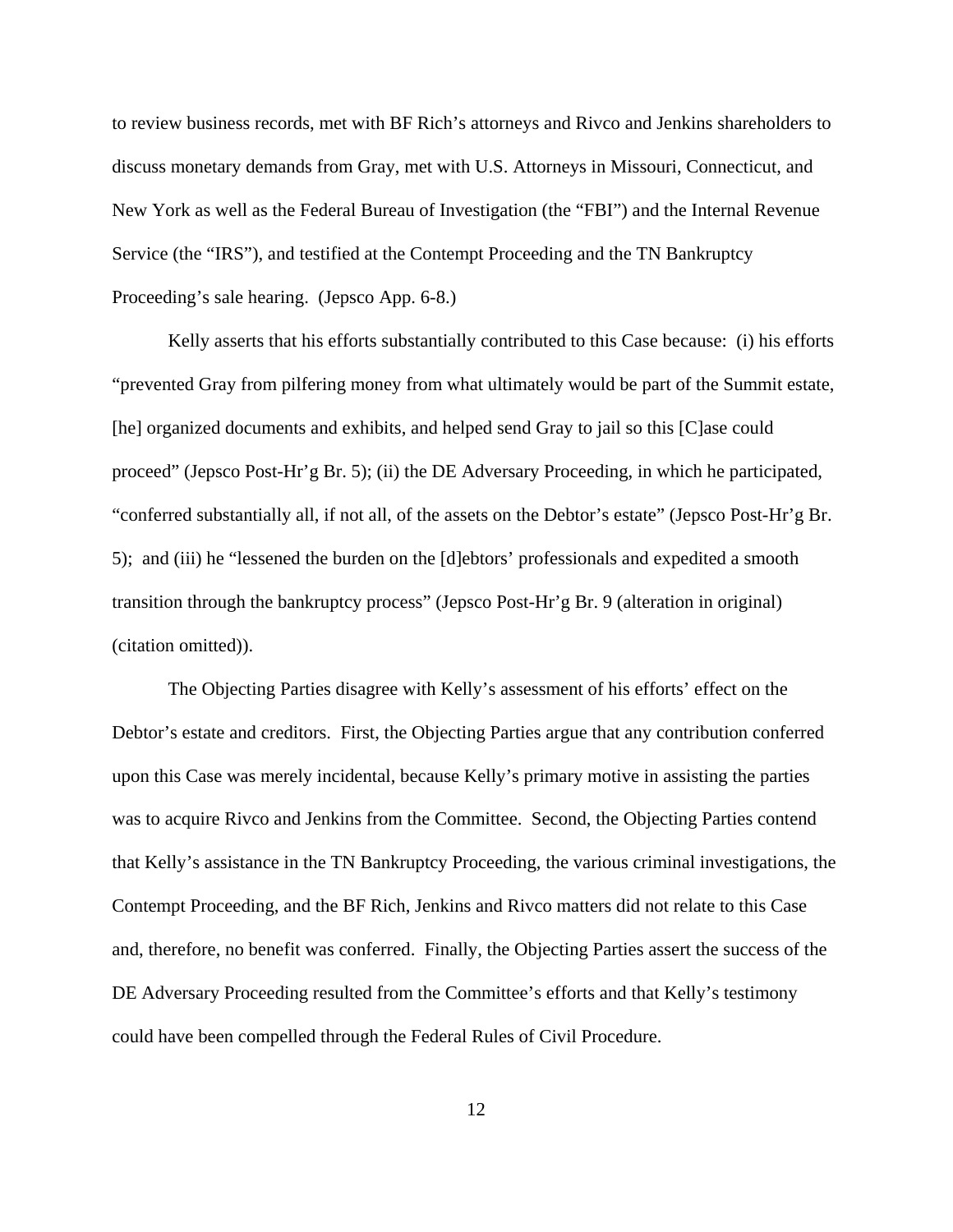to review business records, met with BF Rich's attorneys and Rivco and Jenkins shareholders to discuss monetary demands from Gray, met with U.S. Attorneys in Missouri, Connecticut, and New York as well as the Federal Bureau of Investigation (the "FBI") and the Internal Revenue Service (the "IRS"), and testified at the Contempt Proceeding and the TN Bankruptcy Proceeding's sale hearing. (Jepsco App. 6-8.)

Kelly asserts that his efforts substantially contributed to this Case because: (i) his efforts "prevented Gray from pilfering money from what ultimately would be part of the Summit estate, [he] organized documents and exhibits, and helped send Gray to jail so this [C]ase could proceed" (Jepsco Post-Hr'g Br. 5); (ii) the DE Adversary Proceeding, in which he participated, "conferred substantially all, if not all, of the assets on the Debtor's estate" (Jepsco Post-Hr'g Br. 5); and (iii) he "lessened the burden on the [d]ebtors' professionals and expedited a smooth transition through the bankruptcy process" (Jepsco Post-Hr'g Br. 9 (alteration in original) (citation omitted)).

The Objecting Parties disagree with Kelly's assessment of his efforts' effect on the Debtor's estate and creditors. First, the Objecting Parties argue that any contribution conferred upon this Case was merely incidental, because Kelly's primary motive in assisting the parties was to acquire Rivco and Jenkins from the Committee. Second, the Objecting Parties contend that Kelly's assistance in the TN Bankruptcy Proceeding, the various criminal investigations, the Contempt Proceeding, and the BF Rich, Jenkins and Rivco matters did not relate to this Case and, therefore, no benefit was conferred. Finally, the Objecting Parties assert the success of the DE Adversary Proceeding resulted from the Committee's efforts and that Kelly's testimony could have been compelled through the Federal Rules of Civil Procedure.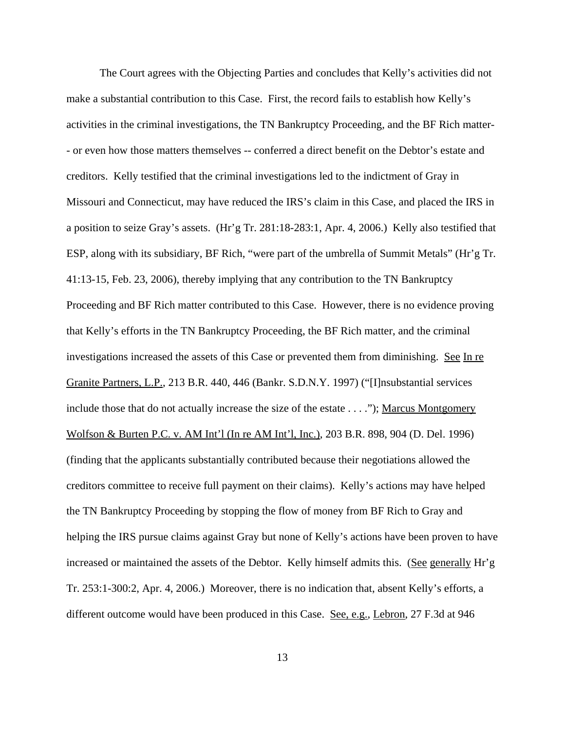The Court agrees with the Objecting Parties and concludes that Kelly's activities did not make a substantial contribution to this Case. First, the record fails to establish how Kelly's activities in the criminal investigations, the TN Bankruptcy Proceeding, and the BF Rich matter-- or even how those matters themselves -- conferred a direct benefit on the Debtor's estate and creditors. Kelly testified that the criminal investigations led to the indictment of Gray in Missouri and Connecticut, may have reduced the IRS's claim in this Case, and placed the IRS in a position to seize Gray's assets. (Hr'g Tr. 281:18-283:1, Apr. 4, 2006.) Kelly also testified that ESP, along with its subsidiary, BF Rich, "were part of the umbrella of Summit Metals" (Hr'g Tr. 41:13-15, Feb. 23, 2006), thereby implying that any contribution to the TN Bankruptcy Proceeding and BF Rich matter contributed to this Case. However, there is no evidence proving that Kelly's efforts in the TN Bankruptcy Proceeding, the BF Rich matter, and the criminal investigations increased the assets of this Case or prevented them from diminishing. See In re Granite Partners, L.P., 213 B.R. 440, 446 (Bankr. S.D.N.Y. 1997) ("[I]nsubstantial services include those that do not actually increase the size of the estate . . . ."); Marcus Montgomery Wolfson & Burten P.C. v. AM Int'l (In re AM Int'l, Inc.), 203 B.R. 898, 904 (D. Del. 1996) (finding that the applicants substantially contributed because their negotiations allowed the creditors committee to receive full payment on their claims). Kelly's actions may have helped the TN Bankruptcy Proceeding by stopping the flow of money from BF Rich to Gray and helping the IRS pursue claims against Gray but none of Kelly's actions have been proven to have increased or maintained the assets of the Debtor. Kelly himself admits this. (See generally Hr'g Tr. 253:1-300:2, Apr. 4, 2006.) Moreover, there is no indication that, absent Kelly's efforts, a different outcome would have been produced in this Case. See, e.g., Lebron, 27 F.3d at 946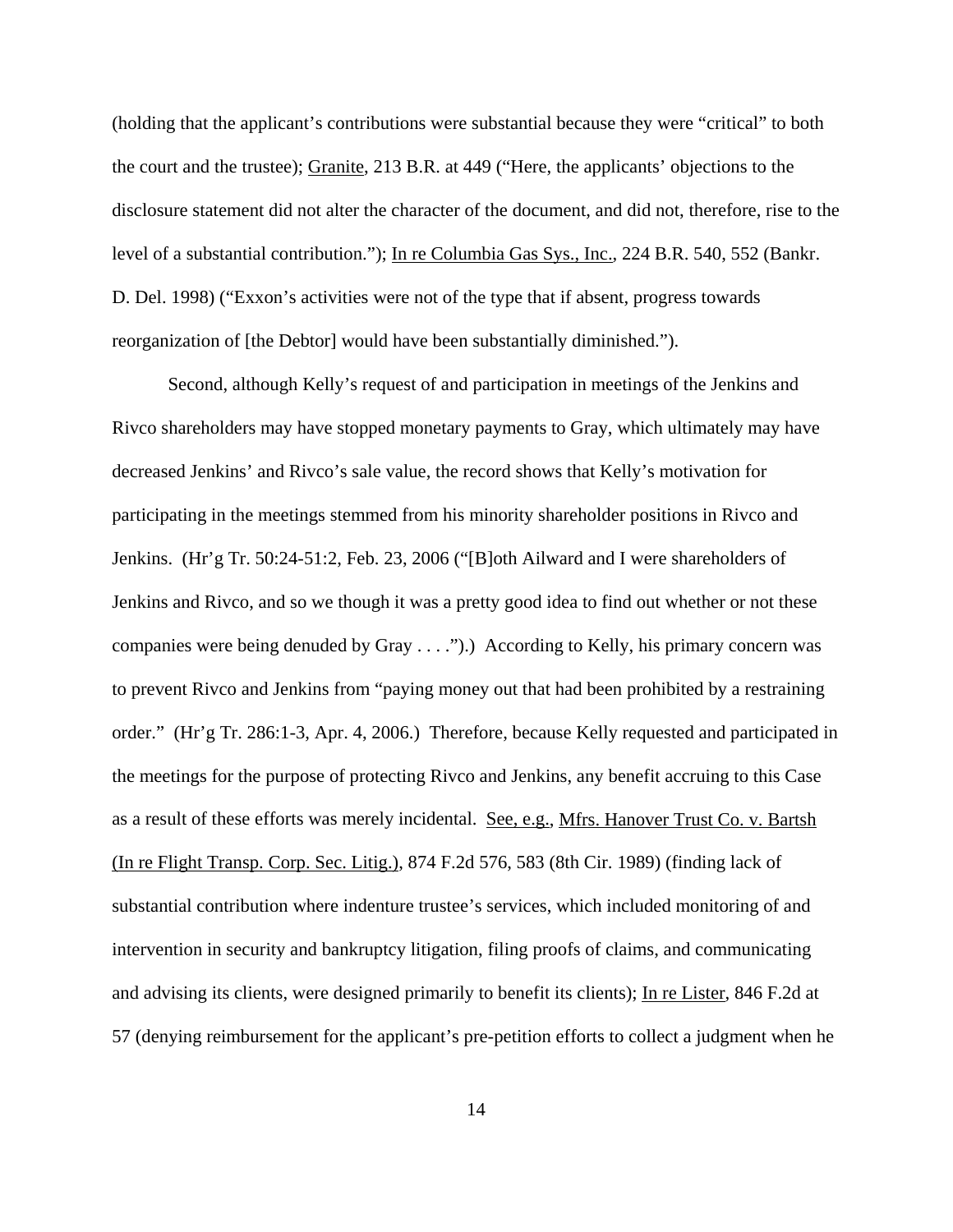(holding that the applicant's contributions were substantial because they were "critical" to both the court and the trustee); Granite, 213 B.R. at 449 ("Here, the applicants' objections to the disclosure statement did not alter the character of the document, and did not, therefore, rise to the level of a substantial contribution."); In re Columbia Gas Sys., Inc., 224 B.R. 540, 552 (Bankr. D. Del. 1998) ("Exxon's activities were not of the type that if absent, progress towards reorganization of [the Debtor] would have been substantially diminished.").

Second, although Kelly's request of and participation in meetings of the Jenkins and Rivco shareholders may have stopped monetary payments to Gray, which ultimately may have decreased Jenkins' and Rivco's sale value, the record shows that Kelly's motivation for participating in the meetings stemmed from his minority shareholder positions in Rivco and Jenkins. (Hr'g Tr. 50:24-51:2, Feb. 23, 2006 ("[B]oth Ailward and I were shareholders of Jenkins and Rivco, and so we though it was a pretty good idea to find out whether or not these companies were being denuded by Gray . . . .").) According to Kelly, his primary concern was to prevent Rivco and Jenkins from "paying money out that had been prohibited by a restraining order." (Hr'g Tr. 286:1-3, Apr. 4, 2006.) Therefore, because Kelly requested and participated in the meetings for the purpose of protecting Rivco and Jenkins, any benefit accruing to this Case as a result of these efforts was merely incidental. See, e.g., Mfrs. Hanover Trust Co. v. Bartsh (In re Flight Transp. Corp. Sec. Litig.), 874 F.2d 576, 583 (8th Cir. 1989) (finding lack of substantial contribution where indenture trustee's services, which included monitoring of and intervention in security and bankruptcy litigation, filing proofs of claims, and communicating and advising its clients, were designed primarily to benefit its clients); In re Lister, 846 F.2d at 57 (denying reimbursement for the applicant's pre-petition efforts to collect a judgment when he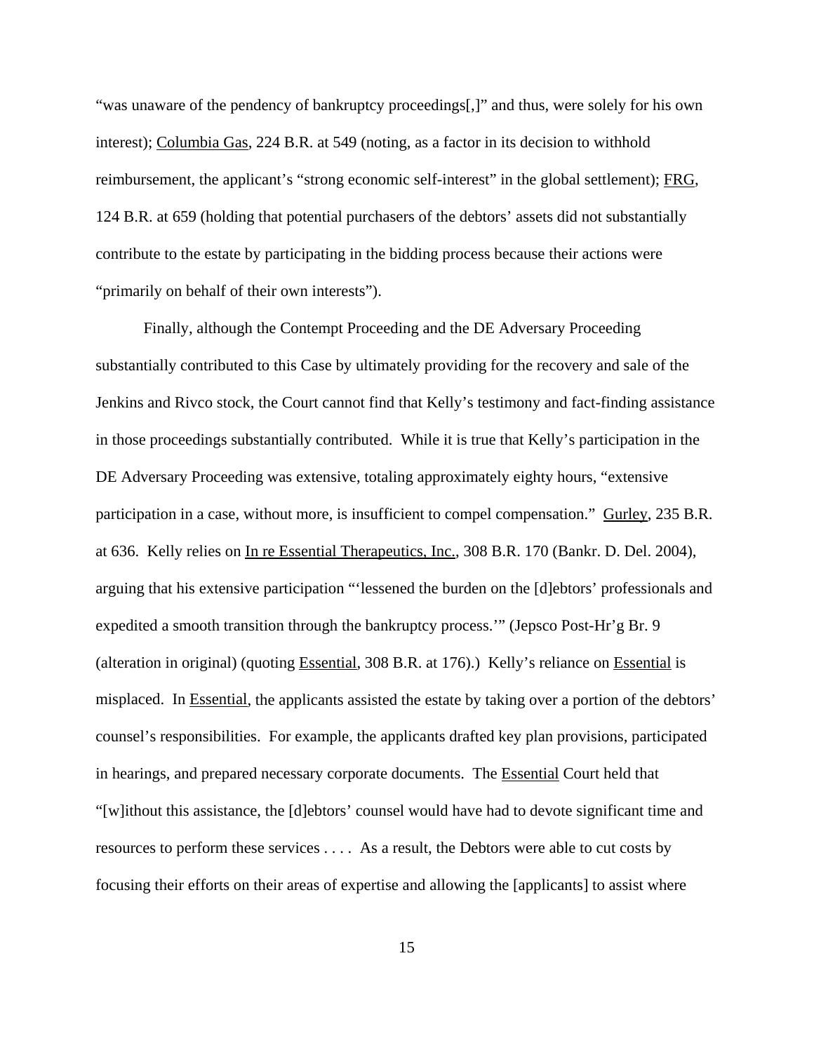"was unaware of the pendency of bankruptcy proceedings[,]" and thus, were solely for his own interest); Columbia Gas, 224 B.R. at 549 (noting, as a factor in its decision to withhold reimbursement, the applicant's "strong economic self-interest" in the global settlement); FRG, 124 B.R. at 659 (holding that potential purchasers of the debtors' assets did not substantially contribute to the estate by participating in the bidding process because their actions were "primarily on behalf of their own interests").

Finally, although the Contempt Proceeding and the DE Adversary Proceeding substantially contributed to this Case by ultimately providing for the recovery and sale of the Jenkins and Rivco stock, the Court cannot find that Kelly's testimony and fact-finding assistance in those proceedings substantially contributed. While it is true that Kelly's participation in the DE Adversary Proceeding was extensive, totaling approximately eighty hours, "extensive participation in a case, without more, is insufficient to compel compensation." Gurley, 235 B.R. at 636. Kelly relies on In re Essential Therapeutics, Inc., 308 B.R. 170 (Bankr. D. Del. 2004), arguing that his extensive participation "'lessened the burden on the [d]ebtors' professionals and expedited a smooth transition through the bankruptcy process.'" (Jepsco Post-Hr'g Br. 9 (alteration in original) (quoting Essential, 308 B.R. at 176).) Kelly's reliance on Essential is misplaced. In Essential, the applicants assisted the estate by taking over a portion of the debtors' counsel's responsibilities. For example, the applicants drafted key plan provisions, participated in hearings, and prepared necessary corporate documents. The Essential Court held that "[w]ithout this assistance, the [d]ebtors' counsel would have had to devote significant time and resources to perform these services . . . . As a result, the Debtors were able to cut costs by focusing their efforts on their areas of expertise and allowing the [applicants] to assist where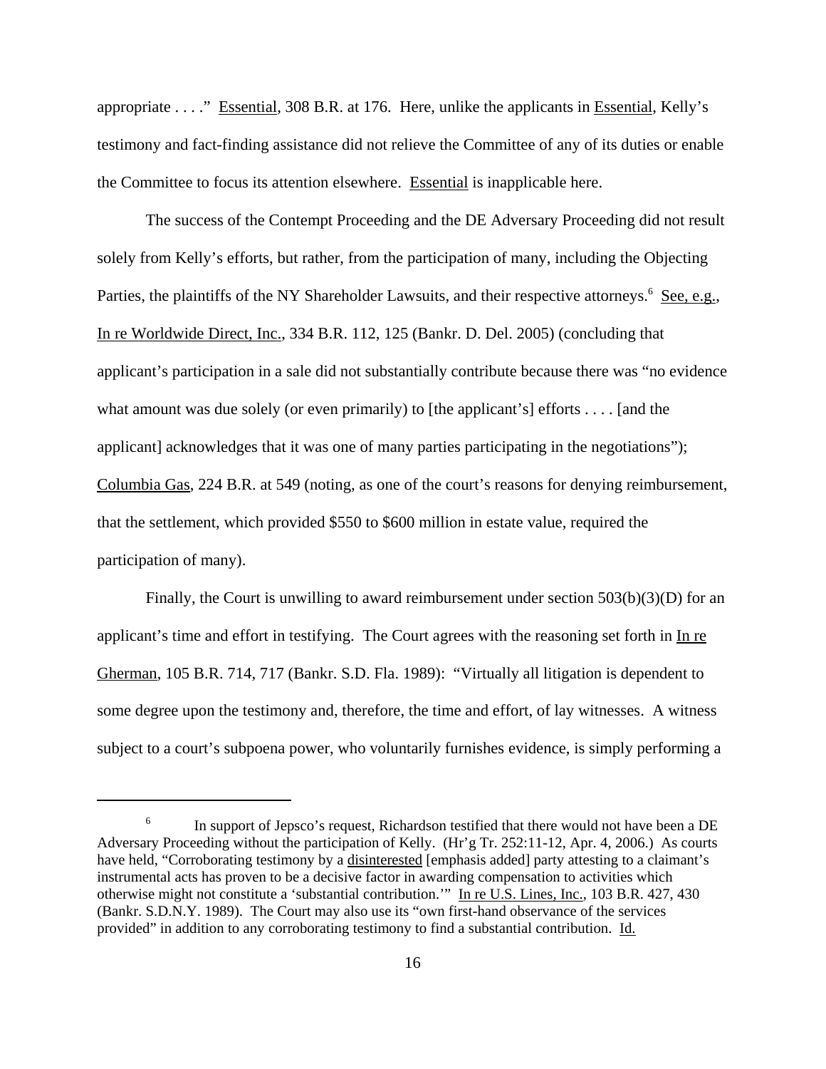appropriate . . . ." Essential, 308 B.R. at 176. Here, unlike the applicants in Essential, Kelly's testimony and fact-finding assistance did not relieve the Committee of any of its duties or enable the Committee to focus its attention elsewhere. Essential is inapplicable here.

The success of the Contempt Proceeding and the DE Adversary Proceeding did not result solely from Kelly's efforts, but rather, from the participation of many, including the Objecting Parties, the plaintiffs of the NY Shareholder Lawsuits, and their respective attorneys.[6] See, e.g., In re Worldwide Direct, Inc., 334 B.R. 112, 125 (Bankr. D. Del. 2005) (concluding that applicant's participation in a sale did not substantially contribute because there was "no evidence what amount was due solely (or even primarily) to [the applicant's] efforts . . . . [and the applicant] acknowledges that it was one of many parties participating in the negotiations"); Columbia Gas, 224 B.R. at 549 (noting, as one of the court's reasons for denying reimbursement, that the settlement, which provided $550 to $600 million in estate value, required the participation of many).

Finally, the Court is unwilling to award reimbursement under section 503(b)(3)(D) for an applicant's time and effort in testifying. The Court agrees with the reasoning set forth in In re Gherman, 105 B.R. 714, 717 (Bankr. S.D. Fla. 1989): "Virtually all litigation is dependent to some degree upon the testimony and, therefore, the time and effort, of lay witnesses. A witness subject to a court's subpoena power, who voluntarily furnishes evidence, is simply performing a

---

[6] In support of Jepsco's request, Richardson testified that there would not have been a DE Adversary Proceeding without the participation of Kelly. (Hr'g Tr. 252:11-12, Apr. 4, 2006.) As courts have held, "Corroborating testimony by a disinterested [emphasis added] party attesting to a claimant's instrumental acts has proven to be a decisive factor in awarding compensation to activities which otherwise might not constitute a 'substantial contribution.'" In re U.S. Lines, Inc., 103 B.R. 427, 430 (Bankr. S.D.N.Y. 1989). The Court may also use its "own first-hand observance of the services provided" in addition to any corroborating testimony to find a substantial contribution. Id.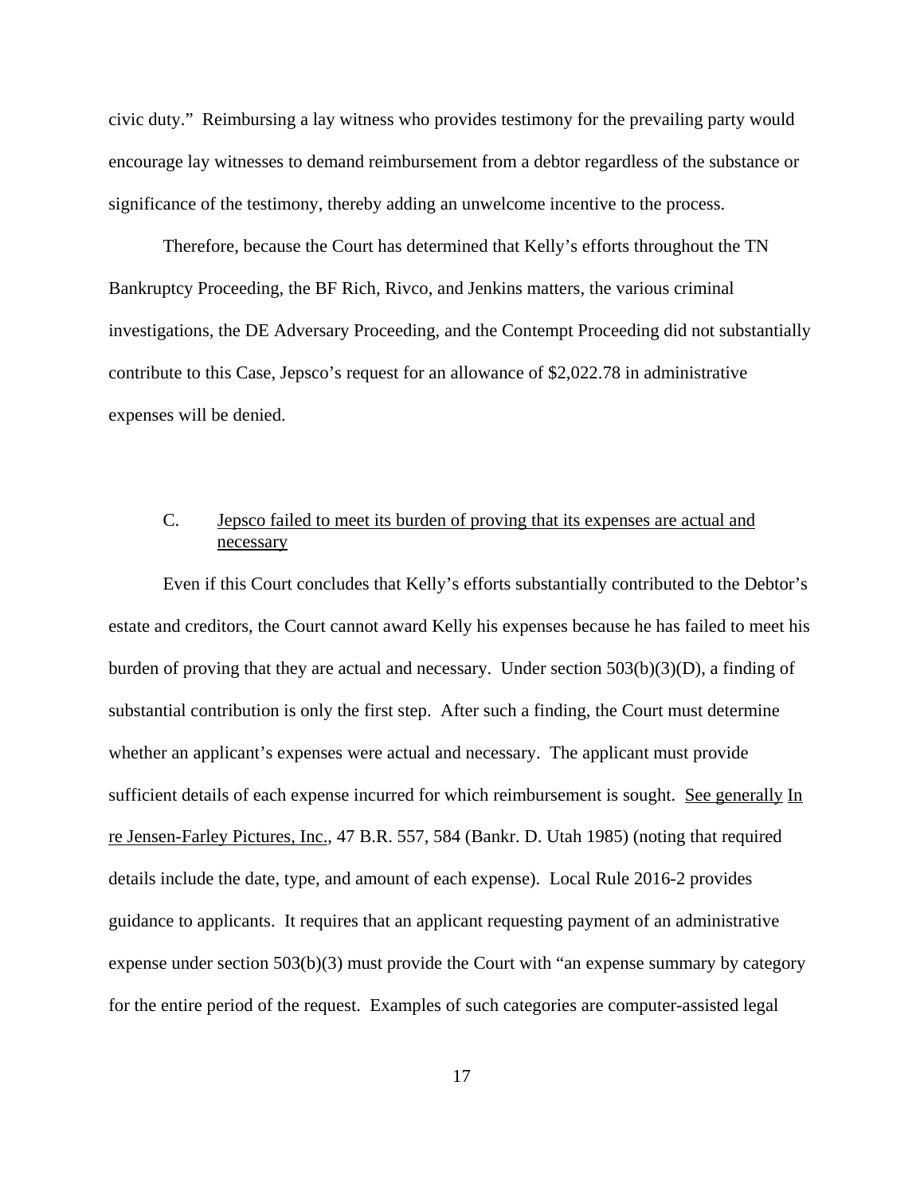civic duty." Reimbursing a lay witness who provides testimony for the prevailing party would encourage lay witnesses to demand reimbursement from a debtor regardless of the substance or significance of the testimony, thereby adding an unwelcome incentive to the process.

Therefore, because the Court has determined that Kelly's efforts throughout the TN Bankruptcy Proceeding, the BF Rich, Rivco, and Jenkins matters, the various criminal investigations, the DE Adversary Proceeding, and the Contempt Proceeding did not substantially contribute to this Case, Jepsco's request for an allowance of $2,022.78 in administrative expenses will be denied.

### C. Jepsco failed to meet its burden of proving that its expenses are actual and necessary

Even if this Court concludes that Kelly's efforts substantially contributed to the Debtor's estate and creditors, the Court cannot award Kelly his expenses because he has failed to meet his burden of proving that they are actual and necessary. Under section 503(b)(3)(D), a finding of substantial contribution is only the first step. After such a finding, the Court must determine whether an applicant's expenses were actual and necessary. The applicant must provide sufficient details of each expense incurred for which reimbursement is sought. See generally In re Jensen-Farley Pictures, Inc., 47 B.R. 557, 584 (Bankr. D. Utah 1985) (noting that required details include the date, type, and amount of each expense). Local Rule 2016-2 provides guidance to applicants. It requires that an applicant requesting payment of an administrative expense under section 503(b)(3) must provide the Court with "an expense summary by category for the entire period of the request. Examples of such categories are computer-assisted legal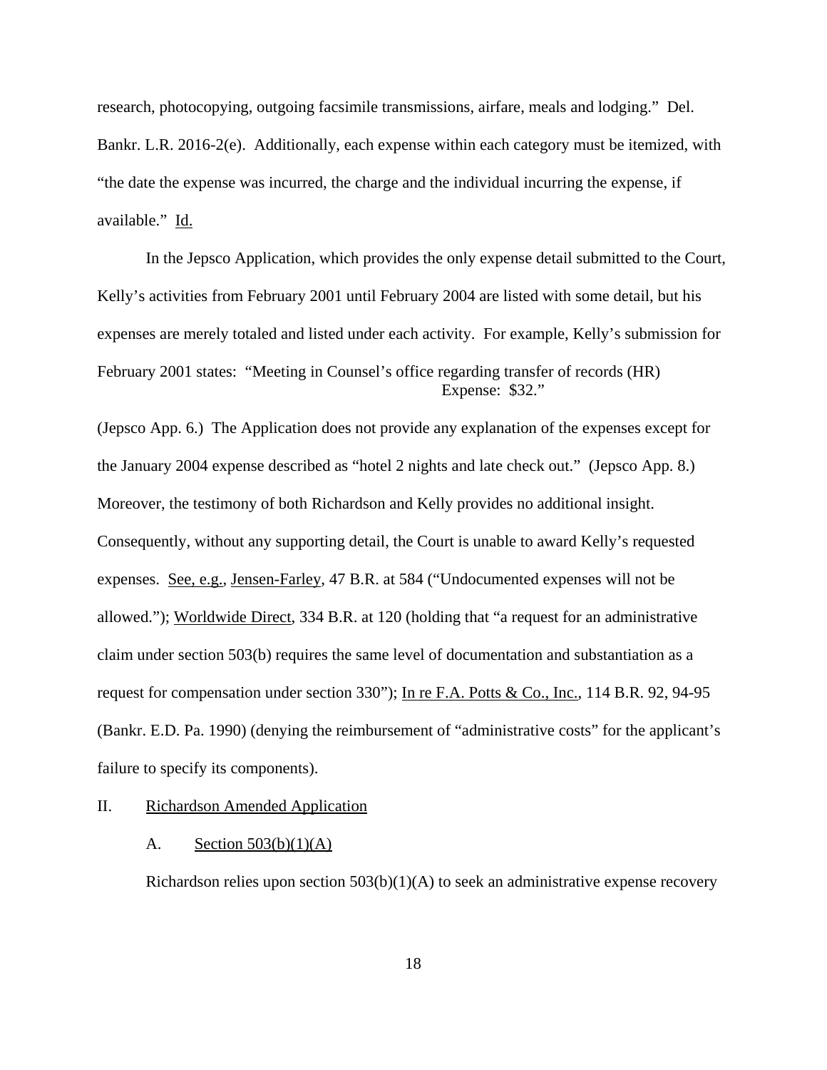research, photocopying, outgoing facsimile transmissions, airfare, meals and lodging." Del. Bankr. L.R. 2016-2(e). Additionally, each expense within each category must be itemized, with "the date the expense was incurred, the charge and the individual incurring the expense, if available." Id.

In the Jepsco Application, which provides the only expense detail submitted to the Court, Kelly's activities from February 2001 until February 2004 are listed with some detail, but his expenses are merely totaled and listed under each activity. For example, Kelly's submission for February 2001 states: "Meeting in Counsel's office regarding transfer of records (HR)
Expense: $32."

(Jepsco App. 6.) The Application does not provide any explanation of the expenses except for the January 2004 expense described as "hotel 2 nights and late check out." (Jepsco App. 8.) Moreover, the testimony of both Richardson and Kelly provides no additional insight. Consequently, without any supporting detail, the Court is unable to award Kelly's requested expenses. See, e.g., Jensen-Farley, 47 B.R. at 584 ("Undocumented expenses will not be allowed."); Worldwide Direct, 334 B.R. at 120 (holding that "a request for an administrative claim under section 503(b) requires the same level of documentation and substantiation as a request for compensation under section 330"); In re F.A. Potts & Co., Inc., 114 B.R. 92, 94-95 (Bankr. E.D. Pa. 1990) (denying the reimbursement of "administrative costs" for the applicant's failure to specify its components).

## II. Richardson Amended Application

### A. Section 503(b)(1)(A)

Richardson relies upon section 503(b)(1)(A) to seek an administrative expense recovery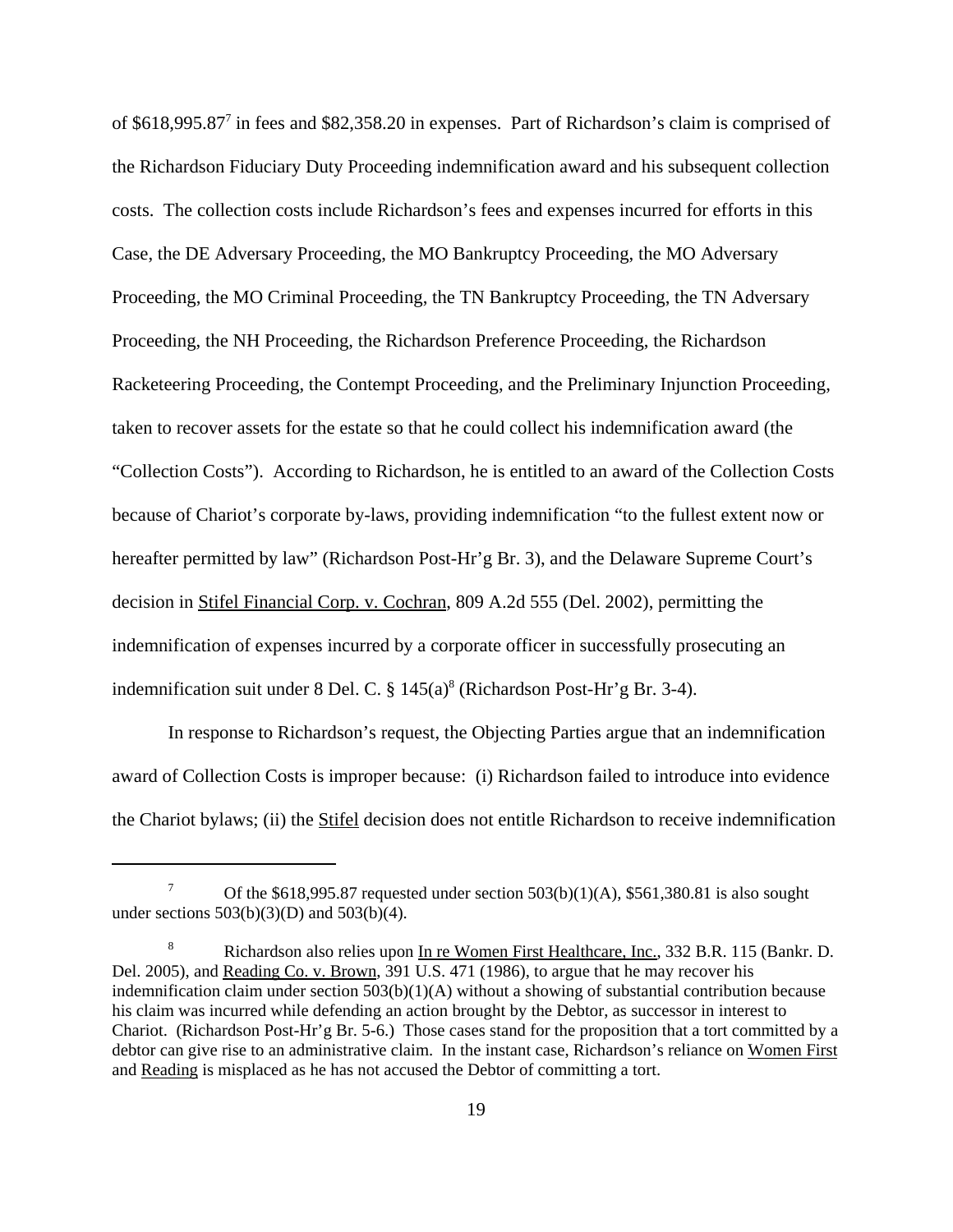of $618,995.87[7] in fees and $82,358.20 in expenses. Part of Richardson's claim is comprised of the Richardson Fiduciary Duty Proceeding indemnification award and his subsequent collection costs. The collection costs include Richardson's fees and expenses incurred for efforts in this Case, the DE Adversary Proceeding, the MO Bankruptcy Proceeding, the MO Adversary Proceeding, the MO Criminal Proceeding, the TN Bankruptcy Proceeding, the TN Adversary Proceeding, the NH Proceeding, the Richardson Preference Proceeding, the Richardson Racketeering Proceeding, the Contempt Proceeding, and the Preliminary Injunction Proceeding, taken to recover assets for the estate so that he could collect his indemnification award (the "Collection Costs"). According to Richardson, he is entitled to an award of the Collection Costs because of Chariot's corporate by-laws, providing indemnification "to the fullest extent now or hereafter permitted by law" (Richardson Post-Hr'g Br. 3), and the Delaware Supreme Court's decision in Stifel Financial Corp. v. Cochran, 809 A.2d 555 (Del. 2002), permitting the indemnification of expenses incurred by a corporate officer in successfully prosecuting an indemnification suit under 8 Del. C. § 145(a)[8] (Richardson Post-Hr'g Br. 3-4).

In response to Richardson's request, the Objecting Parties argue that an indemnification award of Collection Costs is improper because: (i) Richardson failed to introduce into evidence the Chariot bylaws; (ii) the Stifel decision does not entitle Richardson to receive indemnification

[7] Of the $618,995.87 requested under section 503(b)(1)(A), $561,380.81 is also sought under sections 503(b)(3)(D) and 503(b)(4).

[8] Richardson also relies upon In re Women First Healthcare, Inc., 332 B.R. 115 (Bankr. D. Del. 2005), and Reading Co. v. Brown, 391 U.S. 471 (1986), to argue that he may recover his indemnification claim under section 503(b)(1)(A) without a showing of substantial contribution because his claim was incurred while defending an action brought by the Debtor, as successor in interest to Chariot. (Richardson Post-Hr'g Br. 5-6.) Those cases stand for the proposition that a tort committed by a debtor can give rise to an administrative claim. In the instant case, Richardson's reliance on Women First and Reading is misplaced as he has not accused the Debtor of committing a tort.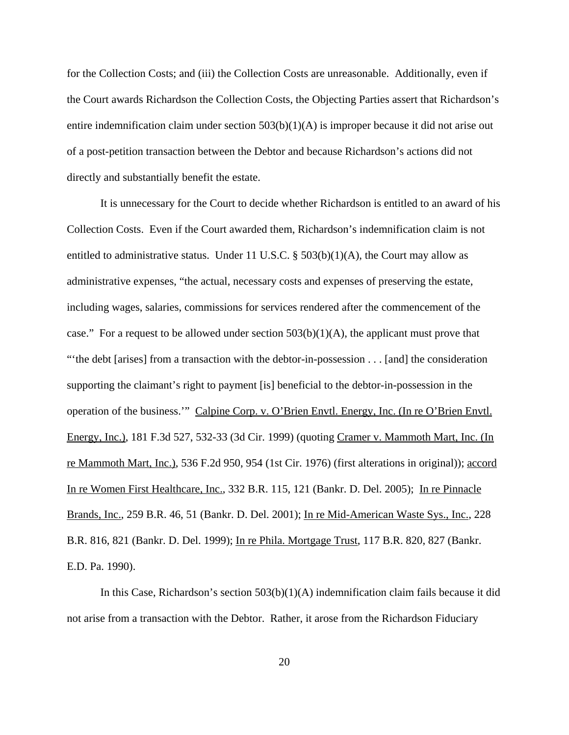for the Collection Costs; and (iii) the Collection Costs are unreasonable. Additionally, even if the Court awards Richardson the Collection Costs, the Objecting Parties assert that Richardson's entire indemnification claim under section 503(b)(1)(A) is improper because it did not arise out of a post-petition transaction between the Debtor and because Richardson's actions did not directly and substantially benefit the estate.

It is unnecessary for the Court to decide whether Richardson is entitled to an award of his Collection Costs. Even if the Court awarded them, Richardson's indemnification claim is not entitled to administrative status. Under 11 U.S.C. § 503(b)(1)(A), the Court may allow as administrative expenses, "the actual, necessary costs and expenses of preserving the estate, including wages, salaries, commissions for services rendered after the commencement of the case." For a request to be allowed under section 503(b)(1)(A), the applicant must prove that "'the debt [arises] from a transaction with the debtor-in-possession . . . [and] the consideration supporting the claimant's right to payment [is] beneficial to the debtor-in-possession in the operation of the business.'" Calpine Corp. v. O'Brien Envtl. Energy, Inc. (In re O'Brien Envtl. Energy, Inc.), 181 F.3d 527, 532-33 (3d Cir. 1999) (quoting Cramer v. Mammoth Mart, Inc. (In re Mammoth Mart, Inc.), 536 F.2d 950, 954 (1st Cir. 1976) (first alterations in original)); accord In re Women First Healthcare, Inc., 332 B.R. 115, 121 (Bankr. D. Del. 2005); In re Pinnacle Brands, Inc., 259 B.R. 46, 51 (Bankr. D. Del. 2001); In re Mid-American Waste Sys., Inc., 228 B.R. 816, 821 (Bankr. D. Del. 1999); In re Phila. Mortgage Trust, 117 B.R. 820, 827 (Bankr. E.D. Pa. 1990).

In this Case, Richardson's section 503(b)(1)(A) indemnification claim fails because it did not arise from a transaction with the Debtor. Rather, it arose from the Richardson Fiduciary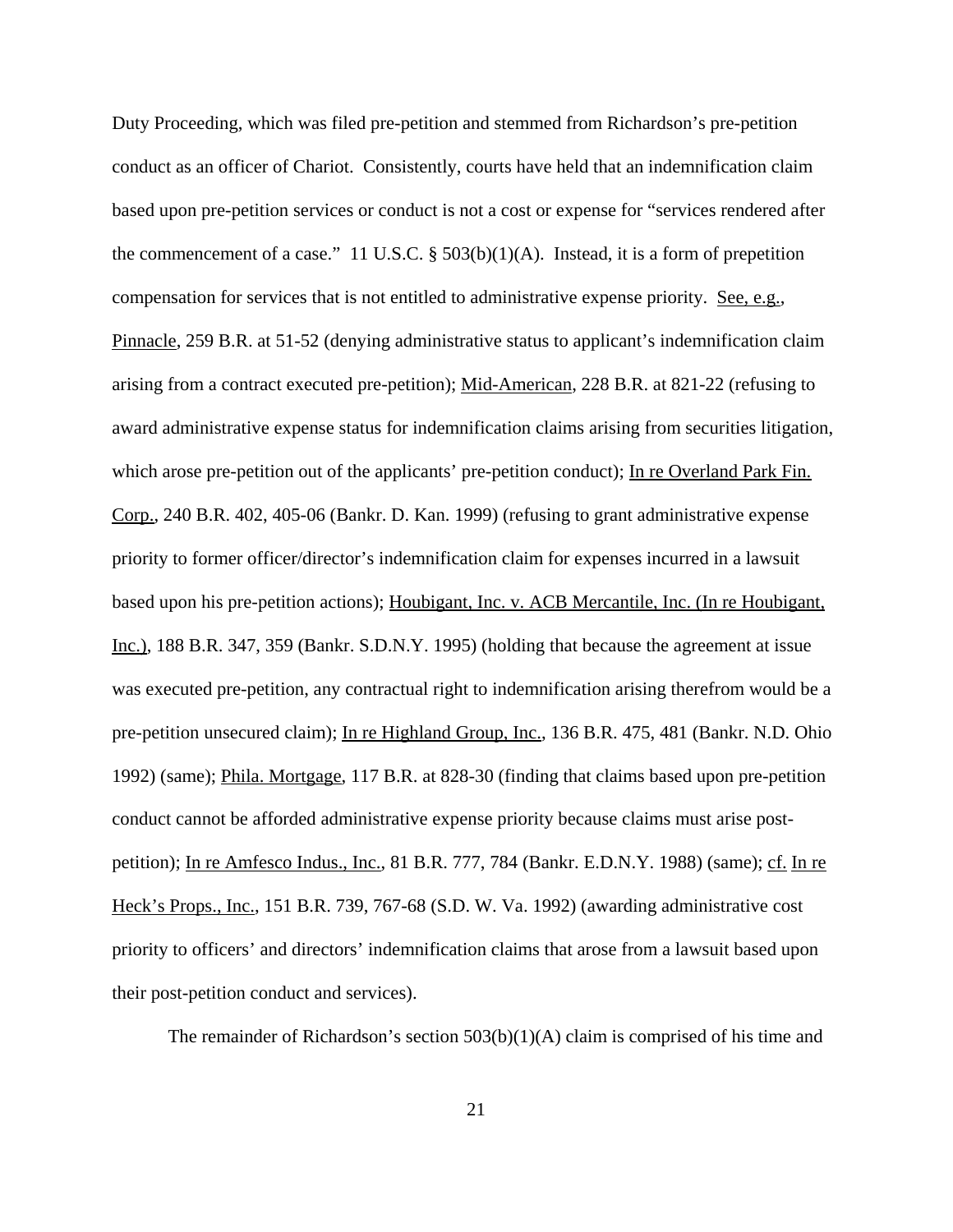Duty Proceeding, which was filed pre-petition and stemmed from Richardson's pre-petition conduct as an officer of Chariot. Consistently, courts have held that an indemnification claim based upon pre-petition services or conduct is not a cost or expense for "services rendered after the commencement of a case." 11 U.S.C. § 503(b)(1)(A). Instead, it is a form of prepetition compensation for services that is not entitled to administrative expense priority. See, e.g., Pinnacle, 259 B.R. at 51-52 (denying administrative status to applicant's indemnification claim arising from a contract executed pre-petition); Mid-American, 228 B.R. at 821-22 (refusing to award administrative expense status for indemnification claims arising from securities litigation, which arose pre-petition out of the applicants' pre-petition conduct); In re Overland Park Fin. Corp., 240 B.R. 402, 405-06 (Bankr. D. Kan. 1999) (refusing to grant administrative expense priority to former officer/director's indemnification claim for expenses incurred in a lawsuit based upon his pre-petition actions); Houbigant, Inc. v. ACB Mercantile, Inc. (In re Houbigant, Inc.), 188 B.R. 347, 359 (Bankr. S.D.N.Y. 1995) (holding that because the agreement at issue was executed pre-petition, any contractual right to indemnification arising therefrom would be a pre-petition unsecured claim); In re Highland Group, Inc., 136 B.R. 475, 481 (Bankr. N.D. Ohio 1992) (same); Phila. Mortgage, 117 B.R. at 828-30 (finding that claims based upon pre-petition conduct cannot be afforded administrative expense priority because claims must arise post-petition); In re Amfesco Indus., Inc., 81 B.R. 777, 784 (Bankr. E.D.N.Y. 1988) (same); cf. In re Heck's Props., Inc., 151 B.R. 739, 767-68 (S.D. W. Va. 1992) (awarding administrative cost priority to officers' and directors' indemnification claims that arose from a lawsuit based upon their post-petition conduct and services).

The remainder of Richardson's section 503(b)(1)(A) claim is comprised of his time and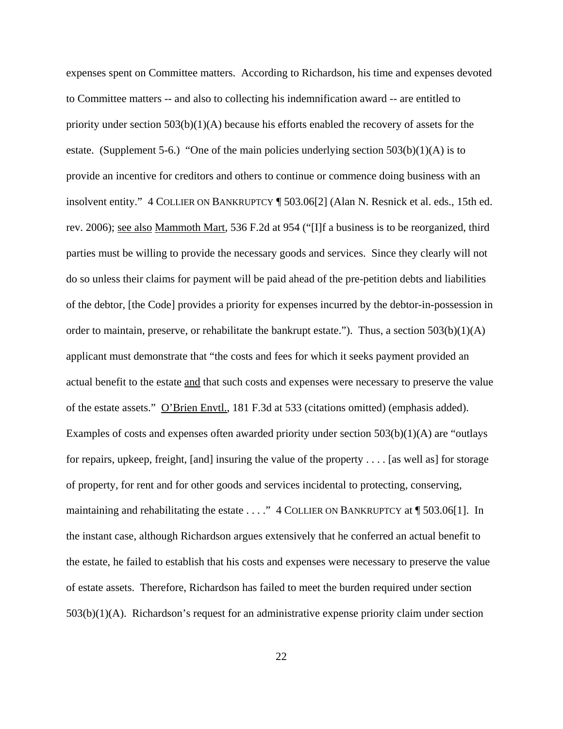expenses spent on Committee matters. According to Richardson, his time and expenses devoted to Committee matters -- and also to collecting his indemnification award -- are entitled to priority under section 503(b)(1)(A) because his efforts enabled the recovery of assets for the estate. (Supplement 5-6.) "One of the main policies underlying section 503(b)(1)(A) is to provide an incentive for creditors and others to continue or commence doing business with an insolvent entity." 4 COLLIER ON BANKRUPTCY ¶ 503.06[2] (Alan N. Resnick et al. eds., 15th ed. rev. 2006); see also Mammoth Mart, 536 F.2d at 954 ("[I]f a business is to be reorganized, third parties must be willing to provide the necessary goods and services. Since they clearly will not do so unless their claims for payment will be paid ahead of the pre-petition debts and liabilities of the debtor, [the Code] provides a priority for expenses incurred by the debtor-in-possession in order to maintain, preserve, or rehabilitate the bankrupt estate."). Thus, a section 503(b)(1)(A) applicant must demonstrate that "the costs and fees for which it seeks payment provided an actual benefit to the estate and that such costs and expenses were necessary to preserve the value of the estate assets." O'Brien Envtl., 181 F.3d at 533 (citations omitted) (emphasis added). Examples of costs and expenses often awarded priority under section 503(b)(1)(A) are "outlays for repairs, upkeep, freight, [and] insuring the value of the property . . . . [as well as] for storage of property, for rent and for other goods and services incidental to protecting, conserving, maintaining and rehabilitating the estate . . . ." 4 COLLIER ON BANKRUPTCY at ¶ 503.06[1]. In the instant case, although Richardson argues extensively that he conferred an actual benefit to the estate, he failed to establish that his costs and expenses were necessary to preserve the value of estate assets. Therefore, Richardson has failed to meet the burden required under section 503(b)(1)(A). Richardson's request for an administrative expense priority claim under section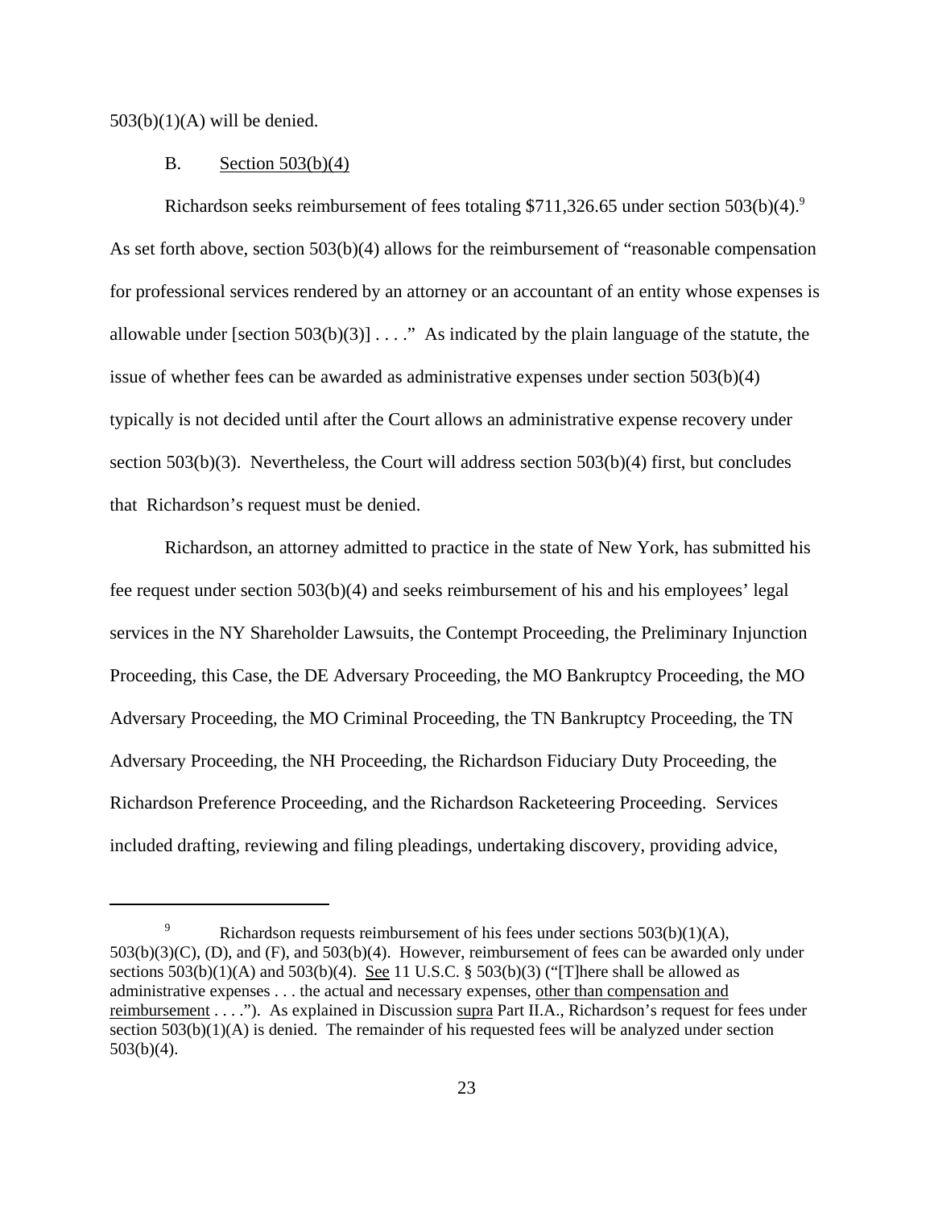503(b)(1)(A) will be denied.

B. Section 503(b)(4)

Richardson seeks reimbursement of fees totaling $711,326.65 under section 503(b)(4).[9] As set forth above, section 503(b)(4) allows for the reimbursement of "reasonable compensation for professional services rendered by an attorney or an accountant of an entity whose expenses is allowable under [section 503(b)(3)] . . . ." As indicated by the plain language of the statute, the issue of whether fees can be awarded as administrative expenses under section 503(b)(4) typically is not decided until after the Court allows an administrative expense recovery under section 503(b)(3). Nevertheless, the Court will address section 503(b)(4) first, but concludes that Richardson's request must be denied.

Richardson, an attorney admitted to practice in the state of New York, has submitted his fee request under section 503(b)(4) and seeks reimbursement of his and his employees' legal services in the NY Shareholder Lawsuits, the Contempt Proceeding, the Preliminary Injunction Proceeding, this Case, the DE Adversary Proceeding, the MO Bankruptcy Proceeding, the MO Adversary Proceeding, the MO Criminal Proceeding, the TN Bankruptcy Proceeding, the TN Adversary Proceeding, the NH Proceeding, the Richardson Fiduciary Duty Proceeding, the Richardson Preference Proceeding, and the Richardson Racketeering Proceeding. Services included drafting, reviewing and filing pleadings, undertaking discovery, providing advice,

---

[9] Richardson requests reimbursement of his fees under sections 503(b)(1)(A), 503(b)(3)(C), (D), and (F), and 503(b)(4). However, reimbursement of fees can be awarded only under sections 503(b)(1)(A) and 503(b)(4). See 11 U.S.C. § 503(b)(3) ("[T]here shall be allowed as administrative expenses . . . the actual and necessary expenses, other than compensation and reimbursement . . . ."). As explained in Discussion supra Part II.A., Richardson's request for fees under section 503(b)(1)(A) is denied. The remainder of his requested fees will be analyzed under section 503(b)(4).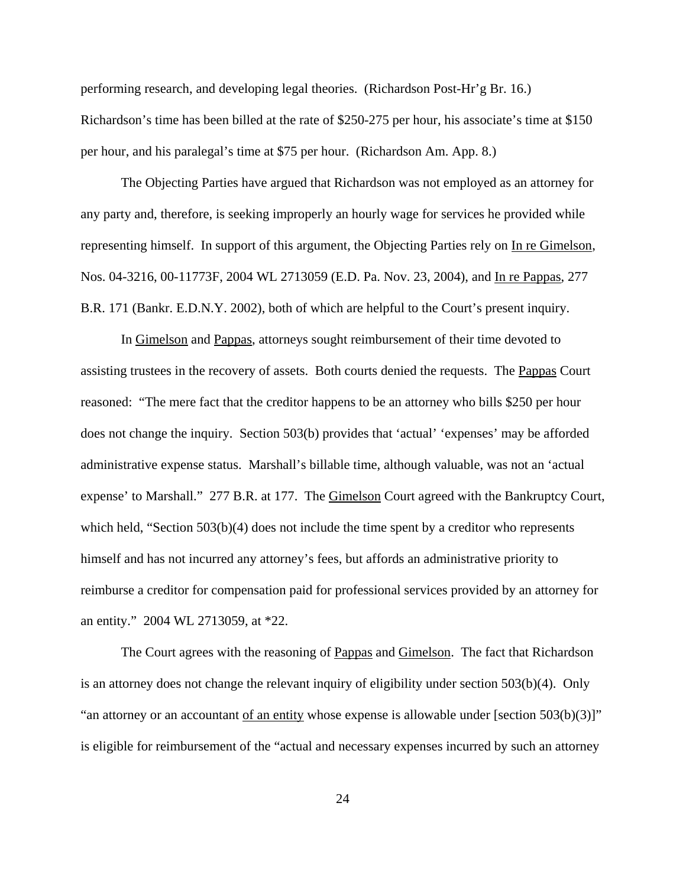performing research, and developing legal theories. (Richardson Post-Hr'g Br. 16.) Richardson's time has been billed at the rate of $250-275 per hour, his associate's time at $150 per hour, and his paralegal's time at $75 per hour. (Richardson Am. App. 8.)

The Objecting Parties have argued that Richardson was not employed as an attorney for any party and, therefore, is seeking improperly an hourly wage for services he provided while representing himself. In support of this argument, the Objecting Parties rely on <u>In re Gimelson</u>, Nos. 04-3216, 00-11773F, 2004 WL 2713059 (E.D. Pa. Nov. 23, 2004), and <u>In re Pappas</u>, 277 B.R. 171 (Bankr. E.D.N.Y. 2002), both of which are helpful to the Court's present inquiry.

In <u>Gimelson</u> and <u>Pappas</u>, attorneys sought reimbursement of their time devoted to assisting trustees in the recovery of assets. Both courts denied the requests. The <u>Pappas</u> Court reasoned: "The mere fact that the creditor happens to be an attorney who bills $250 per hour does not change the inquiry. Section 503(b) provides that 'actual' 'expenses' may be afforded administrative expense status. Marshall's billable time, although valuable, was not an 'actual expense' to Marshall." 277 B.R. at 177. The <u>Gimelson</u> Court agreed with the Bankruptcy Court, which held, "Section 503(b)(4) does not include the time spent by a creditor who represents himself and has not incurred any attorney's fees, but affords an administrative priority to reimburse a creditor for compensation paid for professional services provided by an attorney for an entity." 2004 WL 2713059, at *22.

The Court agrees with the reasoning of <u>Pappas</u> and <u>Gimelson</u>. The fact that Richardson is an attorney does not change the relevant inquiry of eligibility under section 503(b)(4). Only "an attorney or an accountant <u>of an entity</u> whose expense is allowable under [section 503(b)(3)]" is eligible for reimbursement of the "actual and necessary expenses incurred by such an attorney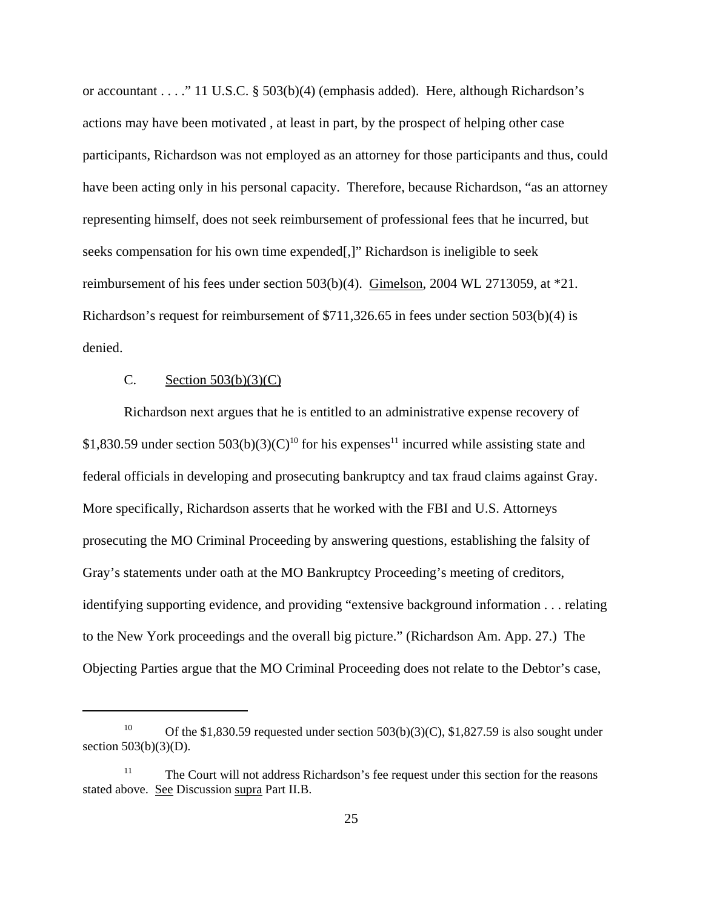or accountant . . . ." 11 U.S.C. § 503(b)(4) (emphasis added). Here, although Richardson's actions may have been motivated , at least in part, by the prospect of helping other case participants, Richardson was not employed as an attorney for those participants and thus, could have been acting only in his personal capacity. Therefore, because Richardson, "as an attorney representing himself, does not seek reimbursement of professional fees that he incurred, but seeks compensation for his own time expended[,]" Richardson is ineligible to seek reimbursement of his fees under section 503(b)(4). Gimelson, 2004 WL 2713059, at *21. Richardson's request for reimbursement of $711,326.65 in fees under section 503(b)(4) is denied.

C. Section 503(b)(3)(C)

Richardson next argues that he is entitled to an administrative expense recovery of $1,830.59 under section 503(b)(3)(C)[10] for his expenses[11] incurred while assisting state and federal officials in developing and prosecuting bankruptcy and tax fraud claims against Gray. More specifically, Richardson asserts that he worked with the FBI and U.S. Attorneys prosecuting the MO Criminal Proceeding by answering questions, establishing the falsity of Gray's statements under oath at the MO Bankruptcy Proceeding's meeting of creditors, identifying supporting evidence, and providing "extensive background information . . . relating to the New York proceedings and the overall big picture." (Richardson Am. App. 27.) The Objecting Parties argue that the MO Criminal Proceeding does not relate to the Debtor's case,

---

[10] Of the $1,830.59 requested under section 503(b)(3)(C), $1,827.59 is also sought under section 503(b)(3)(D).

[11] The Court will not address Richardson's fee request under this section for the reasons stated above. See Discussion supra Part II.B.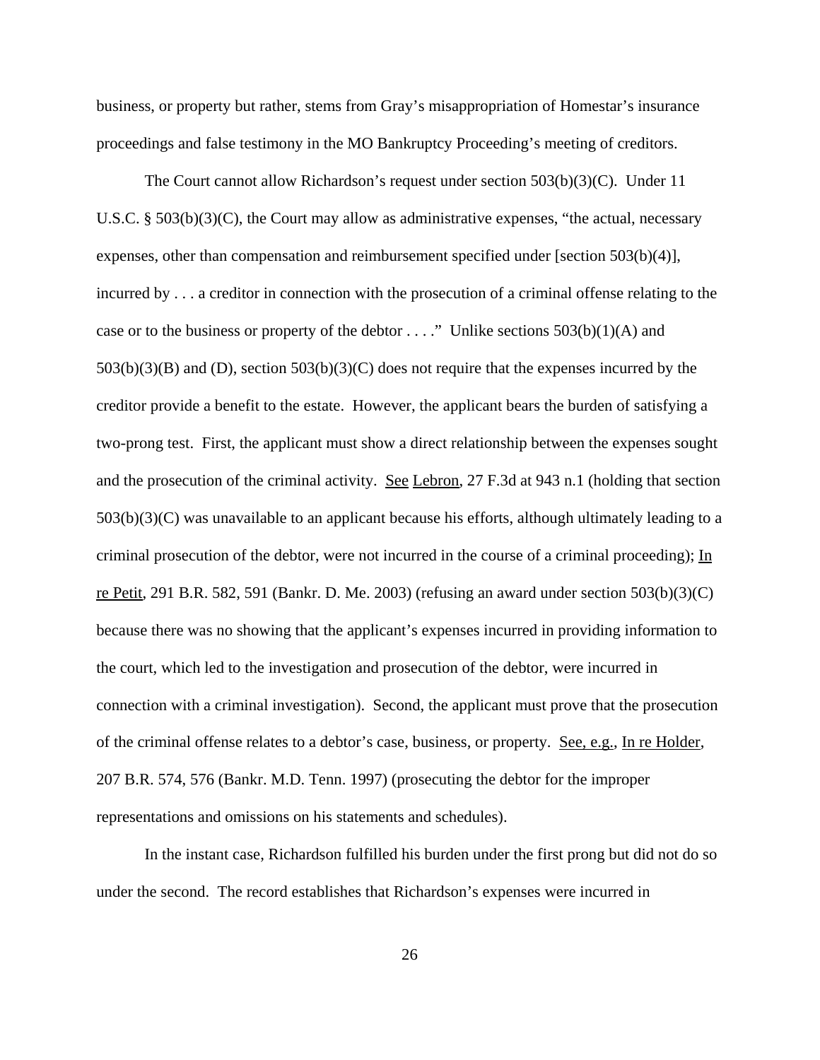business, or property but rather, stems from Gray's misappropriation of Homestar's insurance proceedings and false testimony in the MO Bankruptcy Proceeding's meeting of creditors.

The Court cannot allow Richardson's request under section 503(b)(3)(C). Under 11 U.S.C. § 503(b)(3)(C), the Court may allow as administrative expenses, "the actual, necessary expenses, other than compensation and reimbursement specified under [section 503(b)(4)], incurred by . . . a creditor in connection with the prosecution of a criminal offense relating to the case or to the business or property of the debtor . . . ." Unlike sections 503(b)(1)(A) and 503(b)(3)(B) and (D), section 503(b)(3)(C) does not require that the expenses incurred by the creditor provide a benefit to the estate. However, the applicant bears the burden of satisfying a two-prong test. First, the applicant must show a direct relationship between the expenses sought and the prosecution of the criminal activity. See Lebron, 27 F.3d at 943 n.1 (holding that section 503(b)(3)(C) was unavailable to an applicant because his efforts, although ultimately leading to a criminal prosecution of the debtor, were not incurred in the course of a criminal proceeding); In re Petit, 291 B.R. 582, 591 (Bankr. D. Me. 2003) (refusing an award under section 503(b)(3)(C) because there was no showing that the applicant's expenses incurred in providing information to the court, which led to the investigation and prosecution of the debtor, were incurred in connection with a criminal investigation). Second, the applicant must prove that the prosecution of the criminal offense relates to a debtor's case, business, or property. See, e.g., In re Holder, 207 B.R. 574, 576 (Bankr. M.D. Tenn. 1997) (prosecuting the debtor for the improper representations and omissions on his statements and schedules).

In the instant case, Richardson fulfilled his burden under the first prong but did not do so under the second. The record establishes that Richardson's expenses were incurred in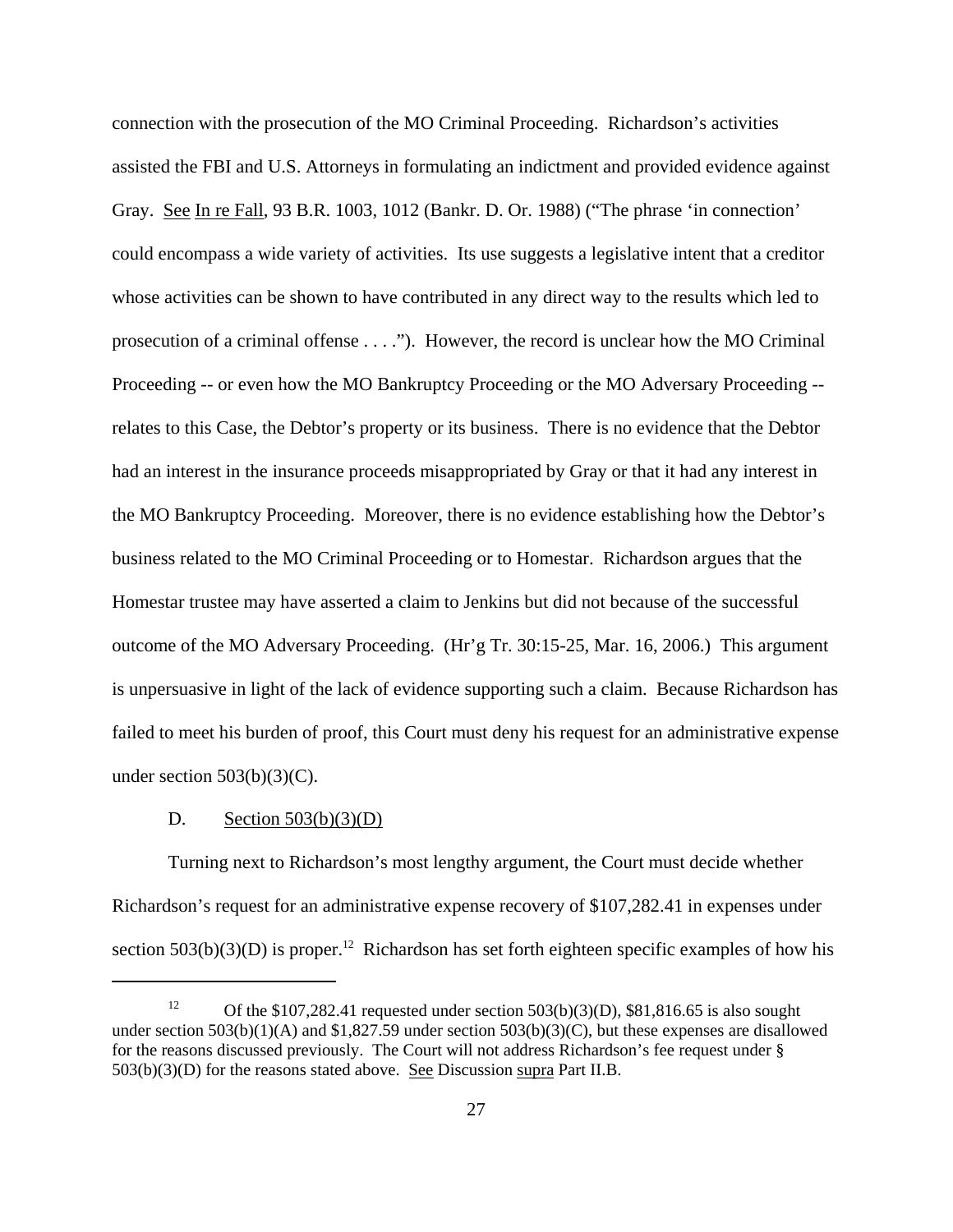connection with the prosecution of the MO Criminal Proceeding. Richardson's activities assisted the FBI and U.S. Attorneys in formulating an indictment and provided evidence against Gray. See In re Fall, 93 B.R. 1003, 1012 (Bankr. D. Or. 1988) ("The phrase 'in connection' could encompass a wide variety of activities. Its use suggests a legislative intent that a creditor whose activities can be shown to have contributed in any direct way to the results which led to prosecution of a criminal offense . . . ."). However, the record is unclear how the MO Criminal Proceeding -- or even how the MO Bankruptcy Proceeding or the MO Adversary Proceeding -- relates to this Case, the Debtor's property or its business. There is no evidence that the Debtor had an interest in the insurance proceeds misappropriated by Gray or that it had any interest in the MO Bankruptcy Proceeding. Moreover, there is no evidence establishing how the Debtor's business related to the MO Criminal Proceeding or to Homestar. Richardson argues that the Homestar trustee may have asserted a claim to Jenkins but did not because of the successful outcome of the MO Adversary Proceeding. (Hr'g Tr. 30:15-25, Mar. 16, 2006.) This argument is unpersuasive in light of the lack of evidence supporting such a claim. Because Richardson has failed to meet his burden of proof, this Court must deny his request for an administrative expense under section 503(b)(3)(C).

D. Section 503(b)(3)(D)

Turning next to Richardson's most lengthy argument, the Court must decide whether Richardson's request for an administrative expense recovery of $107,282.41 in expenses under section 503(b)(3)(D) is proper.[12] Richardson has set forth eighteen specific examples of how his

[12] Of the $107,282.41 requested under section 503(b)(3)(D), $81,816.65 is also sought under section 503(b)(1)(A) and $1,827.59 under section 503(b)(3)(C), but these expenses are disallowed for the reasons discussed previously. The Court will not address Richardson's fee request under § 503(b)(3)(D) for the reasons stated above. See Discussion supra Part II.B.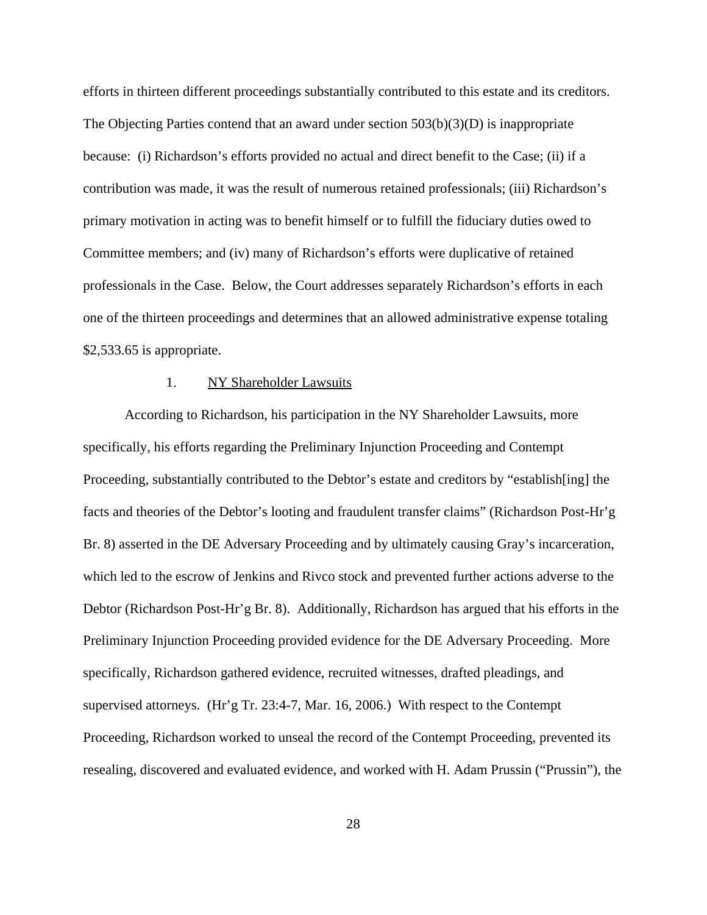efforts in thirteen different proceedings substantially contributed to this estate and its creditors. The Objecting Parties contend that an award under section 503(b)(3)(D) is inappropriate because: (i) Richardson's efforts provided no actual and direct benefit to the Case; (ii) if a contribution was made, it was the result of numerous retained professionals; (iii) Richardson's primary motivation in acting was to benefit himself or to fulfill the fiduciary duties owed to Committee members; and (iv) many of Richardson's efforts were duplicative of retained professionals in the Case. Below, the Court addresses separately Richardson's efforts in each one of the thirteen proceedings and determines that an allowed administrative expense totaling $2,533.65 is appropriate.

1. <u>NY Shareholder Lawsuits</u>

According to Richardson, his participation in the NY Shareholder Lawsuits, more specifically, his efforts regarding the Preliminary Injunction Proceeding and Contempt Proceeding, substantially contributed to the Debtor's estate and creditors by "establish[ing] the facts and theories of the Debtor's looting and fraudulent transfer claims" (Richardson Post-Hr'g Br. 8) asserted in the DE Adversary Proceeding and by ultimately causing Gray's incarceration, which led to the escrow of Jenkins and Rivco stock and prevented further actions adverse to the Debtor (Richardson Post-Hr'g Br. 8). Additionally, Richardson has argued that his efforts in the Preliminary Injunction Proceeding provided evidence for the DE Adversary Proceeding. More specifically, Richardson gathered evidence, recruited witnesses, drafted pleadings, and supervised attorneys. (Hr'g Tr. 23:4-7, Mar. 16, 2006.) With respect to the Contempt Proceeding, Richardson worked to unseal the record of the Contempt Proceeding, prevented its resealing, discovered and evaluated evidence, and worked with H. Adam Prussin ("Prussin"), the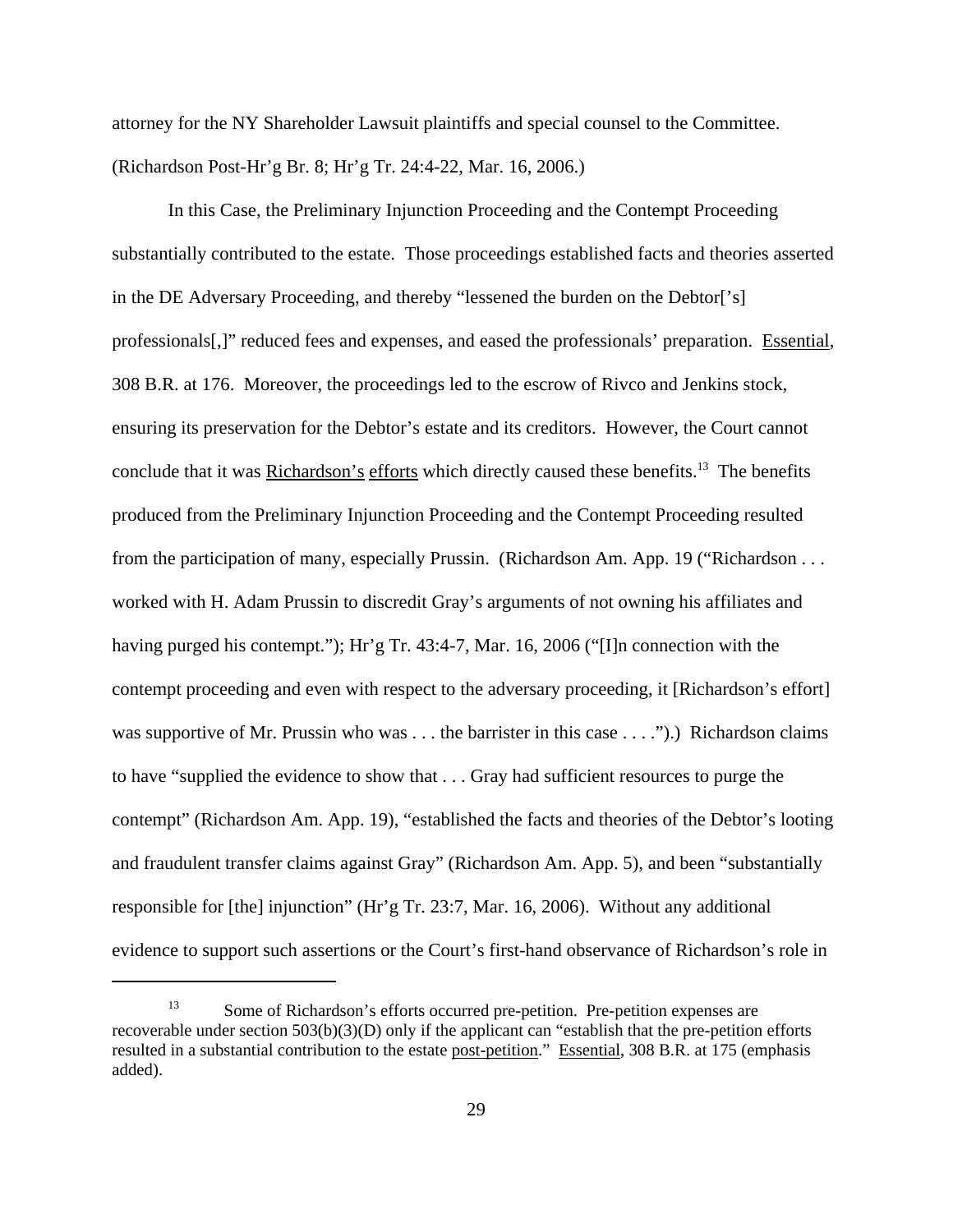attorney for the NY Shareholder Lawsuit plaintiffs and special counsel to the Committee. (Richardson Post-Hr'g Br. 8; Hr'g Tr. 24:4-22, Mar. 16, 2006.)

In this Case, the Preliminary Injunction Proceeding and the Contempt Proceeding substantially contributed to the estate. Those proceedings established facts and theories asserted in the DE Adversary Proceeding, and thereby "lessened the burden on the Debtor['s] professionals[,]" reduced fees and expenses, and eased the professionals' preparation. Essential, 308 B.R. at 176. Moreover, the proceedings led to the escrow of Rivco and Jenkins stock, ensuring its preservation for the Debtor's estate and its creditors. However, the Court cannot conclude that it was Richardson's efforts which directly caused these benefits.[13] The benefits produced from the Preliminary Injunction Proceeding and the Contempt Proceeding resulted from the participation of many, especially Prussin. (Richardson Am. App. 19 ("Richardson . . . worked with H. Adam Prussin to discredit Gray's arguments of not owning his affiliates and having purged his contempt."); Hr'g Tr. 43:4-7, Mar. 16, 2006 ("[I]n connection with the contempt proceeding and even with respect to the adversary proceeding, it [Richardson's effort] was supportive of Mr. Prussin who was . . . the barrister in this case . . . .").) Richardson claims to have "supplied the evidence to show that . . . Gray had sufficient resources to purge the contempt" (Richardson Am. App. 19), "established the facts and theories of the Debtor's looting and fraudulent transfer claims against Gray" (Richardson Am. App. 5), and been "substantially responsible for [the] injunction" (Hr'g Tr. 23:7, Mar. 16, 2006). Without any additional evidence to support such assertions or the Court's first-hand observance of Richardson's role in

[13] Some of Richardson's efforts occurred pre-petition. Pre-petition expenses are recoverable under section 503(b)(3)(D) only if the applicant can "establish that the pre-petition efforts resulted in a substantial contribution to the estate post-petition." Essential, 308 B.R. at 175 (emphasis added).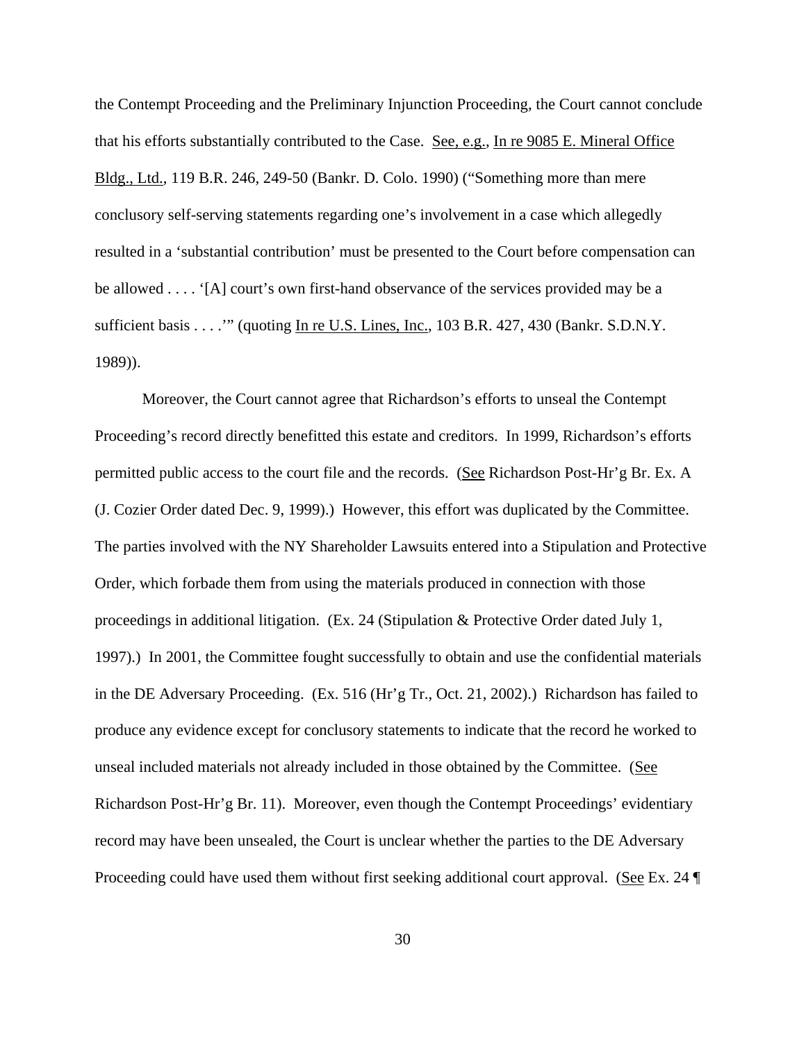the Contempt Proceeding and the Preliminary Injunction Proceeding, the Court cannot conclude that his efforts substantially contributed to the Case. See, e.g., In re 9085 E. Mineral Office Bldg., Ltd., 119 B.R. 246, 249-50 (Bankr. D. Colo. 1990) ("Something more than mere conclusory self-serving statements regarding one's involvement in a case which allegedly resulted in a 'substantial contribution' must be presented to the Court before compensation can be allowed . . . . '[A] court's own first-hand observance of the services provided may be a sufficient basis . . . .'" (quoting In re U.S. Lines, Inc., 103 B.R. 427, 430 (Bankr. S.D.N.Y. 1989)).

Moreover, the Court cannot agree that Richardson's efforts to unseal the Contempt Proceeding's record directly benefitted this estate and creditors. In 1999, Richardson's efforts permitted public access to the court file and the records. (See Richardson Post-Hr'g Br. Ex. A (J. Cozier Order dated Dec. 9, 1999).) However, this effort was duplicated by the Committee. The parties involved with the NY Shareholder Lawsuits entered into a Stipulation and Protective Order, which forbade them from using the materials produced in connection with those proceedings in additional litigation. (Ex. 24 (Stipulation & Protective Order dated July 1, 1997).) In 2001, the Committee fought successfully to obtain and use the confidential materials in the DE Adversary Proceeding. (Ex. 516 (Hr'g Tr., Oct. 21, 2002).) Richardson has failed to produce any evidence except for conclusory statements to indicate that the record he worked to unseal included materials not already included in those obtained by the Committee. (See Richardson Post-Hr'g Br. 11). Moreover, even though the Contempt Proceedings' evidentiary record may have been unsealed, the Court is unclear whether the parties to the DE Adversary Proceeding could have used them without first seeking additional court approval. (See Ex. 24 ¶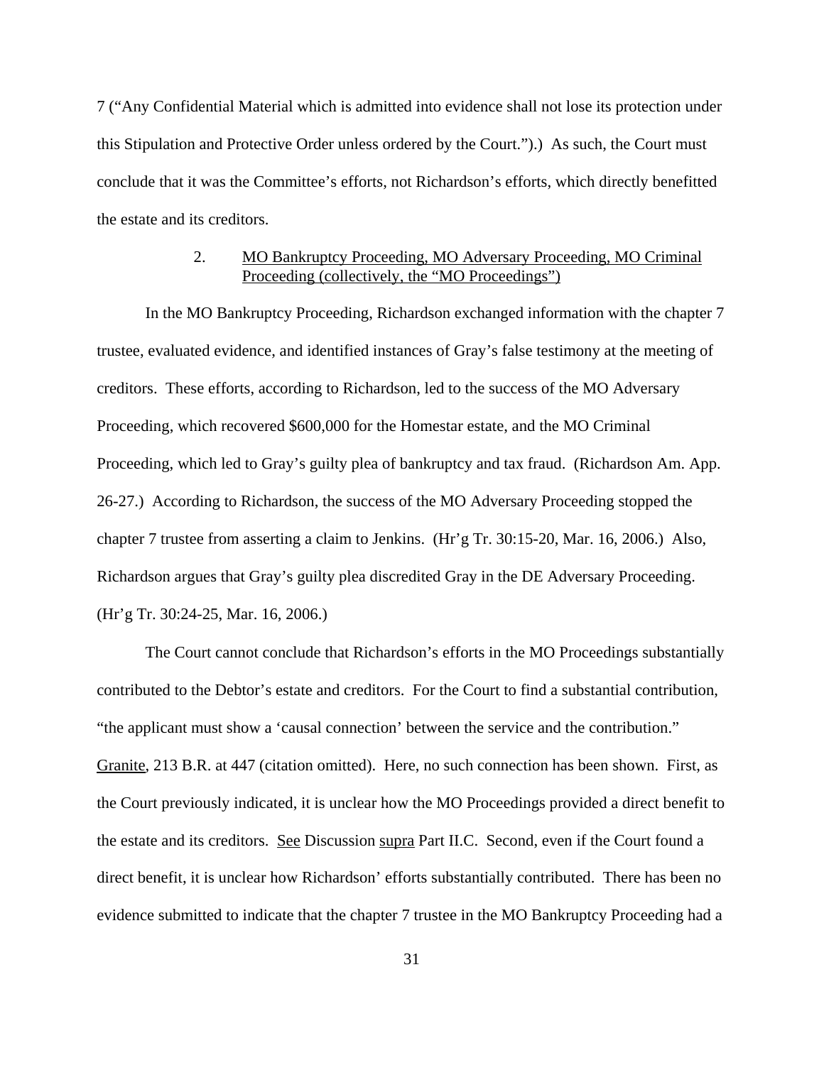7 ("Any Confidential Material which is admitted into evidence shall not lose its protection under this Stipulation and Protective Order unless ordered by the Court.").) As such, the Court must conclude that it was the Committee's efforts, not Richardson's efforts, which directly benefitted the estate and its creditors.

2. MO Bankruptcy Proceeding, MO Adversary Proceeding, MO Criminal Proceeding (collectively, the "MO Proceedings")

In the MO Bankruptcy Proceeding, Richardson exchanged information with the chapter 7 trustee, evaluated evidence, and identified instances of Gray's false testimony at the meeting of creditors. These efforts, according to Richardson, led to the success of the MO Adversary Proceeding, which recovered $600,000 for the Homestar estate, and the MO Criminal Proceeding, which led to Gray's guilty plea of bankruptcy and tax fraud. (Richardson Am. App. 26-27.) According to Richardson, the success of the MO Adversary Proceeding stopped the chapter 7 trustee from asserting a claim to Jenkins. (Hr'g Tr. 30:15-20, Mar. 16, 2006.) Also, Richardson argues that Gray's guilty plea discredited Gray in the DE Adversary Proceeding. (Hr'g Tr. 30:24-25, Mar. 16, 2006.)

The Court cannot conclude that Richardson's efforts in the MO Proceedings substantially contributed to the Debtor's estate and creditors. For the Court to find a substantial contribution, "the applicant must show a 'causal connection' between the service and the contribution." Granite, 213 B.R. at 447 (citation omitted). Here, no such connection has been shown. First, as the Court previously indicated, it is unclear how the MO Proceedings provided a direct benefit to the estate and its creditors. See Discussion supra Part II.C. Second, even if the Court found a direct benefit, it is unclear how Richardson' efforts substantially contributed. There has been no evidence submitted to indicate that the chapter 7 trustee in the MO Bankruptcy Proceeding had a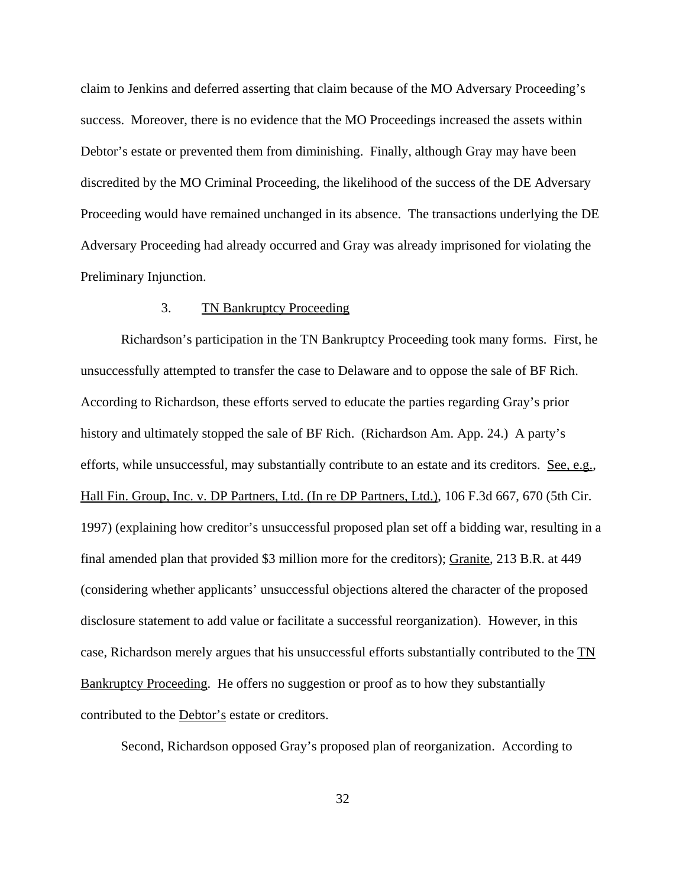claim to Jenkins and deferred asserting that claim because of the MO Adversary Proceeding's success. Moreover, there is no evidence that the MO Proceedings increased the assets within Debtor's estate or prevented them from diminishing. Finally, although Gray may have been discredited by the MO Criminal Proceeding, the likelihood of the success of the DE Adversary Proceeding would have remained unchanged in its absence. The transactions underlying the DE Adversary Proceeding had already occurred and Gray was already imprisoned for violating the Preliminary Injunction.

### 3. TN Bankruptcy Proceeding

Richardson's participation in the TN Bankruptcy Proceeding took many forms. First, he unsuccessfully attempted to transfer the case to Delaware and to oppose the sale of BF Rich. According to Richardson, these efforts served to educate the parties regarding Gray's prior history and ultimately stopped the sale of BF Rich. (Richardson Am. App. 24.) A party's efforts, while unsuccessful, may substantially contribute to an estate and its creditors. See, e.g., Hall Fin. Group, Inc. v. DP Partners, Ltd. (In re DP Partners, Ltd.), 106 F.3d 667, 670 (5th Cir. 1997) (explaining how creditor's unsuccessful proposed plan set off a bidding war, resulting in a final amended plan that provided $3 million more for the creditors); Granite, 213 B.R. at 449 (considering whether applicants' unsuccessful objections altered the character of the proposed disclosure statement to add value or facilitate a successful reorganization). However, in this case, Richardson merely argues that his unsuccessful efforts substantially contributed to the TN Bankruptcy Proceeding. He offers no suggestion or proof as to how they substantially contributed to the Debtor's estate or creditors.

Second, Richardson opposed Gray's proposed plan of reorganization. According to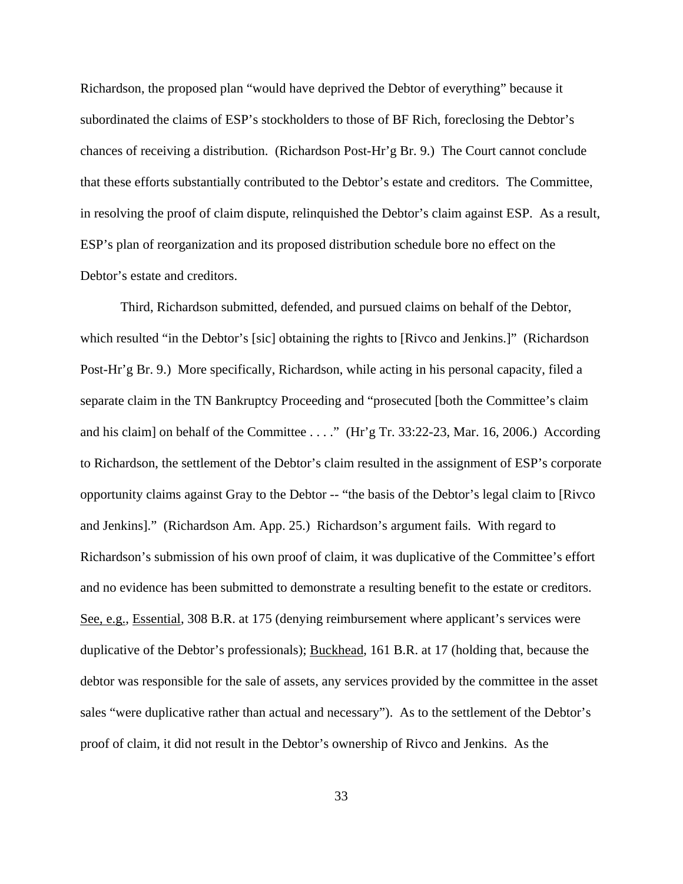Richardson, the proposed plan "would have deprived the Debtor of everything" because it subordinated the claims of ESP's stockholders to those of BF Rich, foreclosing the Debtor's chances of receiving a distribution. (Richardson Post-Hr'g Br. 9.) The Court cannot conclude that these efforts substantially contributed to the Debtor's estate and creditors. The Committee, in resolving the proof of claim dispute, relinquished the Debtor's claim against ESP. As a result, ESP's plan of reorganization and its proposed distribution schedule bore no effect on the Debtor's estate and creditors.

Third, Richardson submitted, defended, and pursued claims on behalf of the Debtor, which resulted "in the Debtor's [sic] obtaining the rights to [Rivco and Jenkins.]" (Richardson Post-Hr'g Br. 9.) More specifically, Richardson, while acting in his personal capacity, filed a separate claim in the TN Bankruptcy Proceeding and "prosecuted [both the Committee's claim and his claim] on behalf of the Committee . . . ." (Hr'g Tr. 33:22-23, Mar. 16, 2006.) According to Richardson, the settlement of the Debtor's claim resulted in the assignment of ESP's corporate opportunity claims against Gray to the Debtor -- "the basis of the Debtor's legal claim to [Rivco and Jenkins]." (Richardson Am. App. 25.) Richardson's argument fails. With regard to Richardson's submission of his own proof of claim, it was duplicative of the Committee's effort and no evidence has been submitted to demonstrate a resulting benefit to the estate or creditors. See, e.g., Essential, 308 B.R. at 175 (denying reimbursement where applicant's services were duplicative of the Debtor's professionals); Buckhead, 161 B.R. at 17 (holding that, because the debtor was responsible for the sale of assets, any services provided by the committee in the asset sales "were duplicative rather than actual and necessary"). As to the settlement of the Debtor's proof of claim, it did not result in the Debtor's ownership of Rivco and Jenkins. As the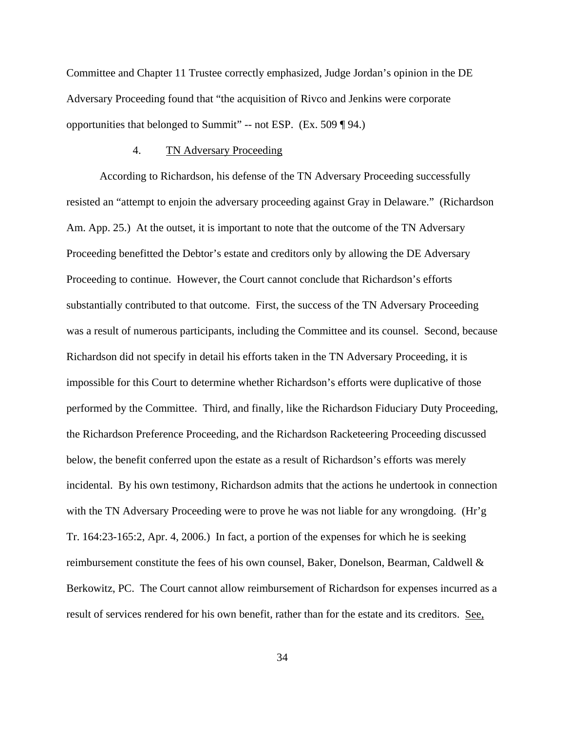Committee and Chapter 11 Trustee correctly emphasized, Judge Jordan's opinion in the DE Adversary Proceeding found that "the acquisition of Rivco and Jenkins were corporate opportunities that belonged to Summit" -- not ESP. (Ex. 509 ¶ 94.)

### 4. TN Adversary Proceeding

According to Richardson, his defense of the TN Adversary Proceeding successfully resisted an "attempt to enjoin the adversary proceeding against Gray in Delaware." (Richardson Am. App. 25.) At the outset, it is important to note that the outcome of the TN Adversary Proceeding benefitted the Debtor's estate and creditors only by allowing the DE Adversary Proceeding to continue. However, the Court cannot conclude that Richardson's efforts substantially contributed to that outcome. First, the success of the TN Adversary Proceeding was a result of numerous participants, including the Committee and its counsel. Second, because Richardson did not specify in detail his efforts taken in the TN Adversary Proceeding, it is impossible for this Court to determine whether Richardson's efforts were duplicative of those performed by the Committee. Third, and finally, like the Richardson Fiduciary Duty Proceeding, the Richardson Preference Proceeding, and the Richardson Racketeering Proceeding discussed below, the benefit conferred upon the estate as a result of Richardson's efforts was merely incidental. By his own testimony, Richardson admits that the actions he undertook in connection with the TN Adversary Proceeding were to prove he was not liable for any wrongdoing. (Hr'g Tr. 164:23-165:2, Apr. 4, 2006.) In fact, a portion of the expenses for which he is seeking reimbursement constitute the fees of his own counsel, Baker, Donelson, Bearman, Caldwell & Berkowitz, PC. The Court cannot allow reimbursement of Richardson for expenses incurred as a result of services rendered for his own benefit, rather than for the estate and its creditors. See,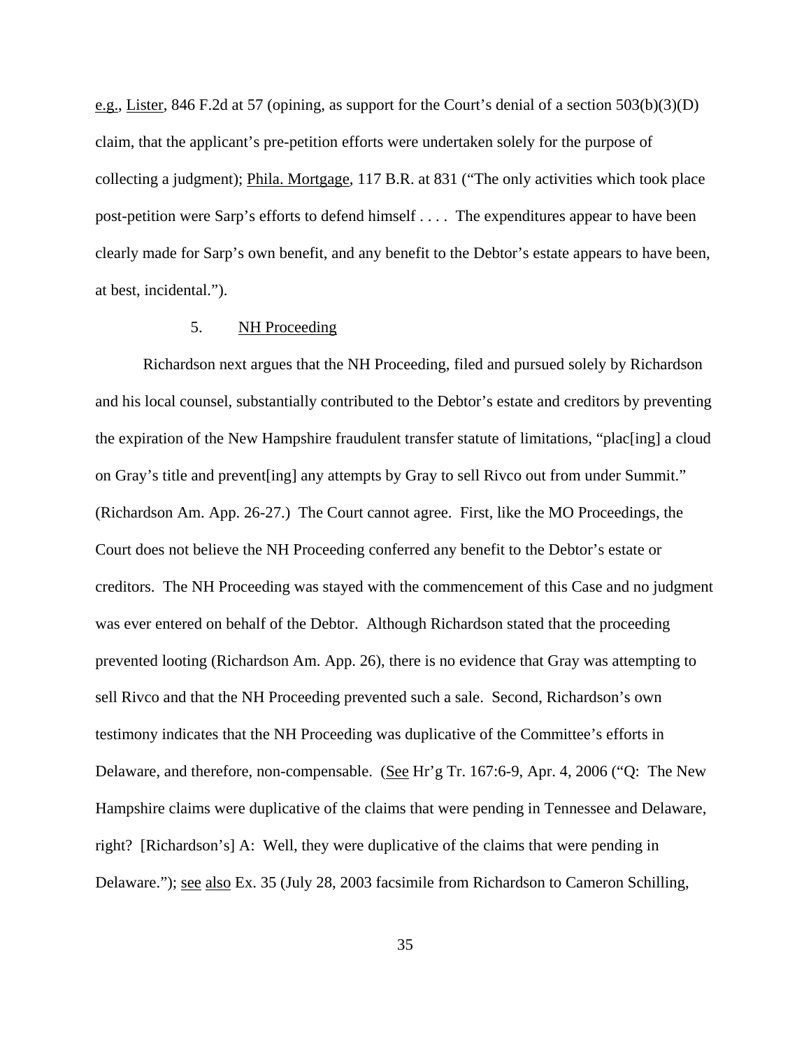e.g., Lister, 846 F.2d at 57 (opining, as support for the Court's denial of a section 503(b)(3)(D) claim, that the applicant's pre-petition efforts were undertaken solely for the purpose of collecting a judgment); Phila. Mortgage, 117 B.R. at 831 ("The only activities which took place post-petition were Sarp's efforts to defend himself . . . . The expenditures appear to have been clearly made for Sarp's own benefit, and any benefit to the Debtor's estate appears to have been, at best, incidental.").

5. NH Proceeding

Richardson next argues that the NH Proceeding, filed and pursued solely by Richardson and his local counsel, substantially contributed to the Debtor's estate and creditors by preventing the expiration of the New Hampshire fraudulent transfer statute of limitations, "plac[ing] a cloud on Gray's title and prevent[ing] any attempts by Gray to sell Rivco out from under Summit." (Richardson Am. App. 26-27.) The Court cannot agree. First, like the MO Proceedings, the Court does not believe the NH Proceeding conferred any benefit to the Debtor's estate or creditors. The NH Proceeding was stayed with the commencement of this Case and no judgment was ever entered on behalf of the Debtor. Although Richardson stated that the proceeding prevented looting (Richardson Am. App. 26), there is no evidence that Gray was attempting to sell Rivco and that the NH Proceeding prevented such a sale. Second, Richardson's own testimony indicates that the NH Proceeding was duplicative of the Committee's efforts in Delaware, and therefore, non-compensable. (See Hr'g Tr. 167:6-9, Apr. 4, 2006 ("Q: The New Hampshire claims were duplicative of the claims that were pending in Tennessee and Delaware, right? [Richardson's] A: Well, they were duplicative of the claims that were pending in Delaware."); see also Ex. 35 (July 28, 2003 facsimile from Richardson to Cameron Schilling,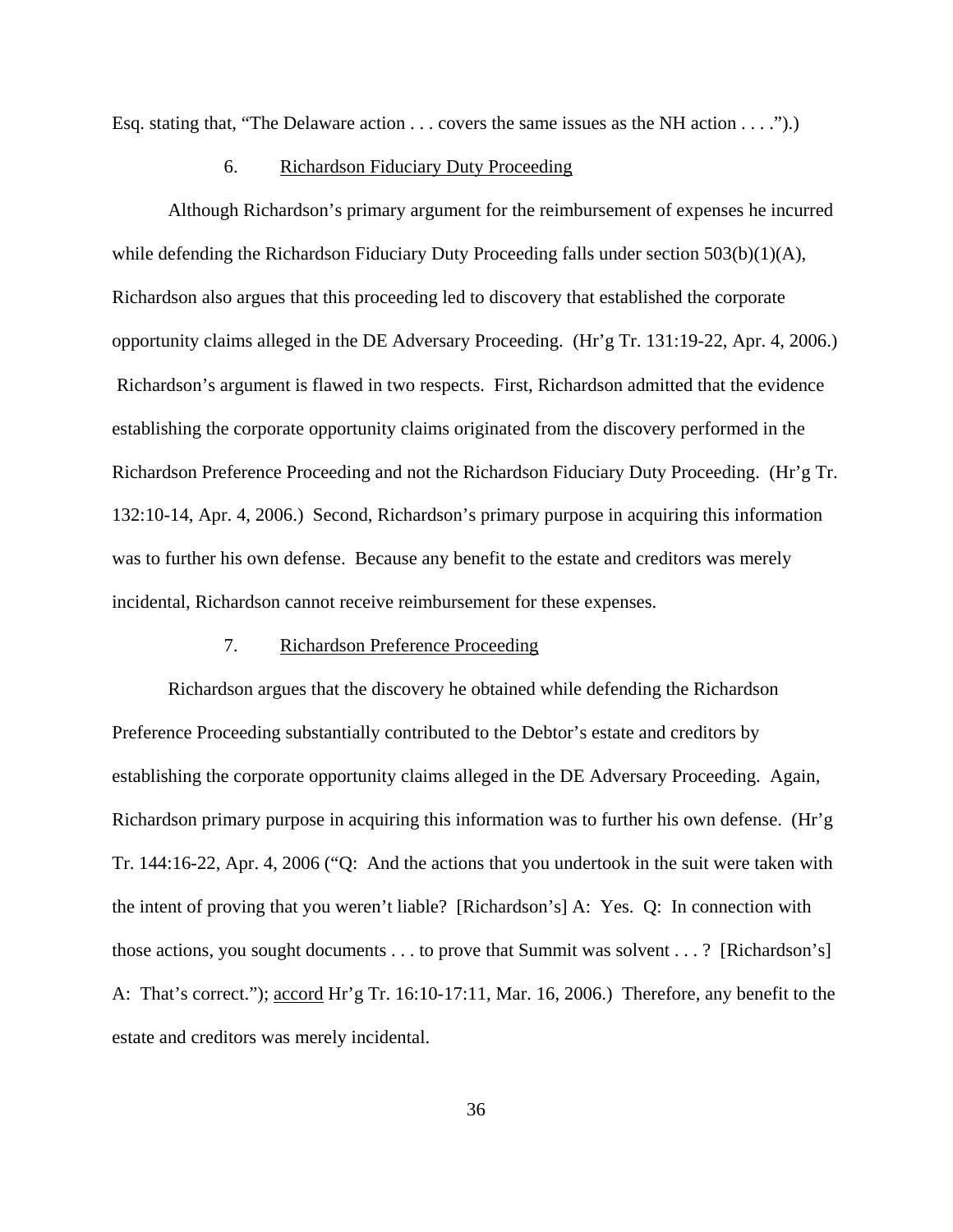Esq. stating that, "The Delaware action . . . covers the same issues as the NH action . . . .").)

### 6. Richardson Fiduciary Duty Proceeding

Although Richardson's primary argument for the reimbursement of expenses he incurred while defending the Richardson Fiduciary Duty Proceeding falls under section 503(b)(1)(A), Richardson also argues that this proceeding led to discovery that established the corporate opportunity claims alleged in the DE Adversary Proceeding. (Hr'g Tr. 131:19-22, Apr. 4, 2006.) Richardson's argument is flawed in two respects. First, Richardson admitted that the evidence establishing the corporate opportunity claims originated from the discovery performed in the Richardson Preference Proceeding and not the Richardson Fiduciary Duty Proceeding. (Hr'g Tr. 132:10-14, Apr. 4, 2006.) Second, Richardson's primary purpose in acquiring this information was to further his own defense. Because any benefit to the estate and creditors was merely incidental, Richardson cannot receive reimbursement for these expenses.

### 7. Richardson Preference Proceeding

Richardson argues that the discovery he obtained while defending the Richardson Preference Proceeding substantially contributed to the Debtor's estate and creditors by establishing the corporate opportunity claims alleged in the DE Adversary Proceeding. Again, Richardson primary purpose in acquiring this information was to further his own defense. (Hr'g Tr. 144:16-22, Apr. 4, 2006 ("Q: And the actions that you undertook in the suit were taken with the intent of proving that you weren't liable? [Richardson's] A: Yes. Q: In connection with those actions, you sought documents . . . to prove that Summit was solvent . . . ? [Richardson's] A: That's correct."); accord Hr'g Tr. 16:10-17:11, Mar. 16, 2006.) Therefore, any benefit to the estate and creditors was merely incidental.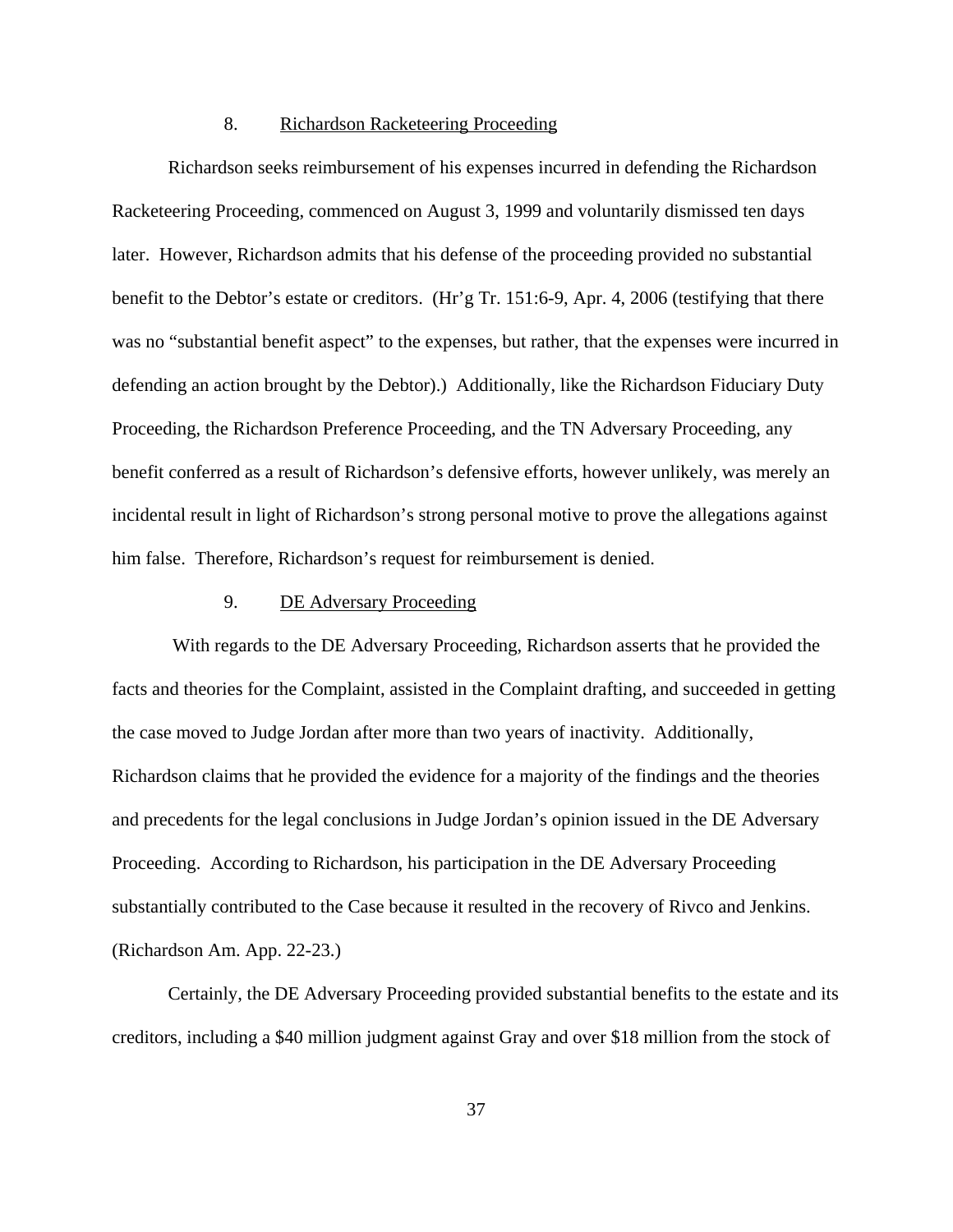### 8. <u>Richardson Racketeering Proceeding</u>

Richardson seeks reimbursement of his expenses incurred in defending the Richardson Racketeering Proceeding, commenced on August 3, 1999 and voluntarily dismissed ten days later. However, Richardson admits that his defense of the proceeding provided no substantial benefit to the Debtor's estate or creditors. (Hr'g Tr. 151:6-9, Apr. 4, 2006 (testifying that there was no "substantial benefit aspect" to the expenses, but rather, that the expenses were incurred in defending an action brought by the Debtor).) Additionally, like the Richardson Fiduciary Duty Proceeding, the Richardson Preference Proceeding, and the TN Adversary Proceeding, any benefit conferred as a result of Richardson's defensive efforts, however unlikely, was merely an incidental result in light of Richardson's strong personal motive to prove the allegations against him false. Therefore, Richardson's request for reimbursement is denied.

### 9. <u>DE Adversary Proceeding</u>

With regards to the DE Adversary Proceeding, Richardson asserts that he provided the facts and theories for the Complaint, assisted in the Complaint drafting, and succeeded in getting the case moved to Judge Jordan after more than two years of inactivity. Additionally, Richardson claims that he provided the evidence for a majority of the findings and the theories and precedents for the legal conclusions in Judge Jordan's opinion issued in the DE Adversary Proceeding. According to Richardson, his participation in the DE Adversary Proceeding substantially contributed to the Case because it resulted in the recovery of Rivco and Jenkins. (Richardson Am. App. 22-23.)

Certainly, the DE Adversary Proceeding provided substantial benefits to the estate and its creditors, including a $40 million judgment against Gray and over $18 million from the stock of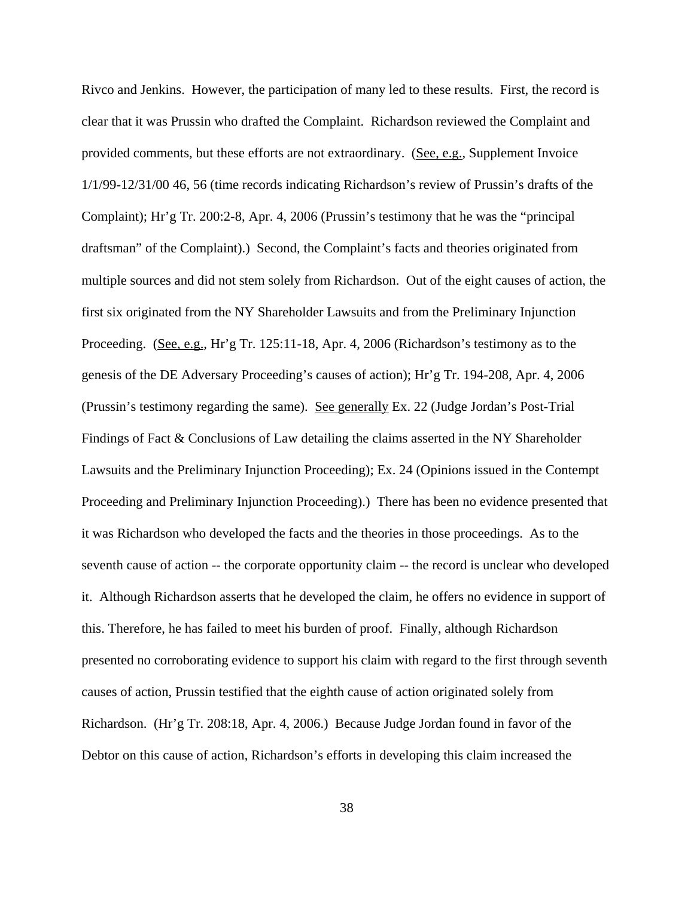Rivco and Jenkins. However, the participation of many led to these results. First, the record is clear that it was Prussin who drafted the Complaint. Richardson reviewed the Complaint and provided comments, but these efforts are not extraordinary. (See, e.g., Supplement Invoice 1/1/99-12/31/00 46, 56 (time records indicating Richardson's review of Prussin's drafts of the Complaint); Hr'g Tr. 200:2-8, Apr. 4, 2006 (Prussin's testimony that he was the "principal draftsman" of the Complaint).) Second, the Complaint's facts and theories originated from multiple sources and did not stem solely from Richardson. Out of the eight causes of action, the first six originated from the NY Shareholder Lawsuits and from the Preliminary Injunction Proceeding. (See, e.g., Hr'g Tr. 125:11-18, Apr. 4, 2006 (Richardson's testimony as to the genesis of the DE Adversary Proceeding's causes of action); Hr'g Tr. 194-208, Apr. 4, 2006 (Prussin's testimony regarding the same). See generally Ex. 22 (Judge Jordan's Post-Trial Findings of Fact & Conclusions of Law detailing the claims asserted in the NY Shareholder Lawsuits and the Preliminary Injunction Proceeding); Ex. 24 (Opinions issued in the Contempt Proceeding and Preliminary Injunction Proceeding).) There has been no evidence presented that it was Richardson who developed the facts and the theories in those proceedings. As to the seventh cause of action -- the corporate opportunity claim -- the record is unclear who developed it. Although Richardson asserts that he developed the claim, he offers no evidence in support of this. Therefore, he has failed to meet his burden of proof. Finally, although Richardson presented no corroborating evidence to support his claim with regard to the first through seventh causes of action, Prussin testified that the eighth cause of action originated solely from Richardson. (Hr'g Tr. 208:18, Apr. 4, 2006.) Because Judge Jordan found in favor of the Debtor on this cause of action, Richardson's efforts in developing this claim increased the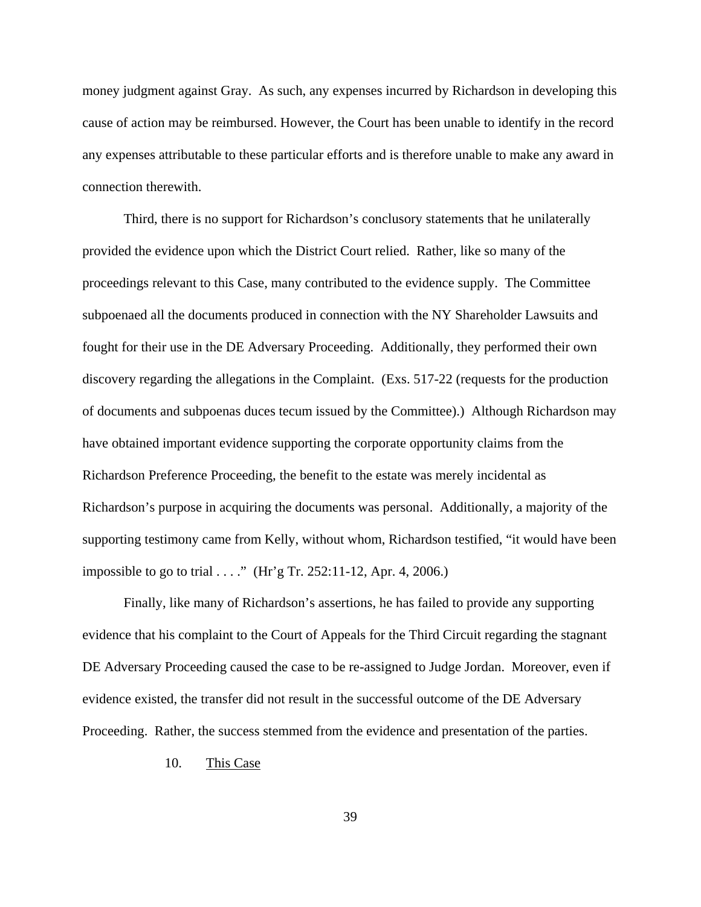money judgment against Gray. As such, any expenses incurred by Richardson in developing this cause of action may be reimbursed. However, the Court has been unable to identify in the record any expenses attributable to these particular efforts and is therefore unable to make any award in connection therewith.

Third, there is no support for Richardson's conclusory statements that he unilaterally provided the evidence upon which the District Court relied. Rather, like so many of the proceedings relevant to this Case, many contributed to the evidence supply. The Committee subpoenaed all the documents produced in connection with the NY Shareholder Lawsuits and fought for their use in the DE Adversary Proceeding. Additionally, they performed their own discovery regarding the allegations in the Complaint. (Exs. 517-22 (requests for the production of documents and subpoenas duces tecum issued by the Committee).) Although Richardson may have obtained important evidence supporting the corporate opportunity claims from the Richardson Preference Proceeding, the benefit to the estate was merely incidental as Richardson's purpose in acquiring the documents was personal. Additionally, a majority of the supporting testimony came from Kelly, without whom, Richardson testified, "it would have been impossible to go to trial . . . ." (Hr'g Tr. 252:11-12, Apr. 4, 2006.)

Finally, like many of Richardson's assertions, he has failed to provide any supporting evidence that his complaint to the Court of Appeals for the Third Circuit regarding the stagnant DE Adversary Proceeding caused the case to be re-assigned to Judge Jordan. Moreover, even if evidence existed, the transfer did not result in the successful outcome of the DE Adversary Proceeding. Rather, the success stemmed from the evidence and presentation of the parties.

10. This Case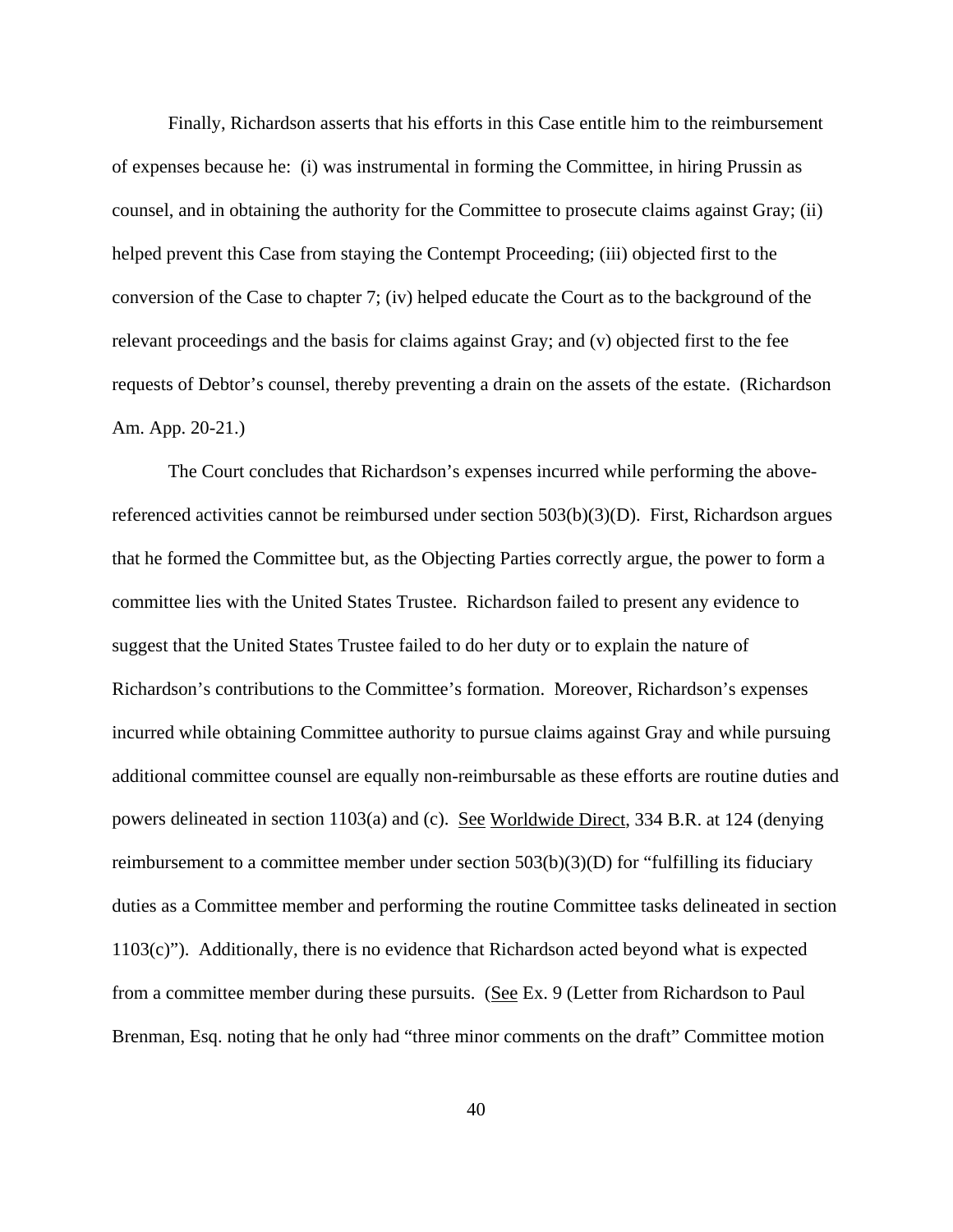Finally, Richardson asserts that his efforts in this Case entitle him to the reimbursement of expenses because he: (i) was instrumental in forming the Committee, in hiring Prussin as counsel, and in obtaining the authority for the Committee to prosecute claims against Gray; (ii) helped prevent this Case from staying the Contempt Proceeding; (iii) objected first to the conversion of the Case to chapter 7; (iv) helped educate the Court as to the background of the relevant proceedings and the basis for claims against Gray; and (v) objected first to the fee requests of Debtor's counsel, thereby preventing a drain on the assets of the estate. (Richardson Am. App. 20-21.)

The Court concludes that Richardson's expenses incurred while performing the above-referenced activities cannot be reimbursed under section 503(b)(3)(D). First, Richardson argues that he formed the Committee but, as the Objecting Parties correctly argue, the power to form a committee lies with the United States Trustee. Richardson failed to present any evidence to suggest that the United States Trustee failed to do her duty or to explain the nature of Richardson's contributions to the Committee's formation. Moreover, Richardson's expenses incurred while obtaining Committee authority to pursue claims against Gray and while pursuing additional committee counsel are equally non-reimbursable as these efforts are routine duties and powers delineated in section 1103(a) and (c). <u>See</u> <u>Worldwide Direct</u>, 334 B.R. at 124 (denying reimbursement to a committee member under section 503(b)(3)(D) for "fulfilling its fiduciary duties as a Committee member and performing the routine Committee tasks delineated in section 1103(c)"). Additionally, there is no evidence that Richardson acted beyond what is expected from a committee member during these pursuits. (<u>See</u> Ex. 9 (Letter from Richardson to Paul Brenman, Esq. noting that he only had "three minor comments on the draft" Committee motion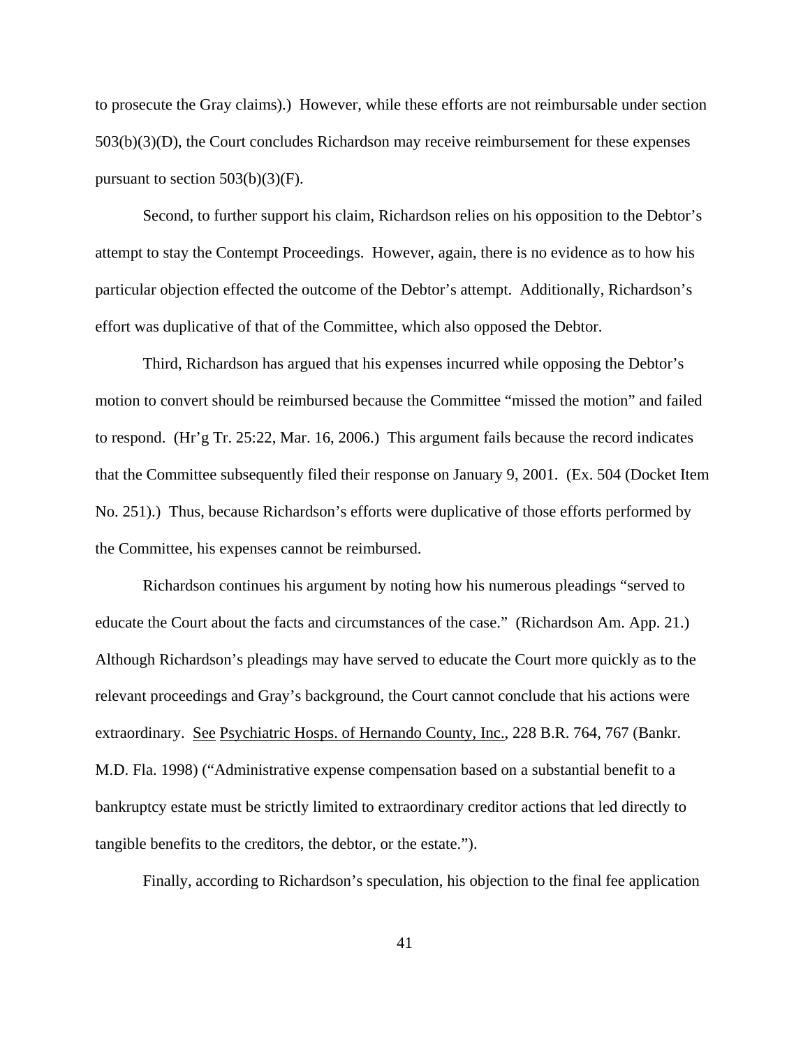to prosecute the Gray claims).) However, while these efforts are not reimbursable under section 503(b)(3)(D), the Court concludes Richardson may receive reimbursement for these expenses pursuant to section 503(b)(3)(F).

Second, to further support his claim, Richardson relies on his opposition to the Debtor's attempt to stay the Contempt Proceedings. However, again, there is no evidence as to how his particular objection effected the outcome of the Debtor's attempt. Additionally, Richardson's effort was duplicative of that of the Committee, which also opposed the Debtor.

Third, Richardson has argued that his expenses incurred while opposing the Debtor's motion to convert should be reimbursed because the Committee "missed the motion" and failed to respond. (Hr'g Tr. 25:22, Mar. 16, 2006.) This argument fails because the record indicates that the Committee subsequently filed their response on January 9, 2001. (Ex. 504 (Docket Item No. 251).) Thus, because Richardson's efforts were duplicative of those efforts performed by the Committee, his expenses cannot be reimbursed.

Richardson continues his argument by noting how his numerous pleadings "served to educate the Court about the facts and circumstances of the case." (Richardson Am. App. 21.) Although Richardson's pleadings may have served to educate the Court more quickly as to the relevant proceedings and Gray's background, the Court cannot conclude that his actions were extraordinary. See Psychiatric Hosps. of Hernando County, Inc., 228 B.R. 764, 767 (Bankr. M.D. Fla. 1998) ("Administrative expense compensation based on a substantial benefit to a bankruptcy estate must be strictly limited to extraordinary creditor actions that led directly to tangible benefits to the creditors, the debtor, or the estate.").

Finally, according to Richardson's speculation, his objection to the final fee application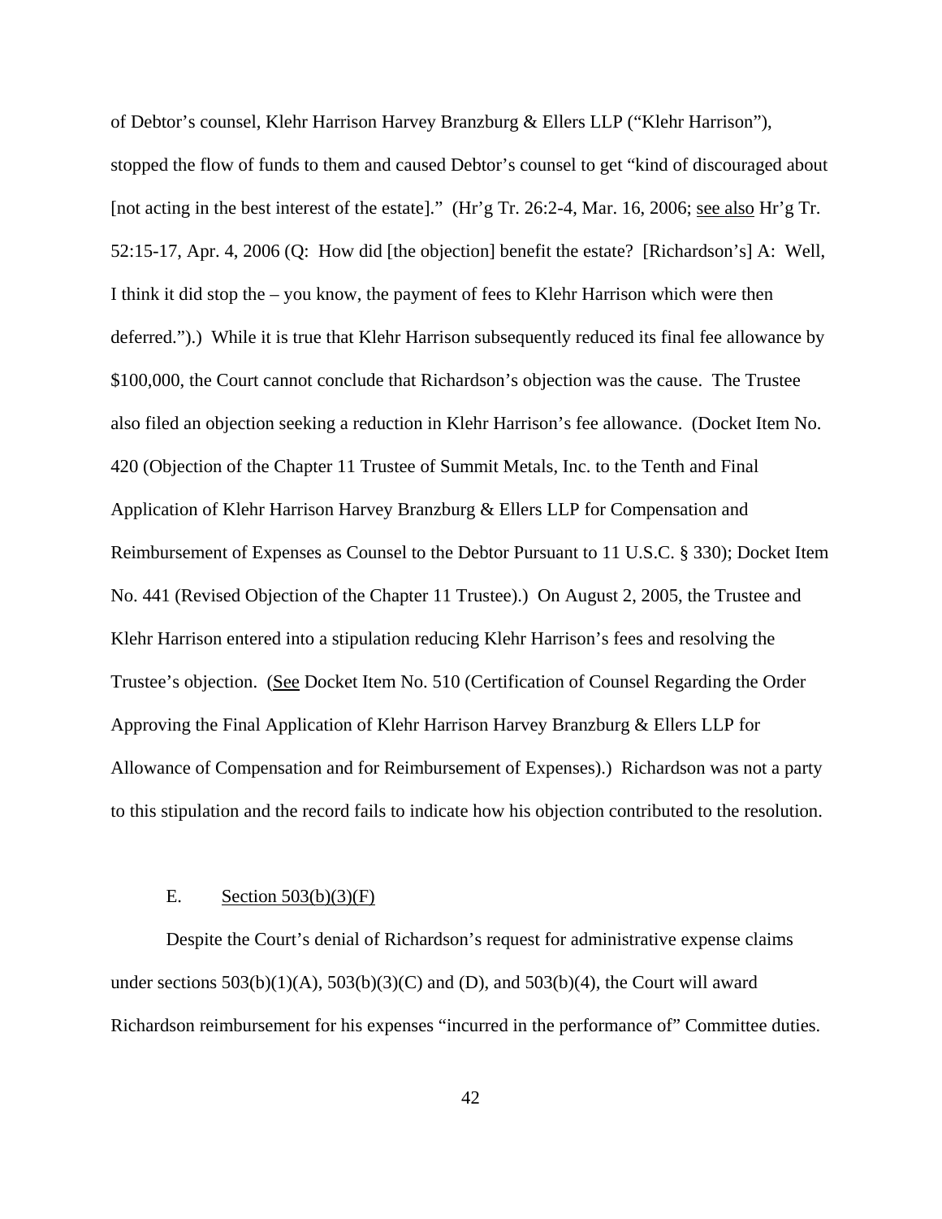of Debtor's counsel, Klehr Harrison Harvey Branzburg & Ellers LLP ("Klehr Harrison"), stopped the flow of funds to them and caused Debtor's counsel to get "kind of discouraged about [not acting in the best interest of the estate]." (Hr'g Tr. 26:2-4, Mar. 16, 2006; see also Hr'g Tr. 52:15-17, Apr. 4, 2006 (Q: How did [the objection] benefit the estate? [Richardson's] A: Well, I think it did stop the – you know, the payment of fees to Klehr Harrison which were then deferred.").) While it is true that Klehr Harrison subsequently reduced its final fee allowance by $100,000, the Court cannot conclude that Richardson's objection was the cause. The Trustee also filed an objection seeking a reduction in Klehr Harrison's fee allowance. (Docket Item No. 420 (Objection of the Chapter 11 Trustee of Summit Metals, Inc. to the Tenth and Final Application of Klehr Harrison Harvey Branzburg & Ellers LLP for Compensation and Reimbursement of Expenses as Counsel to the Debtor Pursuant to 11 U.S.C. § 330); Docket Item No. 441 (Revised Objection of the Chapter 11 Trustee).) On August 2, 2005, the Trustee and Klehr Harrison entered into a stipulation reducing Klehr Harrison's fees and resolving the Trustee's objection. (See Docket Item No. 510 (Certification of Counsel Regarding the Order Approving the Final Application of Klehr Harrison Harvey Branzburg & Ellers LLP for Allowance of Compensation and for Reimbursement of Expenses).) Richardson was not a party to this stipulation and the record fails to indicate how his objection contributed to the resolution.

## E. Section 503(b)(3)(F)

Despite the Court's denial of Richardson's request for administrative expense claims under sections 503(b)(1)(A), 503(b)(3)(C) and (D), and 503(b)(4), the Court will award Richardson reimbursement for his expenses "incurred in the performance of" Committee duties.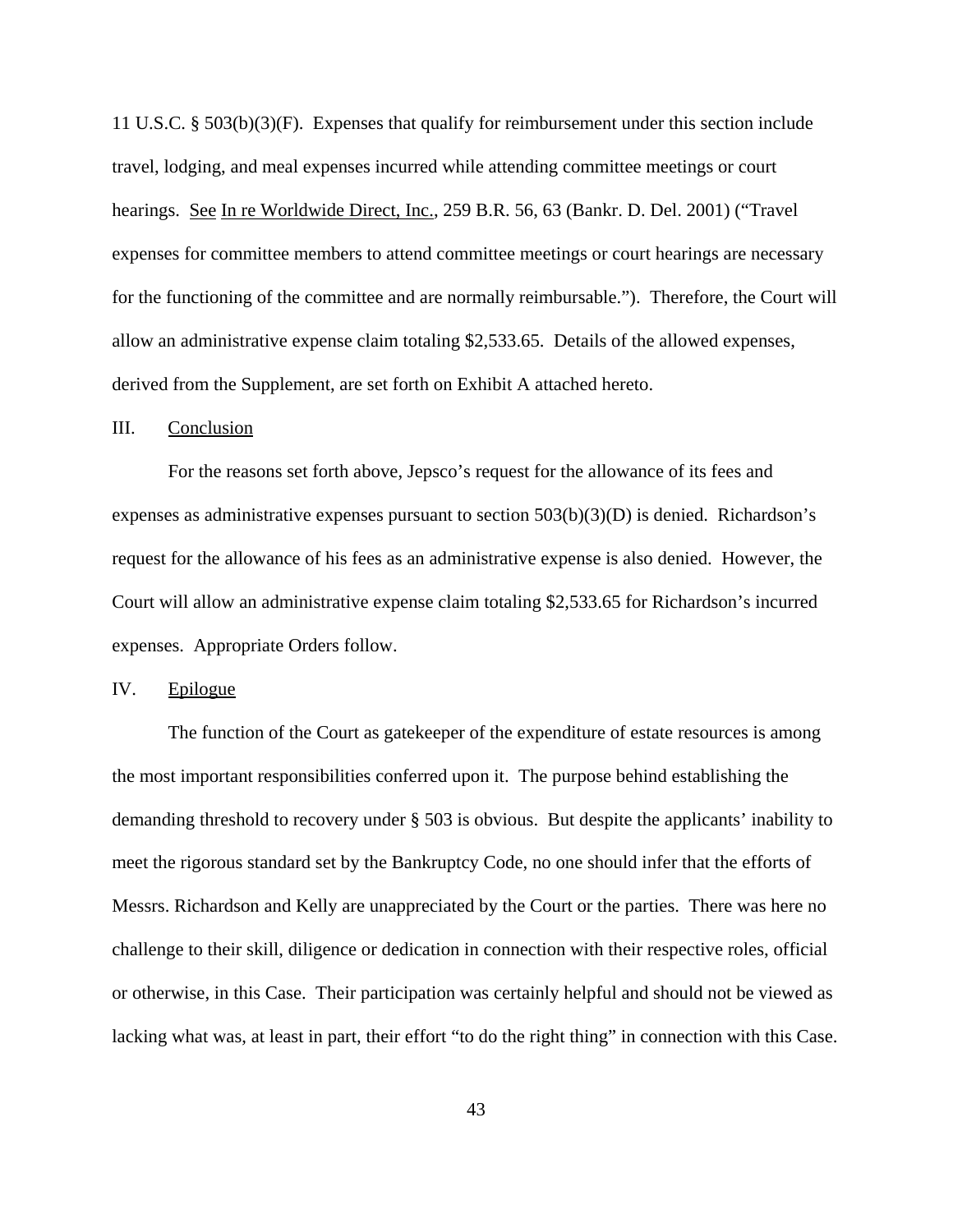11 U.S.C. § 503(b)(3)(F). Expenses that qualify for reimbursement under this section include travel, lodging, and meal expenses incurred while attending committee meetings or court hearings. See In re Worldwide Direct, Inc., 259 B.R. 56, 63 (Bankr. D. Del. 2001) ("Travel expenses for committee members to attend committee meetings or court hearings are necessary for the functioning of the committee and are normally reimbursable."). Therefore, the Court will allow an administrative expense claim totaling $2,533.65. Details of the allowed expenses, derived from the Supplement, are set forth on Exhibit A attached hereto.

## III. Conclusion

For the reasons set forth above, Jepsco's request for the allowance of its fees and expenses as administrative expenses pursuant to section 503(b)(3)(D) is denied. Richardson's request for the allowance of his fees as an administrative expense is also denied. However, the Court will allow an administrative expense claim totaling $2,533.65 for Richardson's incurred expenses. Appropriate Orders follow.

## IV. Epilogue

The function of the Court as gatekeeper of the expenditure of estate resources is among the most important responsibilities conferred upon it. The purpose behind establishing the demanding threshold to recovery under § 503 is obvious. But despite the applicants' inability to meet the rigorous standard set by the Bankruptcy Code, no one should infer that the efforts of Messrs. Richardson and Kelly are unappreciated by the Court or the parties. There was here no challenge to their skill, diligence or dedication in connection with their respective roles, official or otherwise, in this Case. Their participation was certainly helpful and should not be viewed as lacking what was, at least in part, their effort "to do the right thing" in connection with this Case.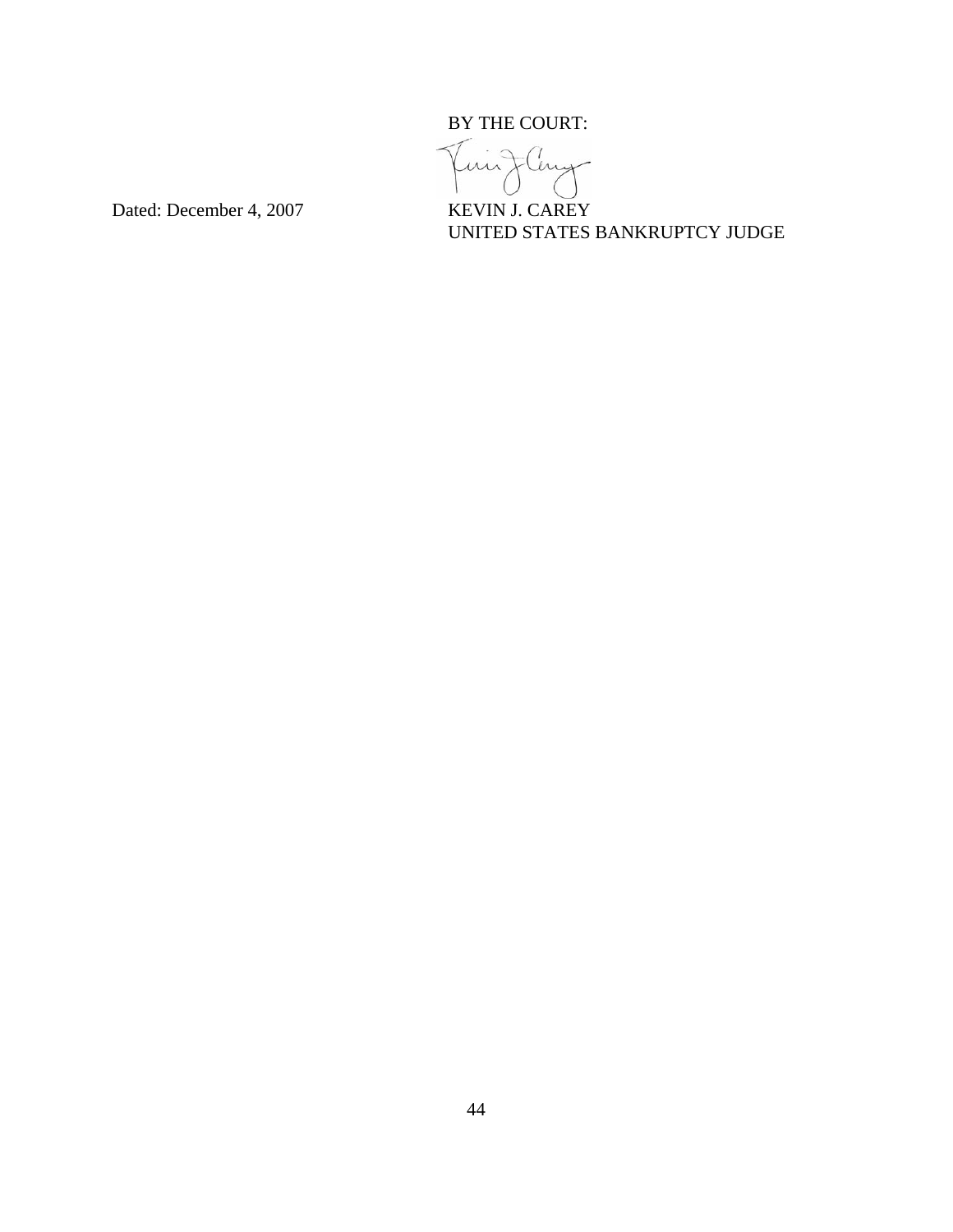BY THE COURT:

Dated: December 4, 2007

KEVIN J. CAREY
UNITED STATES BANKRUPTCY JUDGE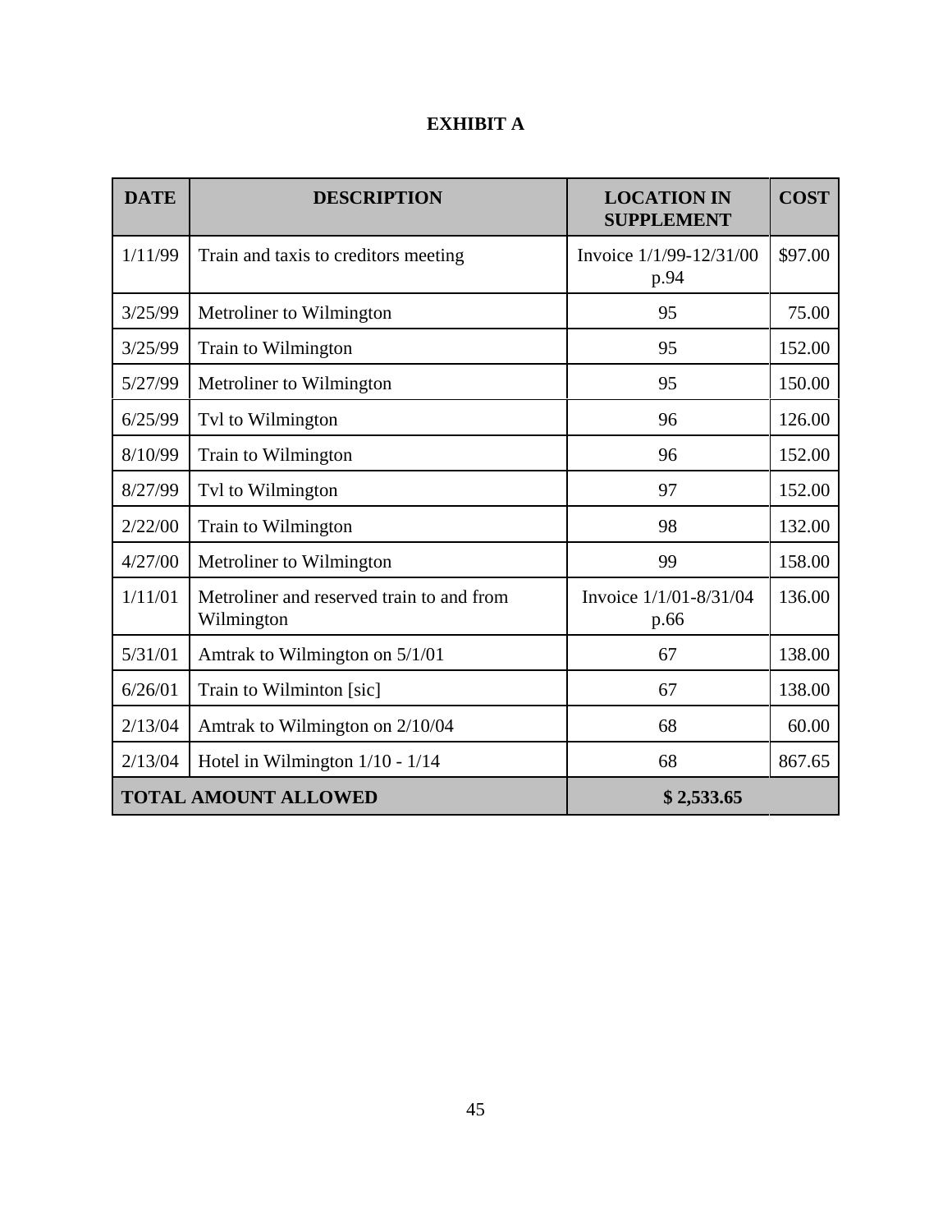# EXHIBIT A

| DATE | DESCRIPTION | LOCATION IN SUPPLEMENT | COST |
|---|---|---|---|
| 1/11/99 | Train and taxis to creditors meeting | Invoice 1/1/99-12/31/00 p.94 | $97.00 |
| 3/25/99 | Metroliner to Wilmington | 95 | 75.00 |
| 3/25/99 | Train to Wilmington | 95 | 152.00 |
| 5/27/99 | Metroliner to Wilmington | 95 | 150.00 |
| 6/25/99 | Tvl to Wilmington | 96 | 126.00 |
| 8/10/99 | Train to Wilmington | 96 | 152.00 |
| 8/27/99 | Tvl to Wilmington | 97 | 152.00 |
| 2/22/00 | Train to Wilmington | 98 | 132.00 |
| 4/27/00 | Metroliner to Wilmington | 99 | 158.00 |
| 1/11/01 | Metroliner and reserved train to and from Wilmington | Invoice 1/1/01-8/31/04 p.66 | 136.00 |
| 5/31/01 | Amtrak to Wilmington on 5/1/01 | 67 | 138.00 |
| 6/26/01 | Train to Wilminton [sic] | 67 | 138.00 |
| 2/13/04 | Amtrak to Wilmington on 2/10/04 | 68 | 60.00 |
| 2/13/04 | Hotel in Wilmington 1/10 - 1/14 | 68 | 867.65 |
| **TOTAL AMOUNT ALLOWED** | | **$ 2,533.65** | |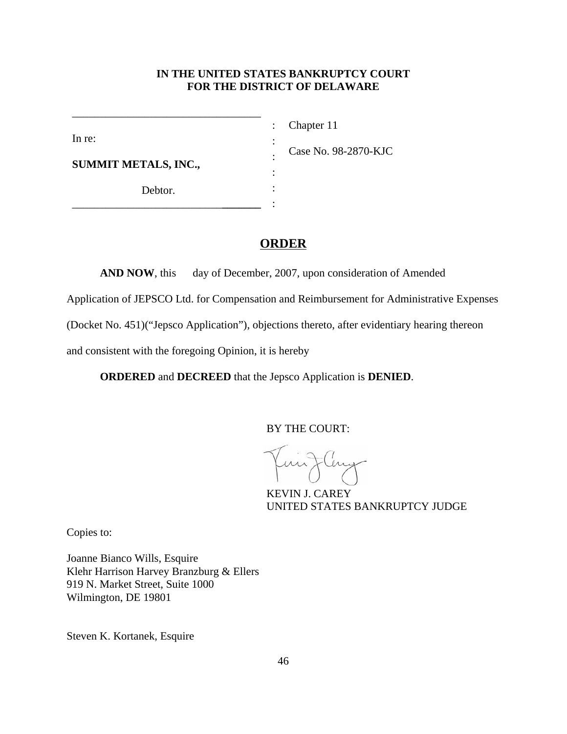**IN THE UNITED STATES BANKRUPTCY COURT**
**FOR THE DISTRICT OF DELAWARE**

| | | |
|---|---|---|
| In re: | : | Chapter 11 |
| | : | |
| **SUMMIT METALS, INC.,** | : | Case No. 98-2870-KJC |
| | : | |
| Debtor. | : | |

## ORDER

**AND NOW**, this day of December, 2007, upon consideration of Amended Application of JEPSCO Ltd. for Compensation and Reimbursement for Administrative Expenses (Docket No. 451)("Jepsco Application"), objections thereto, after evidentiary hearing thereon and consistent with the foregoing Opinion, it is hereby

**ORDERED** and **DECREED** that the Jepsco Application is **DENIED**.

BY THE COURT:

KEVIN J. CAREY
UNITED STATES BANKRUPTCY JUDGE

Copies to:

Joanne Bianco Wills, Esquire
Klehr Harrison Harvey Branzburg & Ellers
919 N. Market Street, Suite 1000
Wilmington, DE 19801

Steven K. Kortanek, Esquire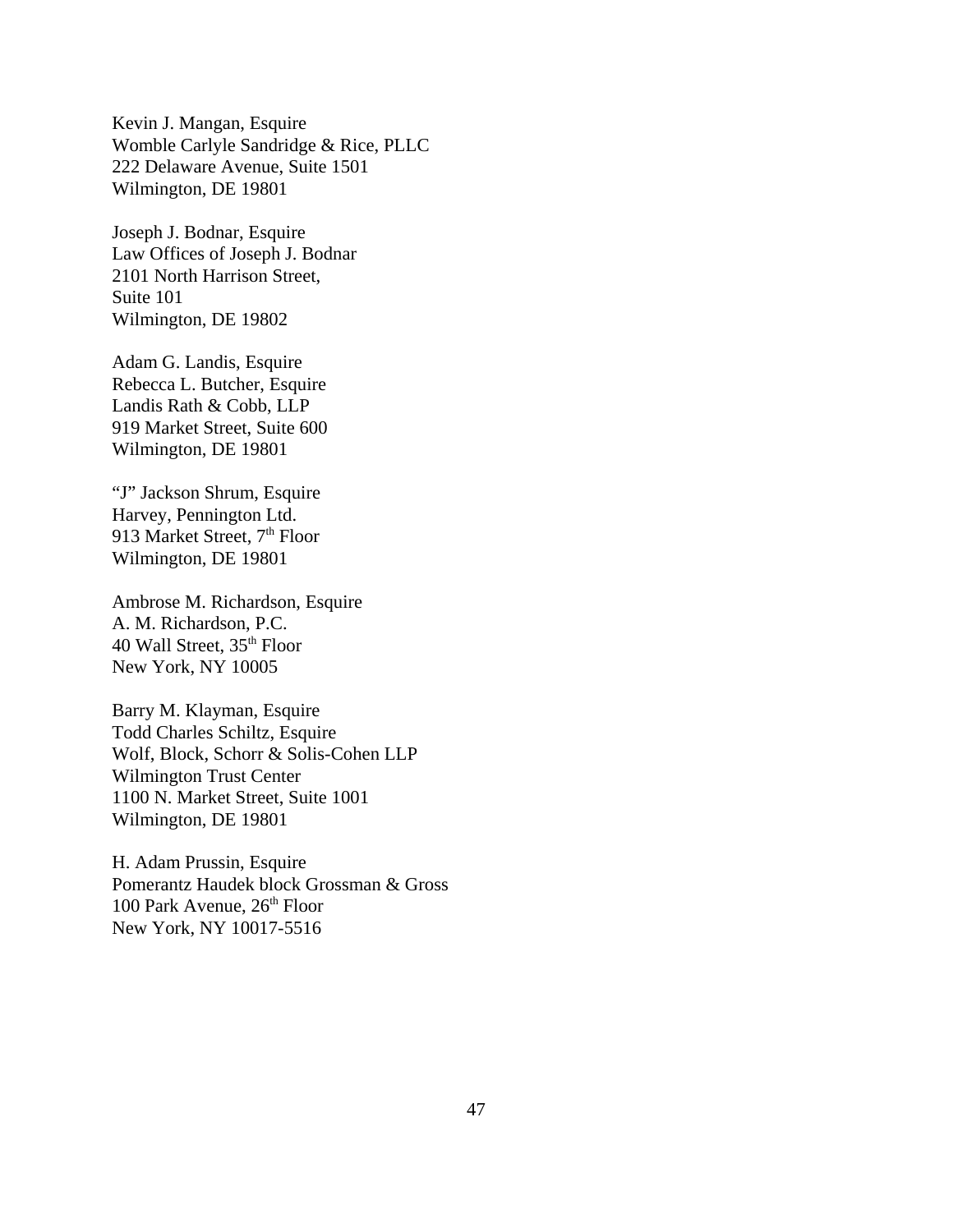Kevin J. Mangan, Esquire
Womble Carlyle Sandridge & Rice, PLLC
222 Delaware Avenue, Suite 1501
Wilmington, DE 19801

Joseph J. Bodnar, Esquire
Law Offices of Joseph J. Bodnar
2101 North Harrison Street,
Suite 101
Wilmington, DE 19802

Adam G. Landis, Esquire
Rebecca L. Butcher, Esquire
Landis Rath & Cobb, LLP
919 Market Street, Suite 600
Wilmington, DE 19801

"J" Jackson Shrum, Esquire
Harvey, Pennington Ltd.
913 Market Street, 7th Floor
Wilmington, DE 19801

Ambrose M. Richardson, Esquire
A. M. Richardson, P.C.
40 Wall Street, 35th Floor
New York, NY 10005

Barry M. Klayman, Esquire
Todd Charles Schiltz, Esquire
Wolf, Block, Schorr & Solis-Cohen LLP
Wilmington Trust Center
1100 N. Market Street, Suite 1001
Wilmington, DE 19801

H. Adam Prussin, Esquire
Pomerantz Haudek block Grossman & Gross
100 Park Avenue, 26th Floor
New York, NY 10017-5516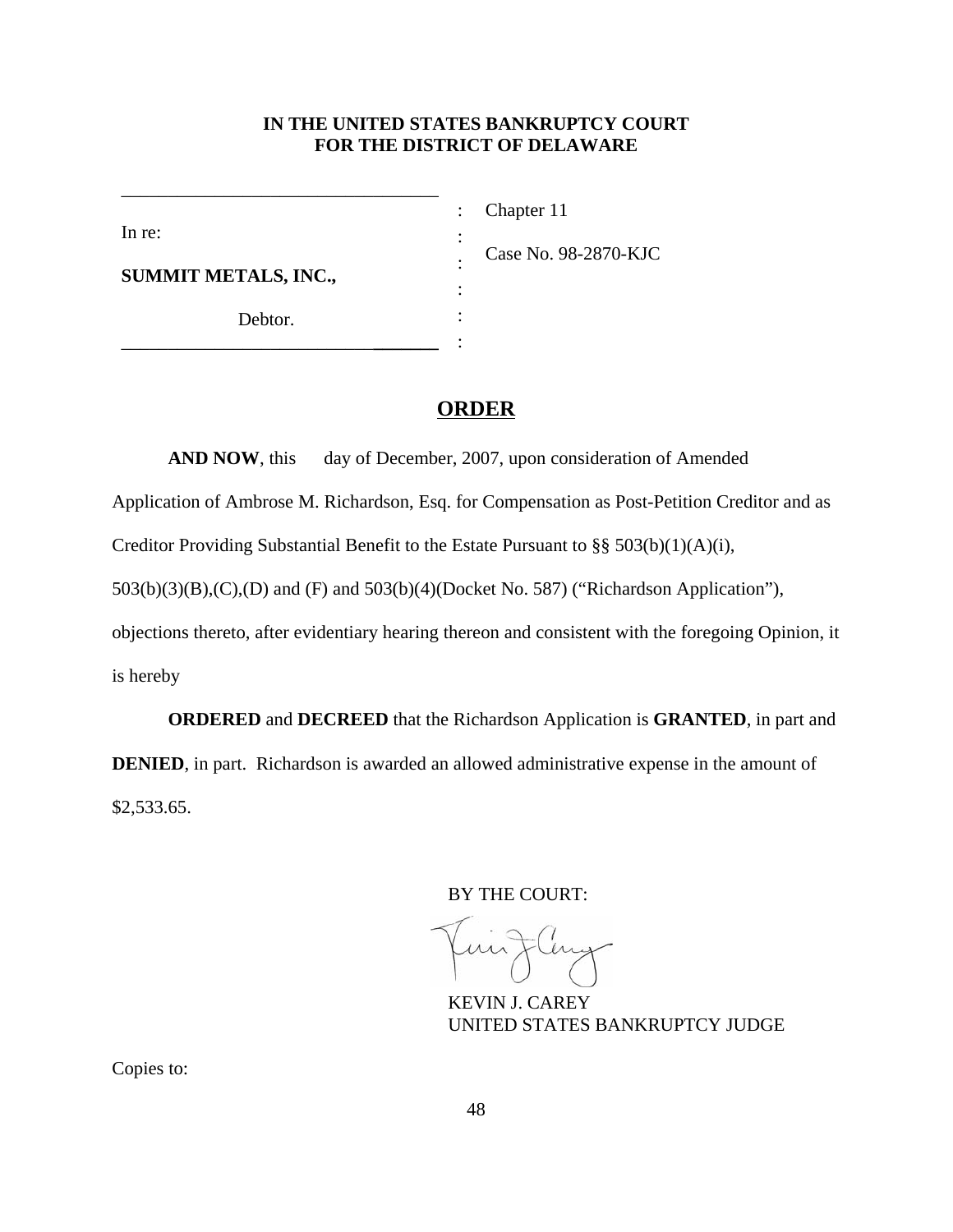**IN THE UNITED STATES BANKRUPTCY COURT**
**FOR THE DISTRICT OF DELAWARE**

| | | |
|---|---|---|
| In re: | : | Chapter 11 |
| | : | Case No. 98-2870-KJC |
| **SUMMIT METALS, INC.,** | : | |
| Debtor. | : | |

# ORDER

**AND NOW**, this day of December, 2007, upon consideration of Amended Application of Ambrose M. Richardson, Esq. for Compensation as Post-Petition Creditor and as Creditor Providing Substantial Benefit to the Estate Pursuant to §§ 503(b)(1)(A)(i), 503(b)(3)(B),(C),(D) and (F) and 503(b)(4)(Docket No. 587) ("Richardson Application"), objections thereto, after evidentiary hearing thereon and consistent with the foregoing Opinion, it is hereby

**ORDERED** and **DECREED** that the Richardson Application is **GRANTED**, in part and **DENIED**, in part. Richardson is awarded an allowed administrative expense in the amount of $2,533.65.

BY THE COURT:

KEVIN J. CAREY
UNITED STATES BANKRUPTCY JUDGE

Copies to: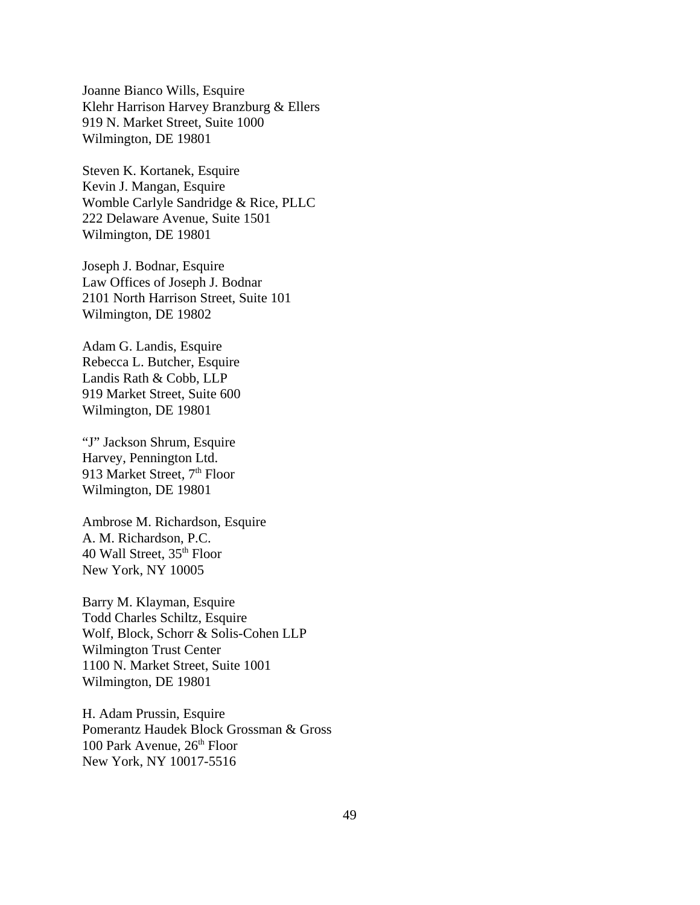Joanne Bianco Wills, Esquire
Klehr Harrison Harvey Branzburg & Ellers
919 N. Market Street, Suite 1000
Wilmington, DE 19801

Steven K. Kortanek, Esquire
Kevin J. Mangan, Esquire
Womble Carlyle Sandridge & Rice, PLLC
222 Delaware Avenue, Suite 1501
Wilmington, DE 19801

Joseph J. Bodnar, Esquire
Law Offices of Joseph J. Bodnar
2101 North Harrison Street, Suite 101
Wilmington, DE 19802

Adam G. Landis, Esquire
Rebecca L. Butcher, Esquire
Landis Rath & Cobb, LLP
919 Market Street, Suite 600
Wilmington, DE 19801

"J" Jackson Shrum, Esquire
Harvey, Pennington Ltd.
913 Market Street, 7th Floor
Wilmington, DE 19801

Ambrose M. Richardson, Esquire
A. M. Richardson, P.C.
40 Wall Street, 35th Floor
New York, NY 10005

Barry M. Klayman, Esquire
Todd Charles Schiltz, Esquire
Wolf, Block, Schorr & Solis-Cohen LLP
Wilmington Trust Center
1100 N. Market Street, Suite 1001
Wilmington, DE 19801

H. Adam Prussin, Esquire
Pomerantz Haudek Block Grossman & Gross
100 Park Avenue, 26th Floor
New York, NY 10017-5516